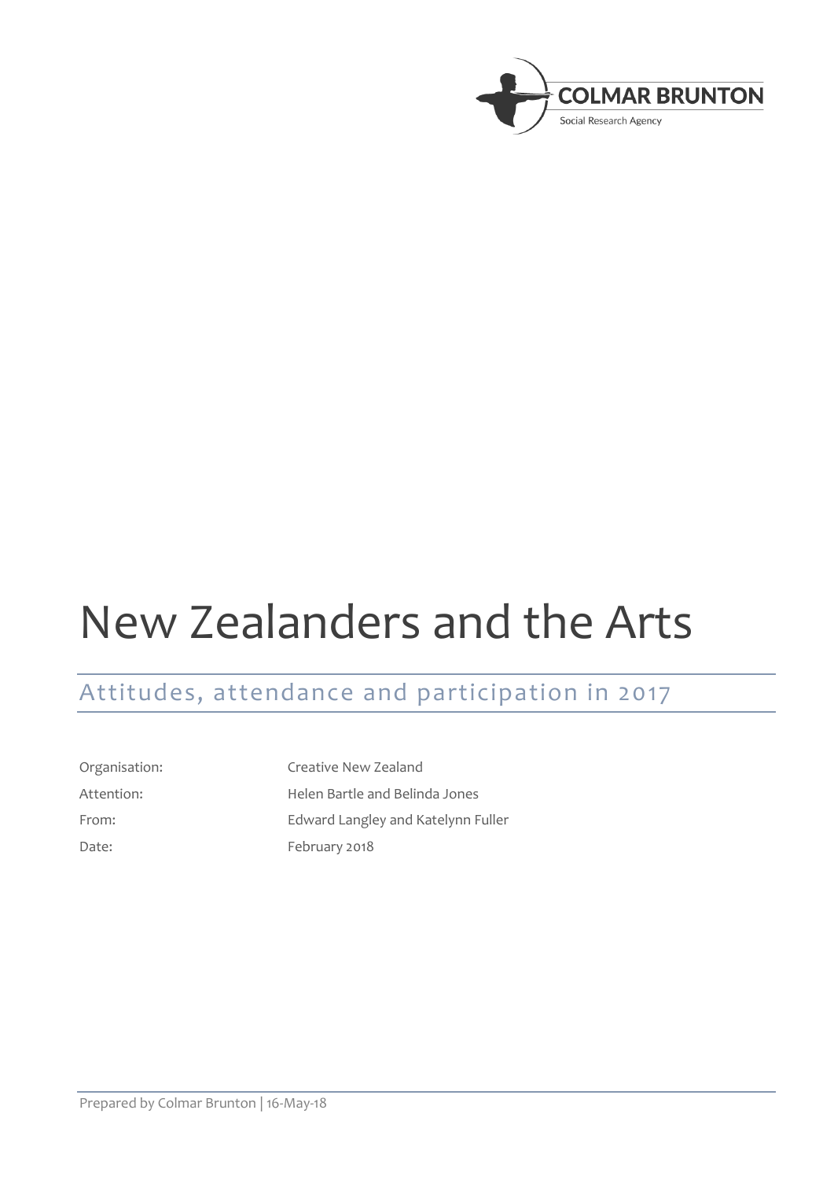COLMAR BRUNTON

Social Research Agency

# New Zealanders and the Arts

## Attitudes, attendance and participation in 2017

| | |
|---|---|
| Organisation: | Creative New Zealand |
| Attention: | Helen Bartle and Belinda Jones |
| From: | Edward Langley and Katelynn Fuller |
| Date: | February 2018 |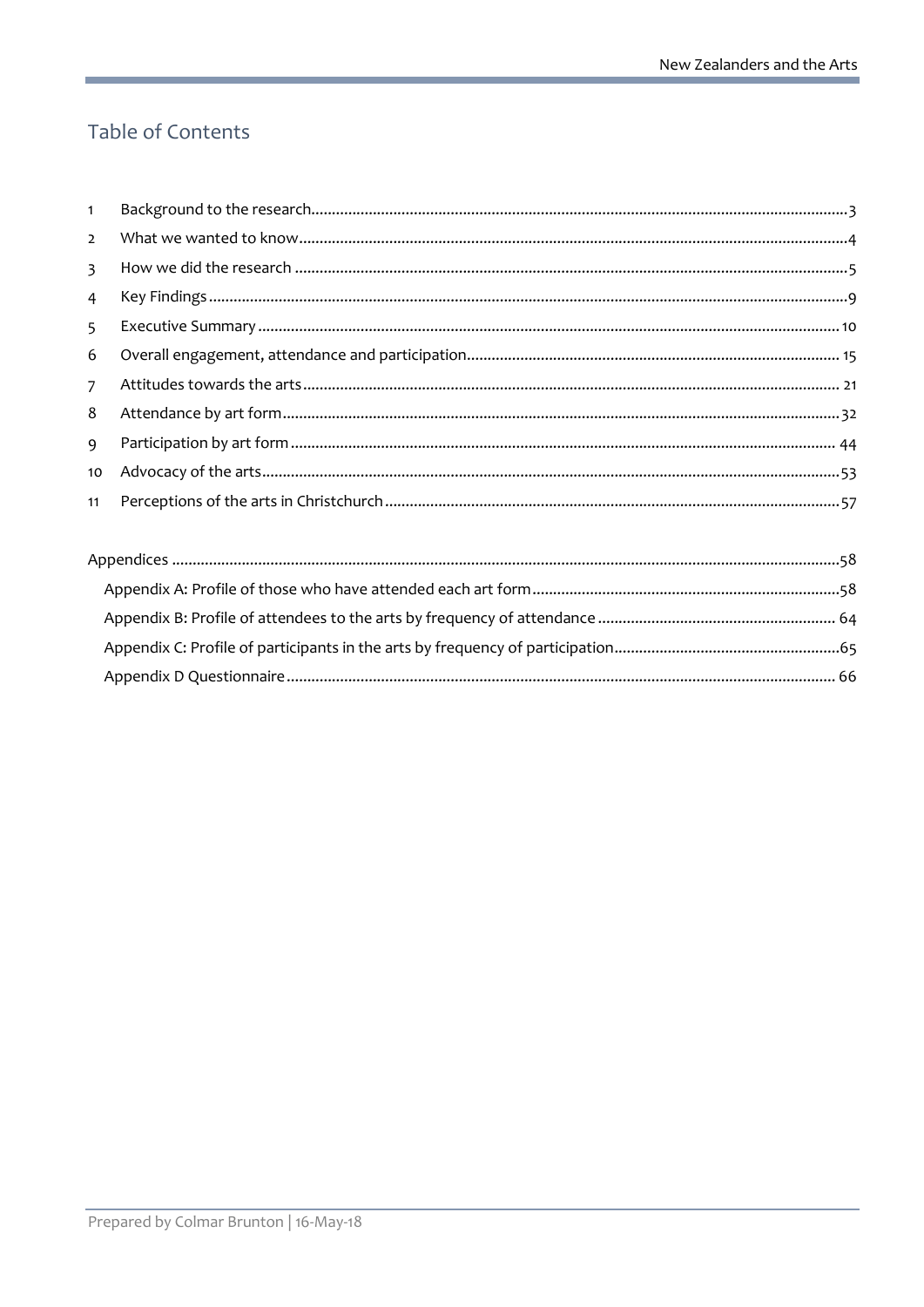# Table of Contents

1 Background to the research ........ 3
2 What we wanted to know ........ 4
3 How we did the research ........ 5
4 Key Findings ........ 9
5 Executive Summary ........ 10
6 Overall engagement, attendance and participation ........ 15
7 Attitudes towards the arts ........ 21
8 Attendance by art form ........ 32
9 Participation by art form ........ 44
10 Advocacy of the arts ........ 53
11 Perceptions of the arts in Christchurch ........ 57

Appendices ........ 58
- Appendix A: Profile of those who have attended each art form ........ 58
- Appendix B: Profile of attendees to the arts by frequency of attendance ........ 64
- Appendix C: Profile of participants in the arts by frequency of participation ........ 65
- Appendix D Questionnaire ........ 66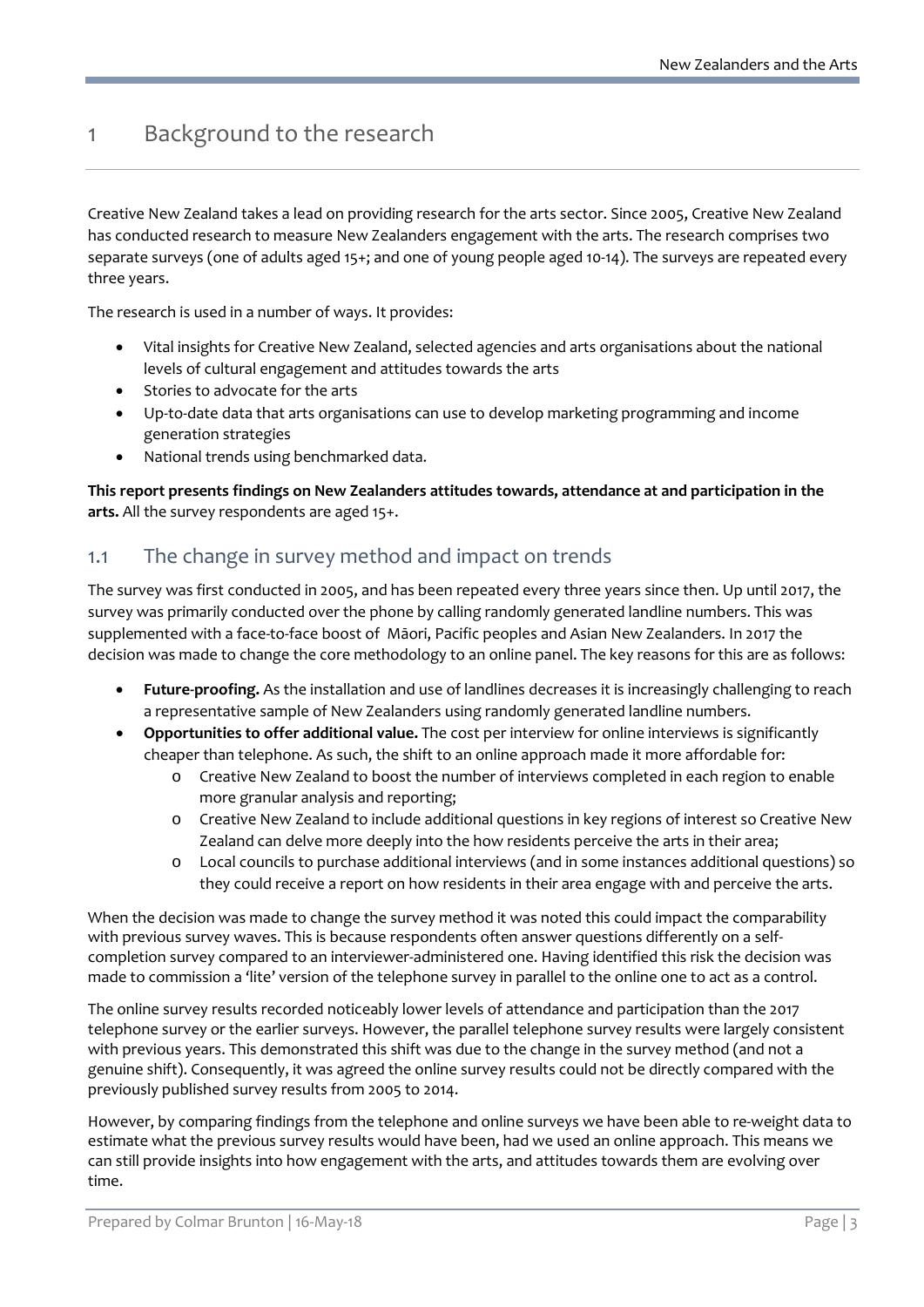# 1 Background to the research

Creative New Zealand takes a lead on providing research for the arts sector. Since 2005, Creative New Zealand has conducted research to measure New Zealanders engagement with the arts. The research comprises two separate surveys (one of adults aged 15+; and one of young people aged 10-14). The surveys are repeated every three years.

The research is used in a number of ways. It provides:

- Vital insights for Creative New Zealand, selected agencies and arts organisations about the national levels of cultural engagement and attitudes towards the arts
- Stories to advocate for the arts
- Up-to-date data that arts organisations can use to develop marketing programming and income generation strategies
- National trends using benchmarked data.

**This report presents findings on New Zealanders attitudes towards, attendance at and participation in the arts.** All the survey respondents are aged 15+.

## 1.1 The change in survey method and impact on trends

The survey was first conducted in 2005, and has been repeated every three years since then. Up until 2017, the survey was primarily conducted over the phone by calling randomly generated landline numbers. This was supplemented with a face-to-face boost of Māori, Pacific peoples and Asian New Zealanders. In 2017 the decision was made to change the core methodology to an online panel. The key reasons for this are as follows:

- **Future-proofing.** As the installation and use of landlines decreases it is increasingly challenging to reach a representative sample of New Zealanders using randomly generated landline numbers.
- **Opportunities to offer additional value.** The cost per interview for online interviews is significantly cheaper than telephone. As such, the shift to an online approach made it more affordable for:
    - Creative New Zealand to boost the number of interviews completed in each region to enable more granular analysis and reporting;
    - Creative New Zealand to include additional questions in key regions of interest so Creative New Zealand can delve more deeply into the how residents perceive the arts in their area;
    - Local councils to purchase additional interviews (and in some instances additional questions) so they could receive a report on how residents in their area engage with and perceive the arts.

When the decision was made to change the survey method it was noted this could impact the comparability with previous survey waves. This is because respondents often answer questions differently on a self-completion survey compared to an interviewer-administered one. Having identified this risk the decision was made to commission a 'lite' version of the telephone survey in parallel to the online one to act as a control.

The online survey results recorded noticeably lower levels of attendance and participation than the 2017 telephone survey or the earlier surveys. However, the parallel telephone survey results were largely consistent with previous years. This demonstrated this shift was due to the change in the survey method (and not a genuine shift). Consequently, it was agreed the online survey results could not be directly compared with the previously published survey results from 2005 to 2014.

However, by comparing findings from the telephone and online surveys we have been able to re-weight data to estimate what the previous survey results would have been, had we used an online approach. This means we can still provide insights into how engagement with the arts, and attitudes towards them are evolving over time.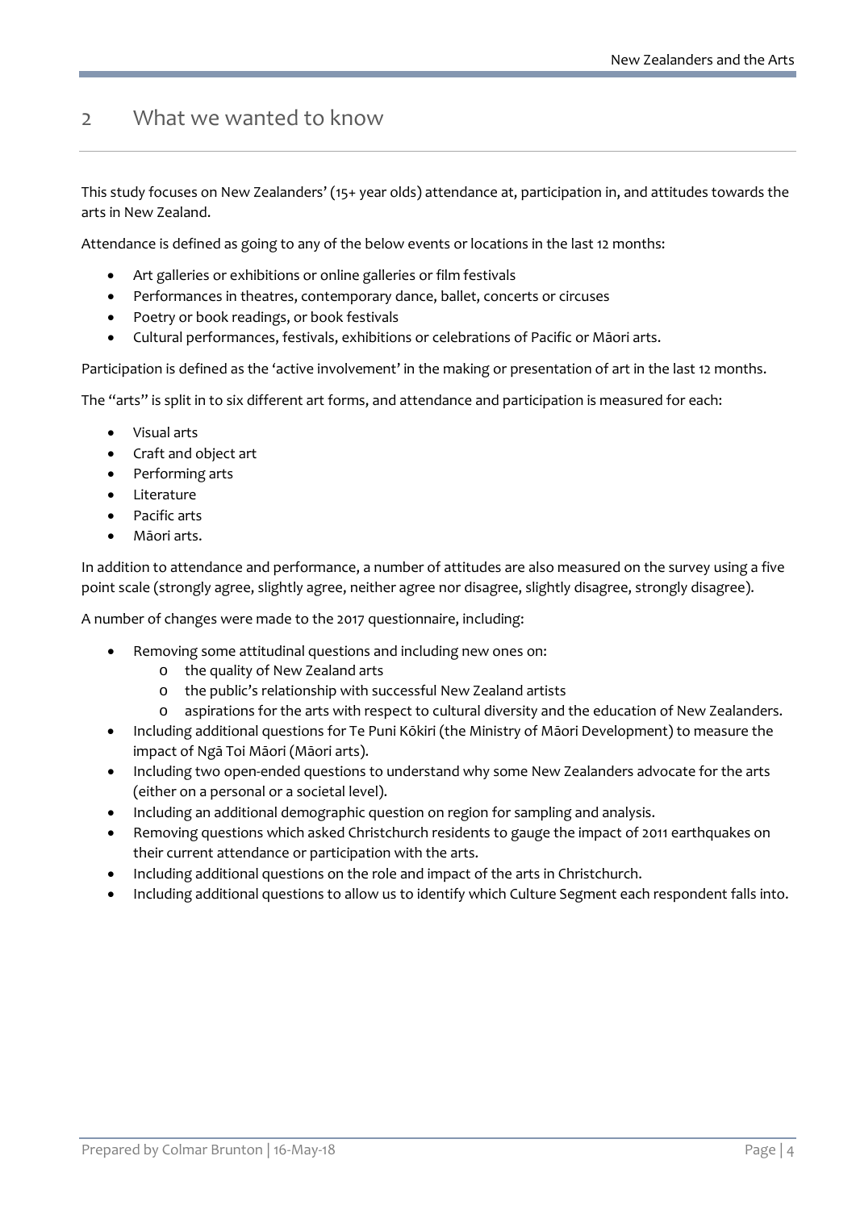# 2 What we wanted to know

This study focuses on New Zealanders' (15+ year olds) attendance at, participation in, and attitudes towards the arts in New Zealand.

Attendance is defined as going to any of the below events or locations in the last 12 months:

- Art galleries or exhibitions or online galleries or film festivals
- Performances in theatres, contemporary dance, ballet, concerts or circuses
- Poetry or book readings, or book festivals
- Cultural performances, festivals, exhibitions or celebrations of Pacific or Māori arts.

Participation is defined as the 'active involvement' in the making or presentation of art in the last 12 months.

The "arts" is split in to six different art forms, and attendance and participation is measured for each:

- Visual arts
- Craft and object art
- Performing arts
- Literature
- Pacific arts
- Māori arts.

In addition to attendance and performance, a number of attitudes are also measured on the survey using a five point scale (strongly agree, slightly agree, neither agree nor disagree, slightly disagree, strongly disagree).

A number of changes were made to the 2017 questionnaire, including:

- Removing some attitudinal questions and including new ones on:
  - the quality of New Zealand arts
  - the public's relationship with successful New Zealand artists
  - aspirations for the arts with respect to cultural diversity and the education of New Zealanders.
- Including additional questions for Te Puni Kōkiri (the Ministry of Māori Development) to measure the impact of Ngā Toi Māori (Māori arts).
- Including two open-ended questions to understand why some New Zealanders advocate for the arts (either on a personal or a societal level).
- Including an additional demographic question on region for sampling and analysis.
- Removing questions which asked Christchurch residents to gauge the impact of 2011 earthquakes on their current attendance or participation with the arts.
- Including additional questions on the role and impact of the arts in Christchurch.
- Including additional questions to allow us to identify which Culture Segment each respondent falls into.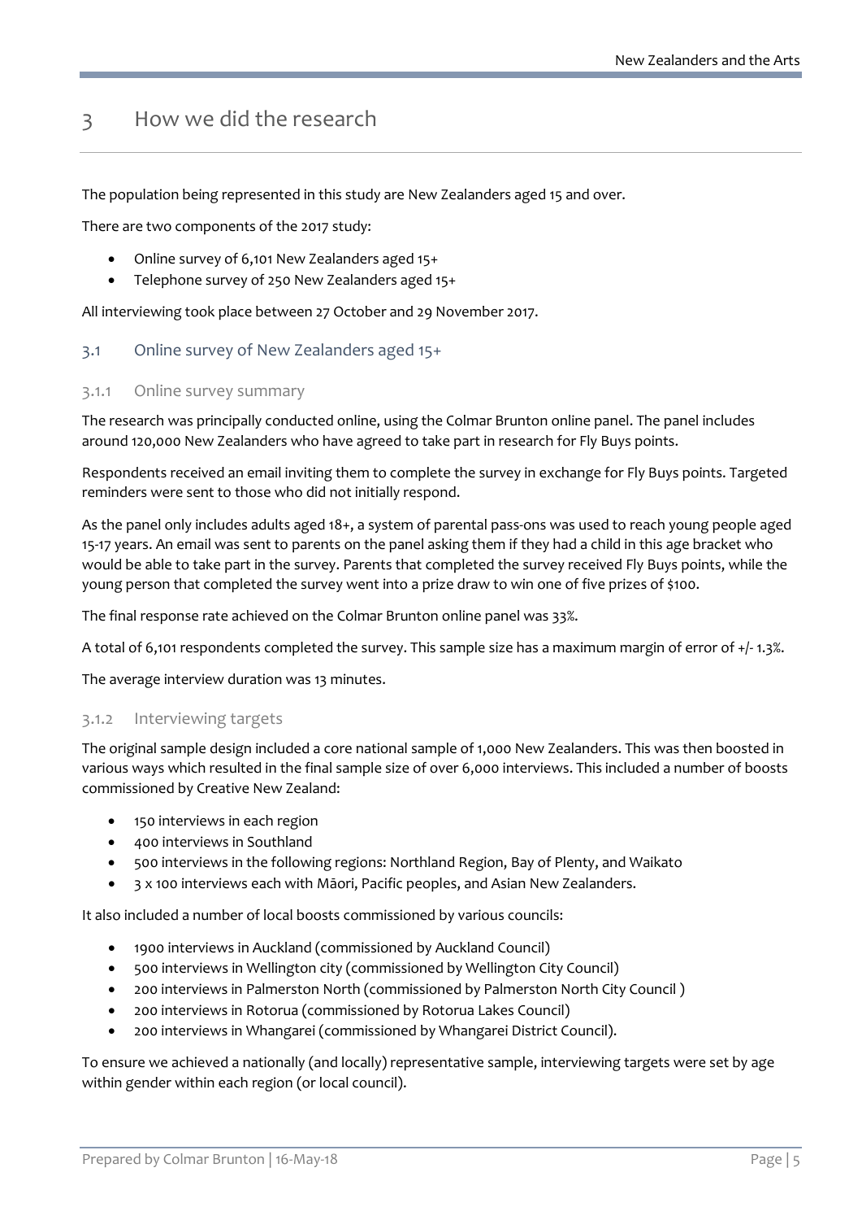# 3 How we did the research

The population being represented in this study are New Zealanders aged 15 and over.

There are two components of the 2017 study:

- Online survey of 6,101 New Zealanders aged 15+
- Telephone survey of 250 New Zealanders aged 15+

All interviewing took place between 27 October and 29 November 2017.

## 3.1 Online survey of New Zealanders aged 15+

### 3.1.1 Online survey summary

The research was principally conducted online, using the Colmar Brunton online panel. The panel includes around 120,000 New Zealanders who have agreed to take part in research for Fly Buys points.

Respondents received an email inviting them to complete the survey in exchange for Fly Buys points. Targeted reminders were sent to those who did not initially respond.

As the panel only includes adults aged 18+, a system of parental pass-ons was used to reach young people aged 15-17 years. An email was sent to parents on the panel asking them if they had a child in this age bracket who would be able to take part in the survey. Parents that completed the survey received Fly Buys points, while the young person that completed the survey went into a prize draw to win one of five prizes of $100.

The final response rate achieved on the Colmar Brunton online panel was 33%.

A total of 6,101 respondents completed the survey. This sample size has a maximum margin of error of +/- 1.3%.

The average interview duration was 13 minutes.

### 3.1.2 Interviewing targets

The original sample design included a core national sample of 1,000 New Zealanders. This was then boosted in various ways which resulted in the final sample size of over 6,000 interviews. This included a number of boosts commissioned by Creative New Zealand:

- 150 interviews in each region
- 400 interviews in Southland
- 500 interviews in the following regions: Northland Region, Bay of Plenty, and Waikato
- 3 x 100 interviews each with Māori, Pacific peoples, and Asian New Zealanders.

It also included a number of local boosts commissioned by various councils:

- 1900 interviews in Auckland (commissioned by Auckland Council)
- 500 interviews in Wellington city (commissioned by Wellington City Council)
- 200 interviews in Palmerston North (commissioned by Palmerston North City Council )
- 200 interviews in Rotorua (commissioned by Rotorua Lakes Council)
- 200 interviews in Whangarei (commissioned by Whangarei District Council).

To ensure we achieved a nationally (and locally) representative sample, interviewing targets were set by age within gender within each region (or local council).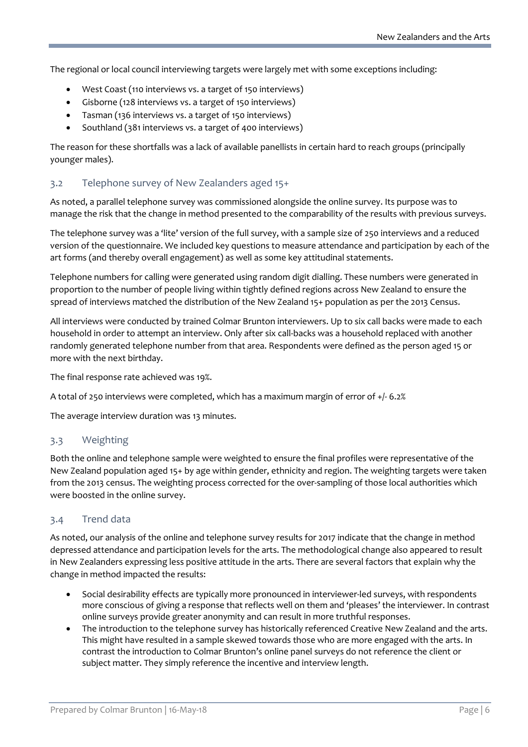The regional or local council interviewing targets were largely met with some exceptions including:

- West Coast (110 interviews vs. a target of 150 interviews)
- Gisborne (128 interviews vs. a target of 150 interviews)
- Tasman (136 interviews vs. a target of 150 interviews)
- Southland (381 interviews vs. a target of 400 interviews)

The reason for these shortfalls was a lack of available panellists in certain hard to reach groups (principally younger males).

## 3.2 Telephone survey of New Zealanders aged 15+

As noted, a parallel telephone survey was commissioned alongside the online survey. Its purpose was to manage the risk that the change in method presented to the comparability of the results with previous surveys.

The telephone survey was a 'lite' version of the full survey, with a sample size of 250 interviews and a reduced version of the questionnaire. We included key questions to measure attendance and participation by each of the art forms (and thereby overall engagement) as well as some key attitudinal statements.

Telephone numbers for calling were generated using random digit dialling. These numbers were generated in proportion to the number of people living within tightly defined regions across New Zealand to ensure the spread of interviews matched the distribution of the New Zealand 15+ population as per the 2013 Census.

All interviews were conducted by trained Colmar Brunton interviewers. Up to six call backs were made to each household in order to attempt an interview. Only after six call-backs was a household replaced with another randomly generated telephone number from that area. Respondents were defined as the person aged 15 or more with the next birthday.

The final response rate achieved was 19%.

A total of 250 interviews were completed, which has a maximum margin of error of +/- 6.2%

The average interview duration was 13 minutes.

## 3.3 Weighting

Both the online and telephone sample were weighted to ensure the final profiles were representative of the New Zealand population aged 15+ by age within gender, ethnicity and region. The weighting targets were taken from the 2013 census. The weighting process corrected for the over-sampling of those local authorities which were boosted in the online survey.

## 3.4 Trend data

As noted, our analysis of the online and telephone survey results for 2017 indicate that the change in method depressed attendance and participation levels for the arts. The methodological change also appeared to result in New Zealanders expressing less positive attitude in the arts. There are several factors that explain why the change in method impacted the results:

- Social desirability effects are typically more pronounced in interviewer-led surveys, with respondents more conscious of giving a response that reflects well on them and 'pleases' the interviewer. In contrast online surveys provide greater anonymity and can result in more truthful responses.
- The introduction to the telephone survey has historically referenced Creative New Zealand and the arts. This might have resulted in a sample skewed towards those who are more engaged with the arts. In contrast the introduction to Colmar Brunton's online panel surveys do not reference the client or subject matter. They simply reference the incentive and interview length.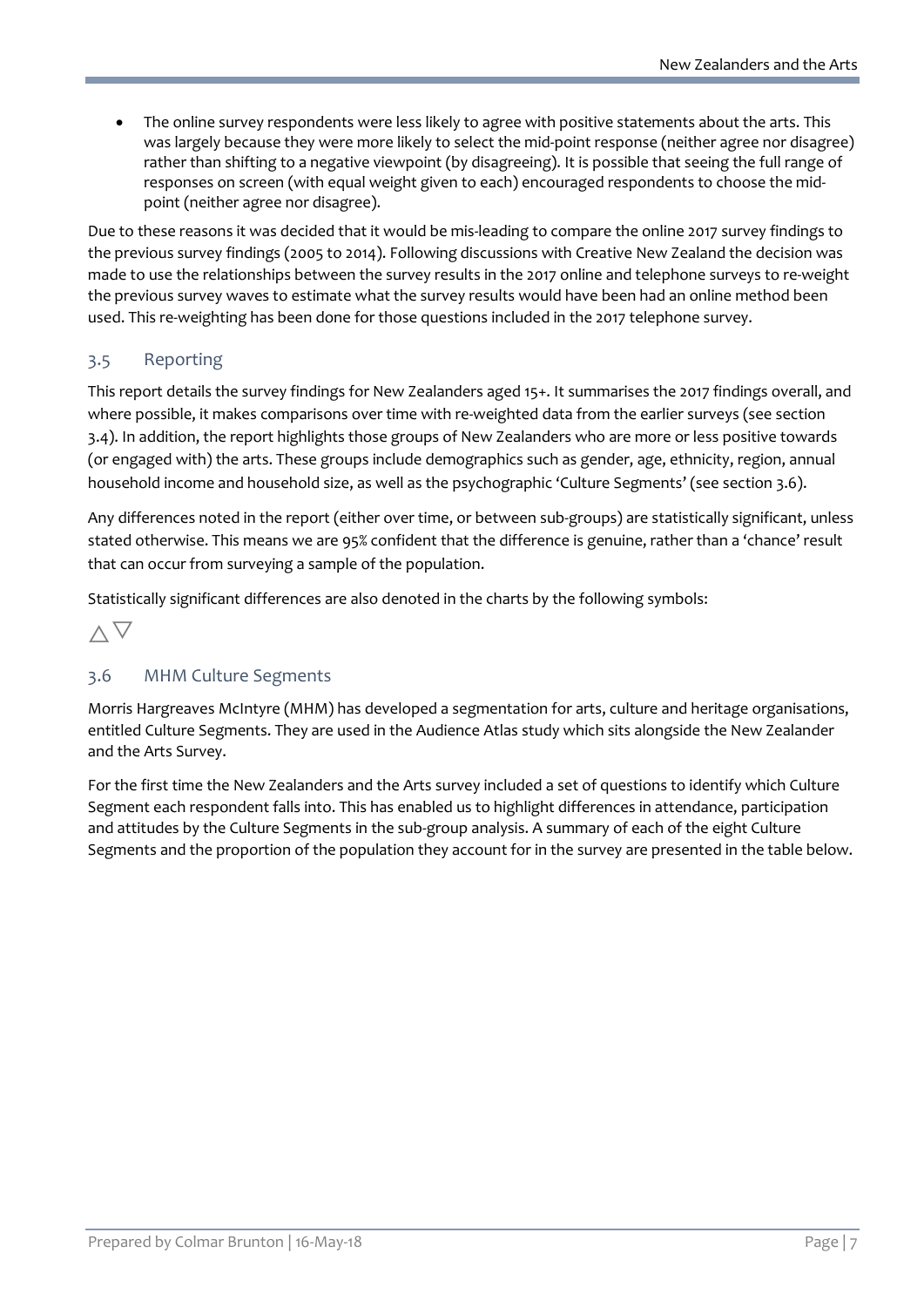- The online survey respondents were less likely to agree with positive statements about the arts. This was largely because they were more likely to select the mid-point response (neither agree nor disagree) rather than shifting to a negative viewpoint (by disagreeing). It is possible that seeing the full range of responses on screen (with equal weight given to each) encouraged respondents to choose the mid-point (neither agree nor disagree).

Due to these reasons it was decided that it would be mis-leading to compare the online 2017 survey findings to the previous survey findings (2005 to 2014). Following discussions with Creative New Zealand the decision was made to use the relationships between the survey results in the 2017 online and telephone surveys to re-weight the previous survey waves to estimate what the survey results would have been had an online method been used. This re-weighting has been done for those questions included in the 2017 telephone survey.

## 3.5 Reporting

This report details the survey findings for New Zealanders aged 15+. It summarises the 2017 findings overall, and where possible, it makes comparisons over time with re-weighted data from the earlier surveys (see section 3.4). In addition, the report highlights those groups of New Zealanders who are more or less positive towards (or engaged with) the arts. These groups include demographics such as gender, age, ethnicity, region, annual household income and household size, as well as the psychographic 'Culture Segments' (see section 3.6).

Any differences noted in the report (either over time, or between sub-groups) are statistically significant, unless stated otherwise. This means we are 95% confident that the difference is genuine, rather than a 'chance' result that can occur from surveying a sample of the population.

Statistically significant differences are also denoted in the charts by the following symbols:

△▽

## 3.6 MHM Culture Segments

Morris Hargreaves McIntyre (MHM) has developed a segmentation for arts, culture and heritage organisations, entitled Culture Segments. They are used in the Audience Atlas study which sits alongside the New Zealander and the Arts Survey.

For the first time the New Zealanders and the Arts survey included a set of questions to identify which Culture Segment each respondent falls into. This has enabled us to highlight differences in attendance, participation and attitudes by the Culture Segments in the sub-group analysis. A summary of each of the eight Culture Segments and the proportion of the population they account for in the survey are presented in the table below.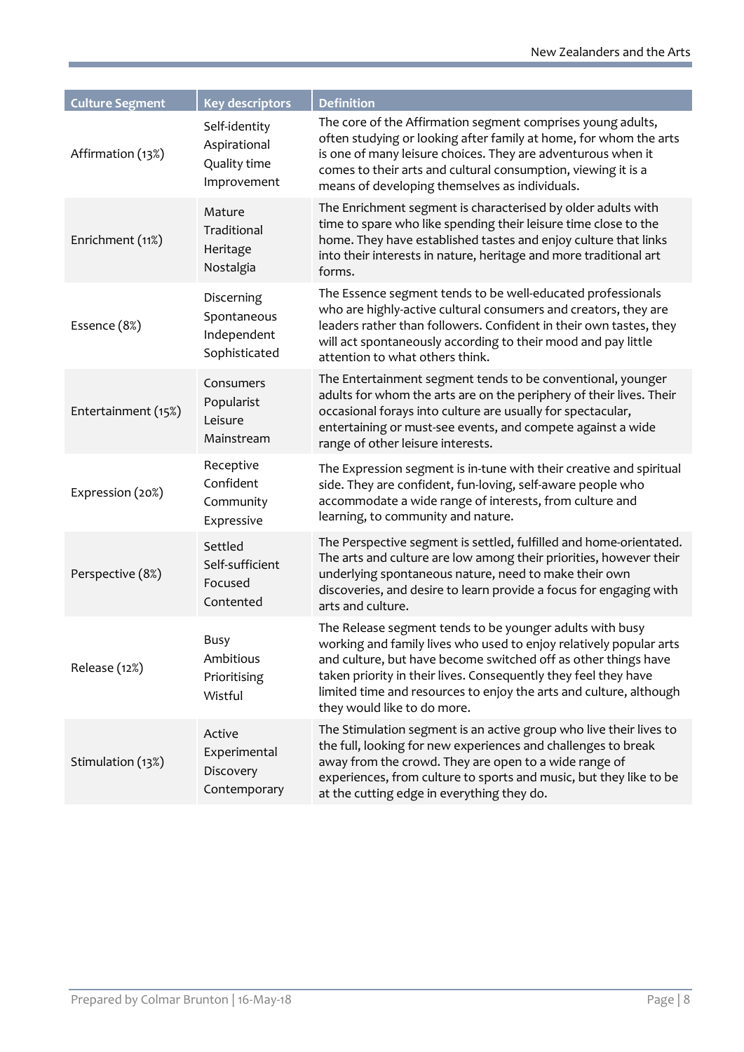| Culture Segment | Key descriptors | Definition |
|---|---|---|
| Affirmation (13%) | Self-identity<br>Aspirational<br>Quality time<br>Improvement | The core of the Affirmation segment comprises young adults, often studying or looking after family at home, for whom the arts is one of many leisure choices. They are adventurous when it comes to their arts and cultural consumption, viewing it is a means of developing themselves as individuals. |
| Enrichment (11%) | Mature<br>Traditional<br>Heritage<br>Nostalgia | The Enrichment segment is characterised by older adults with time to spare who like spending their leisure time close to the home. They have established tastes and enjoy culture that links into their interests in nature, heritage and more traditional art forms. |
| Essence (8%) | Discerning<br>Spontaneous<br>Independent<br>Sophisticated | The Essence segment tends to be well-educated professionals who are highly-active cultural consumers and creators, they are leaders rather than followers. Confident in their own tastes, they will act spontaneously according to their mood and pay little attention to what others think. |
| Entertainment (15%) | Consumers<br>Popularist<br>Leisure<br>Mainstream | The Entertainment segment tends to be conventional, younger adults for whom the arts are on the periphery of their lives. Their occasional forays into culture are usually for spectacular, entertaining or must-see events, and compete against a wide range of other leisure interests. |
| Expression (20%) | Receptive<br>Confident<br>Community<br>Expressive | The Expression segment is in-tune with their creative and spiritual side. They are confident, fun-loving, self-aware people who accommodate a wide range of interests, from culture and learning, to community and nature. |
| Perspective (8%) | Settled<br>Self-sufficient<br>Focused<br>Contented | The Perspective segment is settled, fulfilled and home-orientated. The arts and culture are low among their priorities, however their underlying spontaneous nature, need to make their own discoveries, and desire to learn provide a focus for engaging with arts and culture. |
| Release (12%) | Busy<br>Ambitious<br>Prioritising<br>Wistful | The Release segment tends to be younger adults with busy working and family lives who used to enjoy relatively popular arts and culture, but have become switched off as other things have taken priority in their lives. Consequently they feel they have limited time and resources to enjoy the arts and culture, although they would like to do more. |
| Stimulation (13%) | Active<br>Experimental<br>Discovery<br>Contemporary | The Stimulation segment is an active group who live their lives to the full, looking for new experiences and challenges to break away from the crowd. They are open to a wide range of experiences, from culture to sports and music, but they like to be at the cutting edge in everything they do. |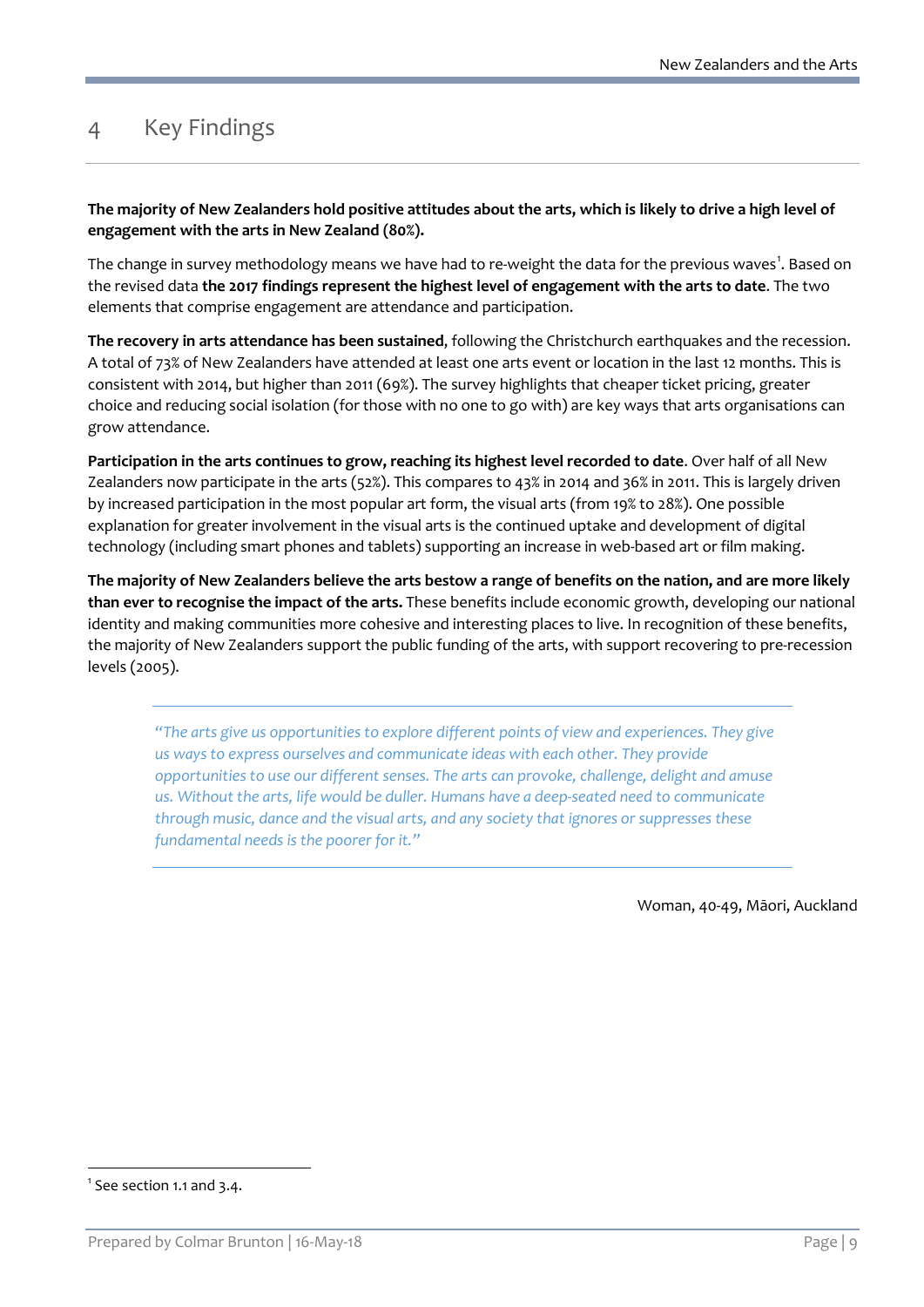# 4 Key Findings

**The majority of New Zealanders hold positive attitudes about the arts, which is likely to drive a high level of engagement with the arts in New Zealand (80%).**

The change in survey methodology means we have had to re-weight the data for the previous waves[1]. Based on the revised data **the 2017 findings represent the highest level of engagement with the arts to date**. The two elements that comprise engagement are attendance and participation.

**The recovery in arts attendance has been sustained**, following the Christchurch earthquakes and the recession. A total of 73% of New Zealanders have attended at least one arts event or location in the last 12 months. This is consistent with 2014, but higher than 2011 (69%). The survey highlights that cheaper ticket pricing, greater choice and reducing social isolation (for those with no one to go with) are key ways that arts organisations can grow attendance.

**Participation in the arts continues to grow, reaching its highest level recorded to date**. Over half of all New Zealanders now participate in the arts (52%). This compares to 43% in 2014 and 36% in 2011. This is largely driven by increased participation in the most popular art form, the visual arts (from 19% to 28%). One possible explanation for greater involvement in the visual arts is the continued uptake and development of digital technology (including smart phones and tablets) supporting an increase in web-based art or film making.

**The majority of New Zealanders believe the arts bestow a range of benefits on the nation, and are more likely than ever to recognise the impact of the arts.** These benefits include economic growth, developing our national identity and making communities more cohesive and interesting places to live. In recognition of these benefits, the majority of New Zealanders support the public funding of the arts, with support recovering to pre-recession levels (2005).

> *"The arts give us opportunities to explore different points of view and experiences. They give us ways to express ourselves and communicate ideas with each other. They provide opportunities to use our different senses. The arts can provoke, challenge, delight and amuse us. Without the arts, life would be duller. Humans have a deep-seated need to communicate through music, dance and the visual arts, and any society that ignores or suppresses these fundamental needs is the poorer for it."*

Woman, 40-49, Māori, Auckland

[1] See section 1.1 and 3.4.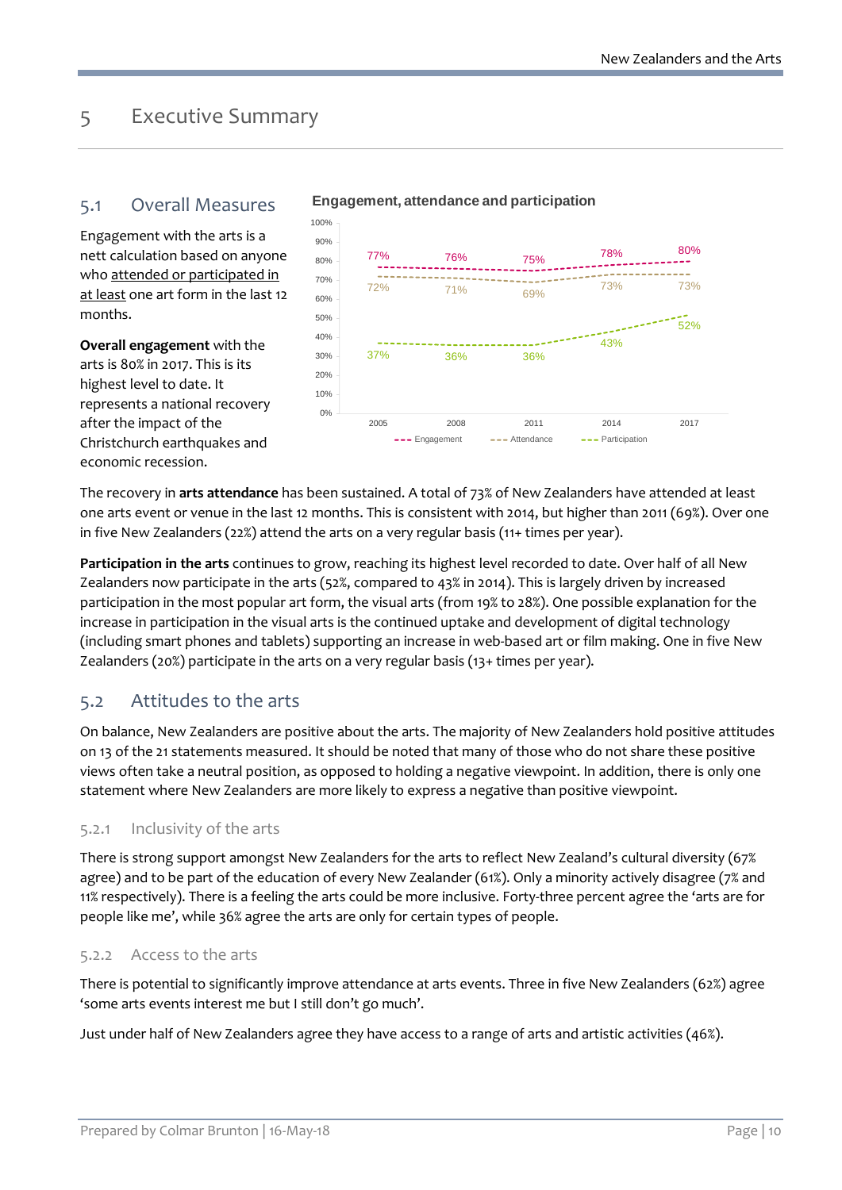## 5 Executive Summary

### 5.1 Overall Measures

Engagement with the arts is a nett calculation based on anyone who attended or participated in at least one art form in the last 12 months.

**Overall engagement** with the arts is 80% in 2017. This is its highest level to date. It represents a national recovery after the impact of the Christchurch earthquakes and economic recession.

**Engagement, attendance and participation**

| | 2005 | 2008 | 2011 | 2014 | 2017 |
|---|---|---|---|---|---|
| Engagement | 77% | 76% | 75% | 78% | 80% |
| Attendance | 72% | 71% | 69% | 73% | 73% |
| Participation | 37% | 36% | 36% | 43% | 52% |

The recovery in **arts attendance** has been sustained. A total of 73% of New Zealanders have attended at least one arts event or venue in the last 12 months. This is consistent with 2014, but higher than 2011 (69%). Over one in five New Zealanders (22%) attend the arts on a very regular basis (11+ times per year).

**Participation in the arts** continues to grow, reaching its highest level recorded to date. Over half of all New Zealanders now participate in the arts (52%, compared to 43% in 2014). This is largely driven by increased participation in the most popular art form, the visual arts (from 19% to 28%). One possible explanation for the increase in participation in the visual arts is the continued uptake and development of digital technology (including smart phones and tablets) supporting an increase in web-based art or film making. One in five New Zealanders (20%) participate in the arts on a very regular basis (13+ times per year).

### 5.2 Attitudes to the arts

On balance, New Zealanders are positive about the arts. The majority of New Zealanders hold positive attitudes on 13 of the 21 statements measured. It should be noted that many of those who do not share these positive views often take a neutral position, as opposed to holding a negative viewpoint. In addition, there is only one statement where New Zealanders are more likely to express a negative than positive viewpoint.

#### 5.2.1 Inclusivity of the arts

There is strong support amongst New Zealanders for the arts to reflect New Zealand's cultural diversity (67% agree) and to be part of the education of every New Zealander (61%). Only a minority actively disagree (7% and 11% respectively). There is a feeling the arts could be more inclusive. Forty-three percent agree the 'arts are for people like me', while 36% agree the arts are only for certain types of people.

#### 5.2.2 Access to the arts

There is potential to significantly improve attendance at arts events. Three in five New Zealanders (62%) agree 'some arts events interest me but I still don't go much'.

Just under half of New Zealanders agree they have access to a range of arts and artistic activities (46%).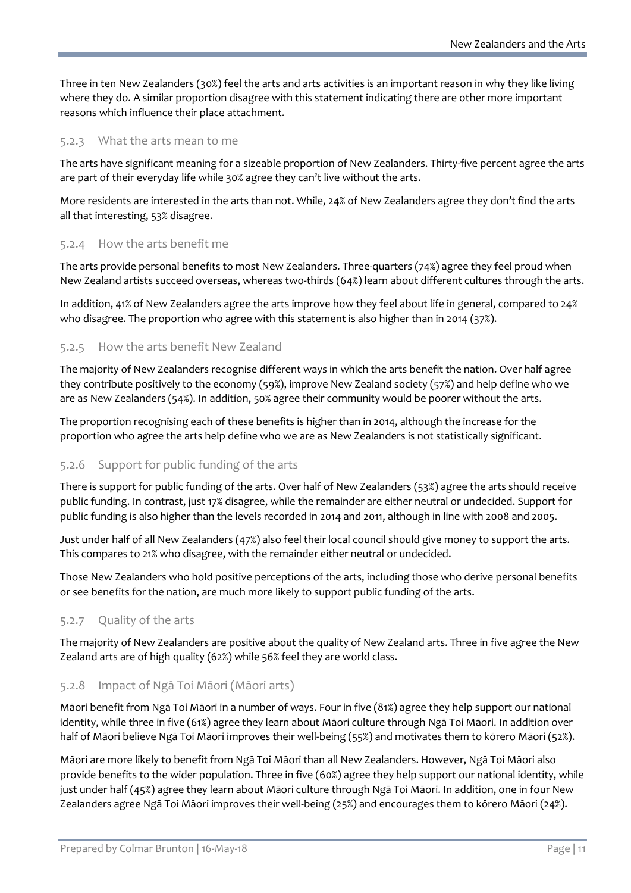Three in ten New Zealanders (30%) feel the arts and arts activities is an important reason in why they like living where they do. A similar proportion disagree with this statement indicating there are other more important reasons which influence their place attachment.

### 5.2.3 What the arts mean to me

The arts have significant meaning for a sizeable proportion of New Zealanders. Thirty-five percent agree the arts are part of their everyday life while 30% agree they can't live without the arts.

More residents are interested in the arts than not. While, 24% of New Zealanders agree they don't find the arts all that interesting, 53% disagree.

### 5.2.4 How the arts benefit me

The arts provide personal benefits to most New Zealanders. Three-quarters (74%) agree they feel proud when New Zealand artists succeed overseas, whereas two-thirds (64%) learn about different cultures through the arts.

In addition, 41% of New Zealanders agree the arts improve how they feel about life in general, compared to 24% who disagree. The proportion who agree with this statement is also higher than in 2014 (37%).

### 5.2.5 How the arts benefit New Zealand

The majority of New Zealanders recognise different ways in which the arts benefit the nation. Over half agree they contribute positively to the economy (59%), improve New Zealand society (57%) and help define who we are as New Zealanders (54%). In addition, 50% agree their community would be poorer without the arts.

The proportion recognising each of these benefits is higher than in 2014, although the increase for the proportion who agree the arts help define who we are as New Zealanders is not statistically significant.

### 5.2.6 Support for public funding of the arts

There is support for public funding of the arts. Over half of New Zealanders (53%) agree the arts should receive public funding. In contrast, just 17% disagree, while the remainder are either neutral or undecided. Support for public funding is also higher than the levels recorded in 2014 and 2011, although in line with 2008 and 2005.

Just under half of all New Zealanders (47%) also feel their local council should give money to support the arts. This compares to 21% who disagree, with the remainder either neutral or undecided.

Those New Zealanders who hold positive perceptions of the arts, including those who derive personal benefits or see benefits for the nation, are much more likely to support public funding of the arts.

### 5.2.7 Quality of the arts

The majority of New Zealanders are positive about the quality of New Zealand arts. Three in five agree the New Zealand arts are of high quality (62%) while 56% feel they are world class.

### 5.2.8 Impact of Ngā Toi Māori (Māori arts)

Māori benefit from Ngā Toi Māori in a number of ways. Four in five (81%) agree they help support our national identity, while three in five (61%) agree they learn about Māori culture through Ngā Toi Māori. In addition over half of Māori believe Ngā Toi Māori improves their well-being (55%) and motivates them to kōrero Māori (52%).

Māori are more likely to benefit from Ngā Toi Māori than all New Zealanders. However, Ngā Toi Māori also provide benefits to the wider population. Three in five (60%) agree they help support our national identity, while just under half (45%) agree they learn about Māori culture through Ngā Toi Māori. In addition, one in four New Zealanders agree Ngā Toi Māori improves their well-being (25%) and encourages them to kōrero Māori (24%).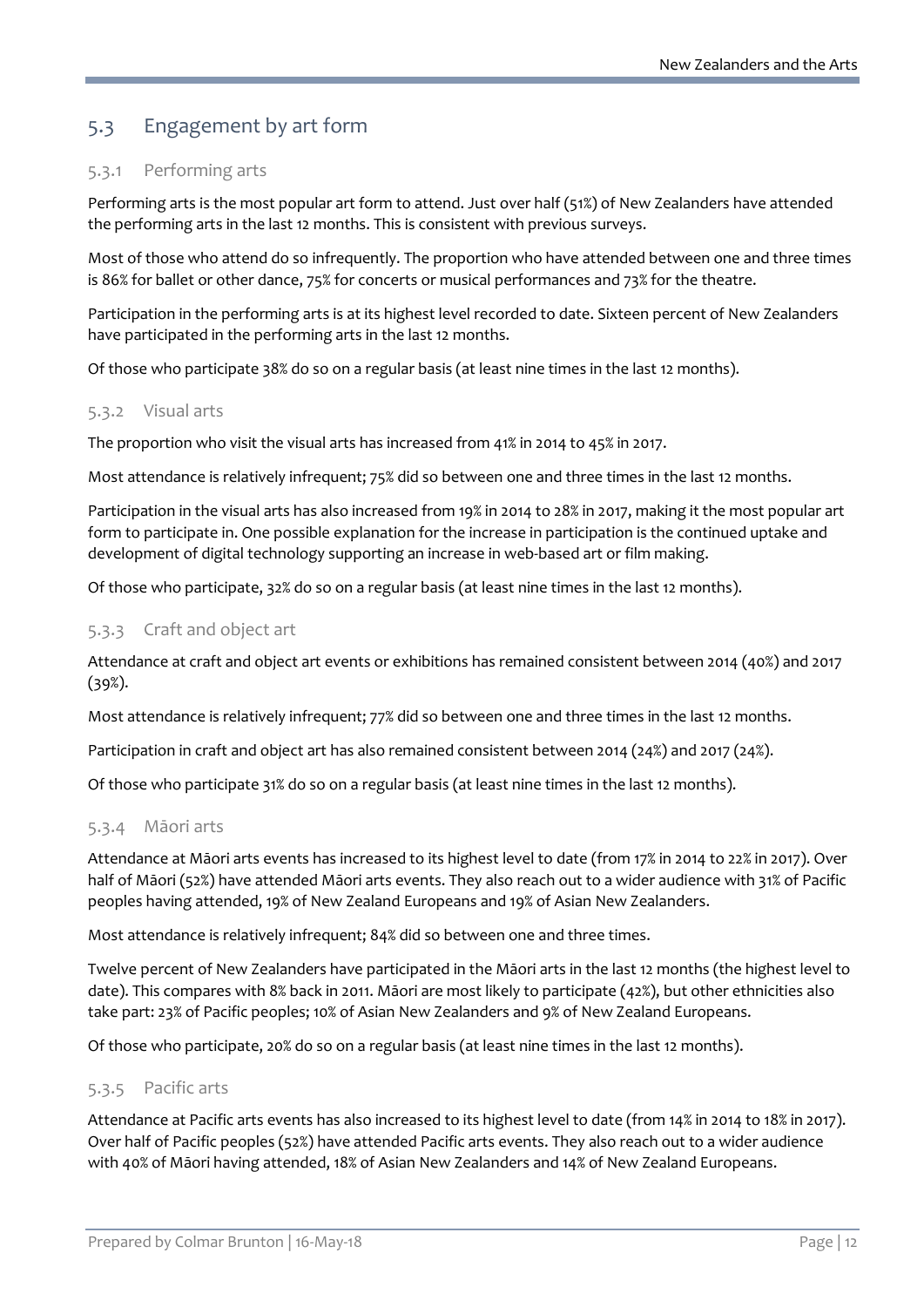## 5.3 Engagement by art form

### 5.3.1 Performing arts

Performing arts is the most popular art form to attend. Just over half (51%) of New Zealanders have attended the performing arts in the last 12 months. This is consistent with previous surveys.

Most of those who attend do so infrequently. The proportion who have attended between one and three times is 86% for ballet or other dance, 75% for concerts or musical performances and 73% for the theatre.

Participation in the performing arts is at its highest level recorded to date. Sixteen percent of New Zealanders have participated in the performing arts in the last 12 months.

Of those who participate 38% do so on a regular basis (at least nine times in the last 12 months).

### 5.3.2 Visual arts

The proportion who visit the visual arts has increased from 41% in 2014 to 45% in 2017.

Most attendance is relatively infrequent; 75% did so between one and three times in the last 12 months.

Participation in the visual arts has also increased from 19% in 2014 to 28% in 2017, making it the most popular art form to participate in. One possible explanation for the increase in participation is the continued uptake and development of digital technology supporting an increase in web-based art or film making.

Of those who participate, 32% do so on a regular basis (at least nine times in the last 12 months).

### 5.3.3 Craft and object art

Attendance at craft and object art events or exhibitions has remained consistent between 2014 (40%) and 2017 (39%).

Most attendance is relatively infrequent; 77% did so between one and three times in the last 12 months.

Participation in craft and object art has also remained consistent between 2014 (24%) and 2017 (24%).

Of those who participate 31% do so on a regular basis (at least nine times in the last 12 months).

### 5.3.4 Māori arts

Attendance at Māori arts events has increased to its highest level to date (from 17% in 2014 to 22% in 2017). Over half of Māori (52%) have attended Māori arts events. They also reach out to a wider audience with 31% of Pacific peoples having attended, 19% of New Zealand Europeans and 19% of Asian New Zealanders.

Most attendance is relatively infrequent; 84% did so between one and three times.

Twelve percent of New Zealanders have participated in the Māori arts in the last 12 months (the highest level to date). This compares with 8% back in 2011. Māori are most likely to participate (42%), but other ethnicities also take part: 23% of Pacific peoples; 10% of Asian New Zealanders and 9% of New Zealand Europeans.

Of those who participate, 20% do so on a regular basis (at least nine times in the last 12 months).

### 5.3.5 Pacific arts

Attendance at Pacific arts events has also increased to its highest level to date (from 14% in 2014 to 18% in 2017). Over half of Pacific peoples (52%) have attended Pacific arts events. They also reach out to a wider audience with 40% of Māori having attended, 18% of Asian New Zealanders and 14% of New Zealand Europeans.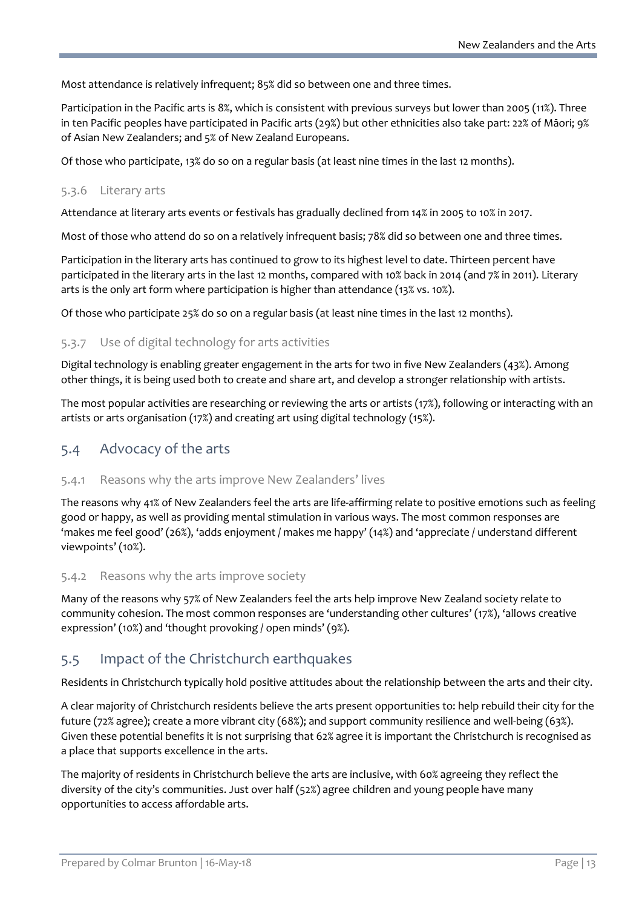Most attendance is relatively infrequent; 85% did so between one and three times.

Participation in the Pacific arts is 8%, which is consistent with previous surveys but lower than 2005 (11%). Three in ten Pacific peoples have participated in Pacific arts (29%) but other ethnicities also take part: 22% of Māori; 9% of Asian New Zealanders; and 5% of New Zealand Europeans.

Of those who participate, 13% do so on a regular basis (at least nine times in the last 12 months).

### 5.3.6 Literary arts

Attendance at literary arts events or festivals has gradually declined from 14% in 2005 to 10% in 2017.

Most of those who attend do so on a relatively infrequent basis; 78% did so between one and three times.

Participation in the literary arts has continued to grow to its highest level to date. Thirteen percent have participated in the literary arts in the last 12 months, compared with 10% back in 2014 (and 7% in 2011). Literary arts is the only art form where participation is higher than attendance (13% vs. 10%).

Of those who participate 25% do so on a regular basis (at least nine times in the last 12 months).

### 5.3.7 Use of digital technology for arts activities

Digital technology is enabling greater engagement in the arts for two in five New Zealanders (43%). Among other things, it is being used both to create and share art, and develop a stronger relationship with artists.

The most popular activities are researching or reviewing the arts or artists (17%), following or interacting with an artists or arts organisation (17%) and creating art using digital technology (15%).

## 5.4 Advocacy of the arts

### 5.4.1 Reasons why the arts improve New Zealanders' lives

The reasons why 41% of New Zealanders feel the arts are life-affirming relate to positive emotions such as feeling good or happy, as well as providing mental stimulation in various ways. The most common responses are 'makes me feel good' (26%), 'adds enjoyment / makes me happy' (14%) and 'appreciate / understand different viewpoints' (10%).

### 5.4.2 Reasons why the arts improve society

Many of the reasons why 57% of New Zealanders feel the arts help improve New Zealand society relate to community cohesion. The most common responses are 'understanding other cultures' (17%), 'allows creative expression' (10%) and 'thought provoking / open minds' (9%).

## 5.5 Impact of the Christchurch earthquakes

Residents in Christchurch typically hold positive attitudes about the relationship between the arts and their city.

A clear majority of Christchurch residents believe the arts present opportunities to: help rebuild their city for the future (72% agree); create a more vibrant city (68%); and support community resilience and well-being (63%). Given these potential benefits it is not surprising that 62% agree it is important the Christchurch is recognised as a place that supports excellence in the arts.

The majority of residents in Christchurch believe the arts are inclusive, with 60% agreeing they reflect the diversity of the city's communities. Just over half (52%) agree children and young people have many opportunities to access affordable arts.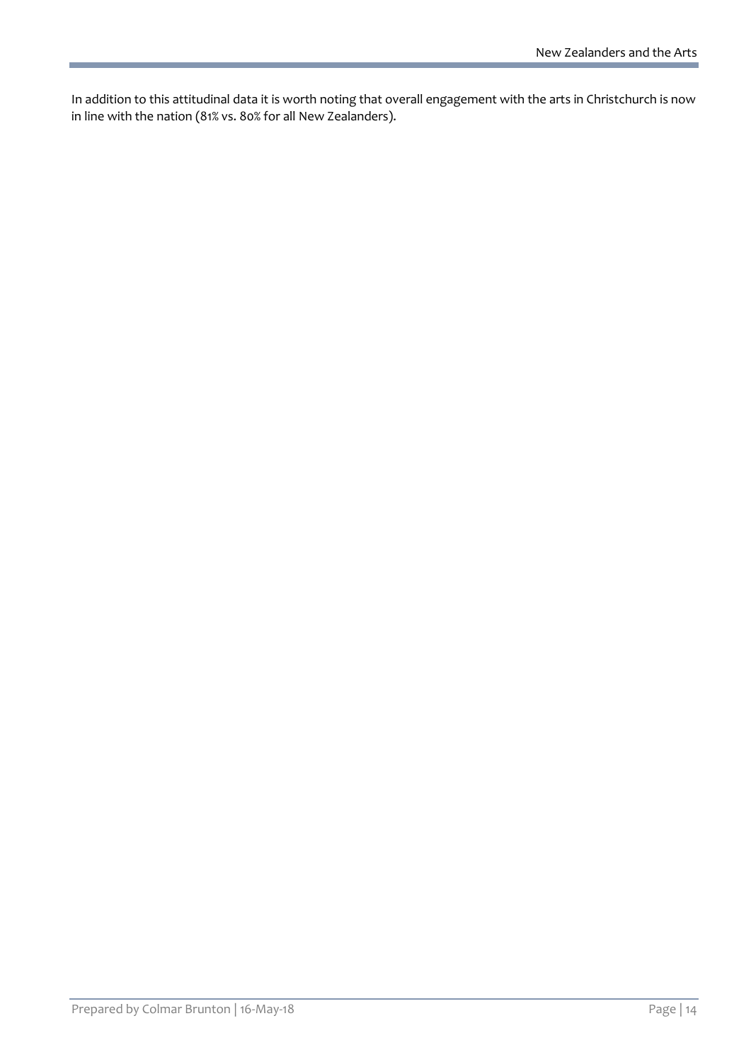In addition to this attitudinal data it is worth noting that overall engagement with the arts in Christchurch is now in line with the nation (81% vs. 80% for all New Zealanders).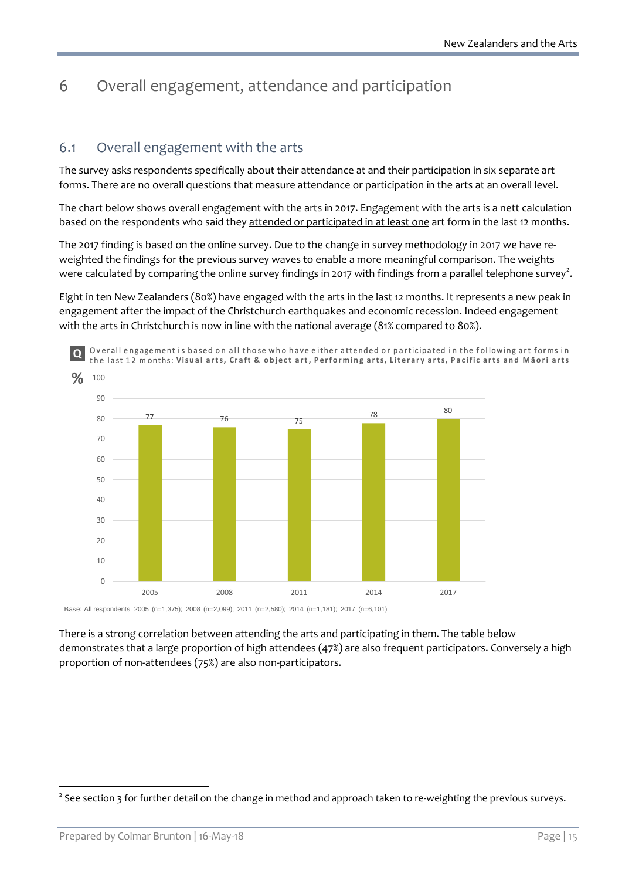# 6 Overall engagement, attendance and participation

## 6.1 Overall engagement with the arts

The survey asks respondents specifically about their attendance at and their participation in six separate art forms. There are no overall questions that measure attendance or participation in the arts at an overall level.

The chart below shows overall engagement with the arts in 2017. Engagement with the arts is a nett calculation based on the respondents who said they attended or participated in at least one art form in the last 12 months.

The 2017 finding is based on the online survey. Due to the change in survey methodology in 2017 we have re-weighted the findings for the previous survey waves to enable a more meaningful comparison. The weights were calculated by comparing the online survey findings in 2017 with findings from a parallel telephone survey[2].

Eight in ten New Zealanders (80%) have engaged with the arts in the last 12 months. It represents a new peak in engagement after the impact of the Christchurch earthquakes and economic recession. Indeed engagement with the arts in Christchurch is now in line with the national average (81% compared to 80%).

Q Overall engagement is based on all those who have either attended or participated in the following art forms in the last 12 months: **Visual arts, Craft & object art, Performing arts, Literary arts, Pacific arts and Māori arts**

| Year | % |
|---|---|
| 2005 | 77 |
| 2008 | 76 |
| 2011 | 75 |
| 2014 | 78 |
| 2017 | 80 |

Base: All respondents 2005 (n=1,375); 2008 (n=2,099); 2011 (n=2,580); 2014 (n=1,181); 2017 (n=6,101)

There is a strong correlation between attending the arts and participating in them. The table below demonstrates that a large proportion of high attendees (47%) are also frequent participators. Conversely a high proportion of non-attendees (75%) are also non-participators.

[2] See section 3 for further detail on the change in method and approach taken to re-weighting the previous surveys.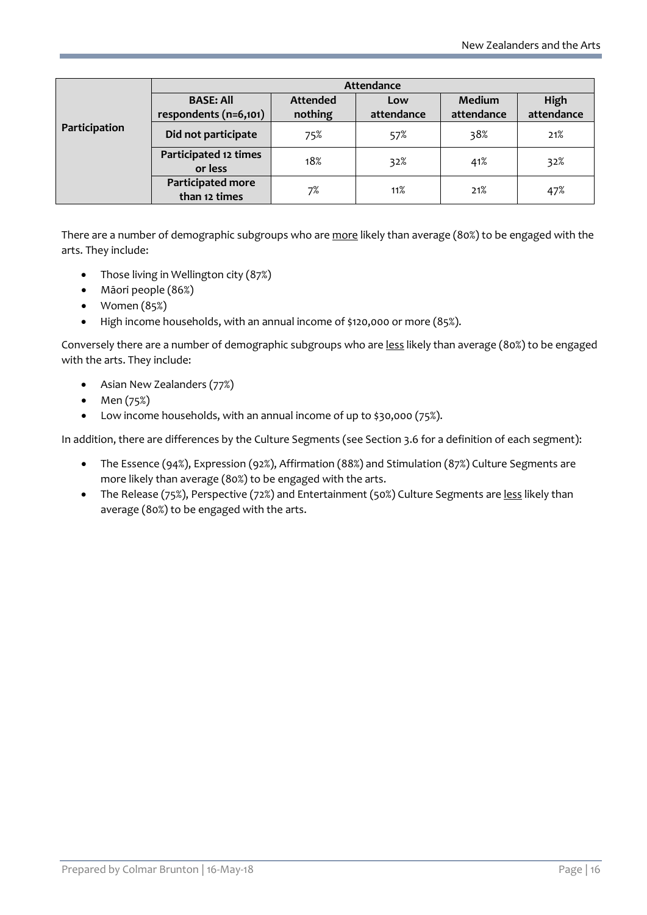| Participation | Attendance | | | | |
|---|---|---|---|---|---|
| | **BASE: All respondents (n=6,101)** | **Attended nothing** | **Low attendance** | **Medium attendance** | **High attendance** |
| | **Did not participate** | 75% | 57% | 38% | 21% |
| | **Participated 12 times or less** | 18% | 32% | 41% | 32% |
| | **Participated more than 12 times** | 7% | 11% | 21% | 47% |

There are a number of demographic subgroups who are <u>more</u> likely than average (80%) to be engaged with the arts. They include:

- Those living in Wellington city (87%)
- Māori people (86%)
- Women (85%)
- High income households, with an annual income of $120,000 or more (85%).

Conversely there are a number of demographic subgroups who are <u>less</u> likely than average (80%) to be engaged with the arts. They include:

- Asian New Zealanders (77%)
- Men (75%)
- Low income households, with an annual income of up to $30,000 (75%).

In addition, there are differences by the Culture Segments (see Section 3.6 for a definition of each segment):

- The Essence (94%), Expression (92%), Affirmation (88%) and Stimulation (87%) Culture Segments are more likely than average (80%) to be engaged with the arts.
- The Release (75%), Perspective (72%) and Entertainment (50%) Culture Segments are <u>less</u> likely than average (80%) to be engaged with the arts.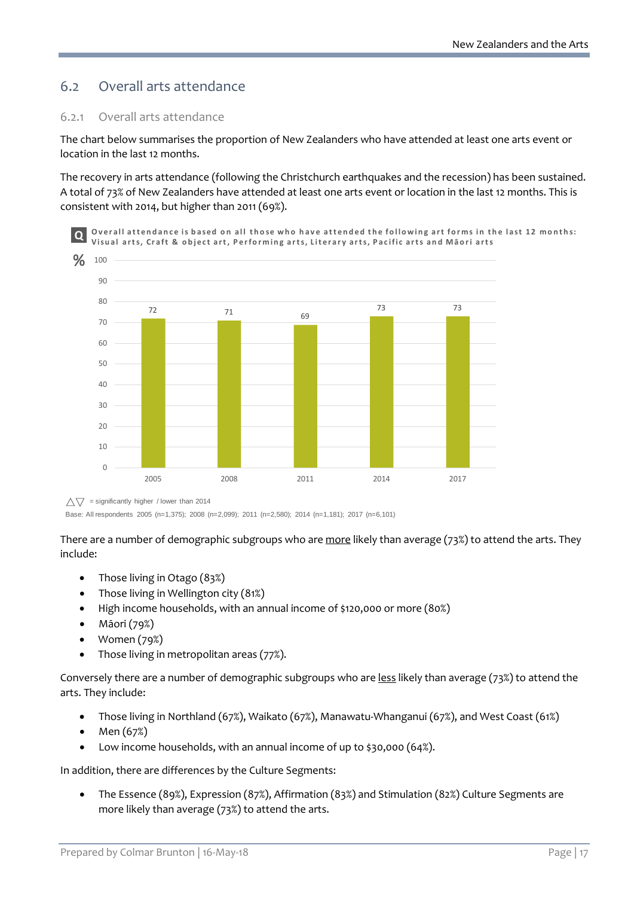## 6.2 Overall arts attendance

### 6.2.1 Overall arts attendance

The chart below summarises the proportion of New Zealanders who have attended at least one arts event or location in the last 12 months.

The recovery in arts attendance (following the Christchurch earthquakes and the recession) has been sustained. A total of 73% of New Zealanders have attended at least one arts event or location in the last 12 months. This is consistent with 2014, but higher than 2011 (69%).

**Q** Overall attendance is based on all those who have attended the following art forms in the last 12 months: Visual arts, Craft & object art, Performing arts, Literary arts, Pacific arts and Māori arts

| Year | % |
|---|---|
| 2005 | 72 |
| 2008 | 71 |
| 2011 | 69 |
| 2014 | 73 |
| 2017 | 73 |

△▽ = significantly higher / lower than 2014

Base: All respondents 2005 (n=1,375); 2008 (n=2,099); 2011 (n=2,580); 2014 (n=1,181); 2017 (n=6,101)

There are a number of demographic subgroups who are more likely than average (73%) to attend the arts. They include:

- Those living in Otago (83%)
- Those living in Wellington city (81%)
- High income households, with an annual income of $120,000 or more (80%)
- Māori (79%)
- Women (79%)
- Those living in metropolitan areas (77%).

Conversely there are a number of demographic subgroups who are less likely than average (73%) to attend the arts. They include:

- Those living in Northland (67%), Waikato (67%), Manawatu-Whanganui (67%), and West Coast (61%)
- Men (67%)
- Low income households, with an annual income of up to $30,000 (64%).

In addition, there are differences by the Culture Segments:

- The Essence (89%), Expression (87%), Affirmation (83%) and Stimulation (82%) Culture Segments are more likely than average (73%) to attend the arts.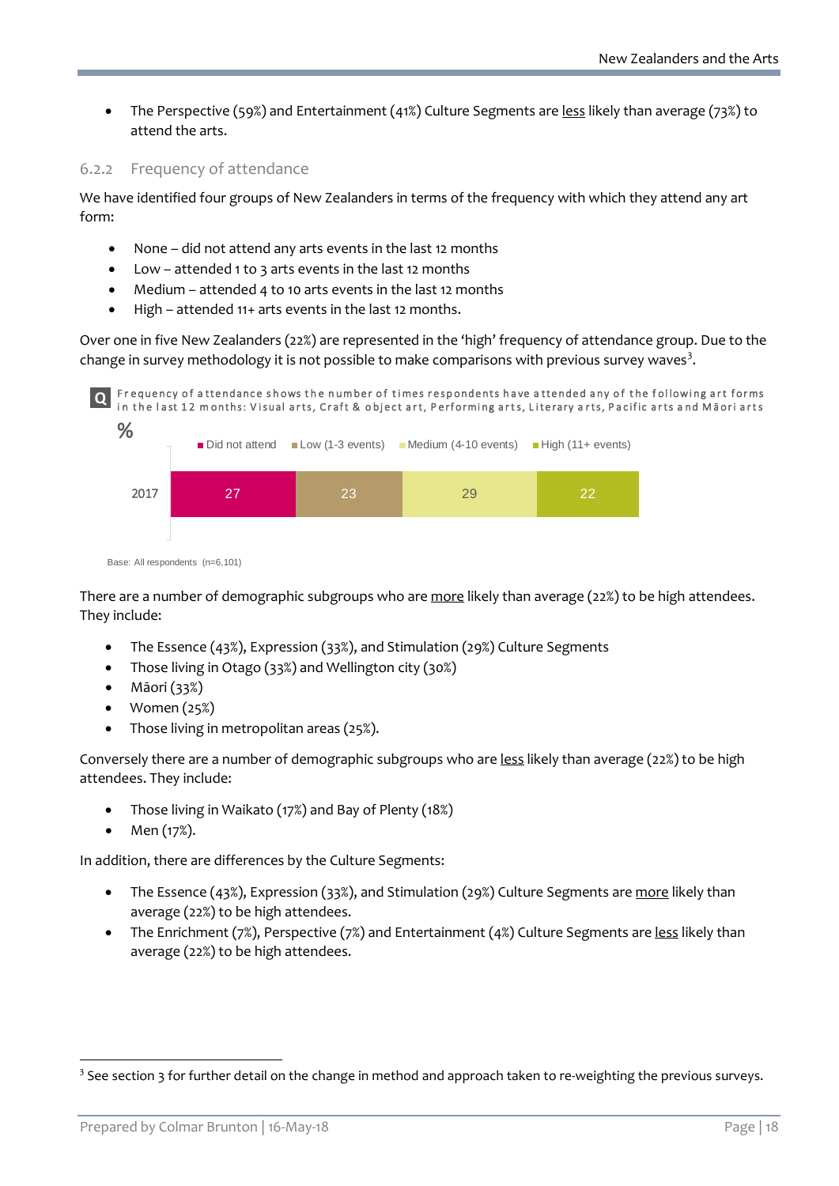- The Perspective (59%) and Entertainment (41%) Culture Segments are <u>less</u> likely than average (73%) to attend the arts.

### 6.2.2 Frequency of attendance

We have identified four groups of New Zealanders in terms of the frequency with which they attend any art form:

- None – did not attend any arts events in the last 12 months
- Low – attended 1 to 3 arts events in the last 12 months
- Medium – attended 4 to 10 arts events in the last 12 months
- High – attended 11+ arts events in the last 12 months.

Over one in five New Zealanders (22%) are represented in the 'high' frequency of attendance group. Due to the change in survey methodology it is not possible to make comparisons with previous survey waves[3].

**Q** Frequency of attendance shows the number of times respondents have attended any of the following art forms in the last 12 months: Visual arts, Craft & object art, Performing arts, Literary arts, Pacific arts and Māori arts

%

| | Did not attend | Low (1-3 events) | Medium (4-10 events) | High (11+ events) |
|---|---|---|---|---|
| 2017 | 27 | 23 | 29 | 22 |

Base: All respondents (n=6,101)

There are a number of demographic subgroups who are <u>more</u> likely than average (22%) to be high attendees. They include:

- The Essence (43%), Expression (33%), and Stimulation (29%) Culture Segments
- Those living in Otago (33%) and Wellington city (30%)
- Māori (33%)
- Women (25%)
- Those living in metropolitan areas (25%).

Conversely there are a number of demographic subgroups who are <u>less</u> likely than average (22%) to be high attendees. They include:

- Those living in Waikato (17%) and Bay of Plenty (18%)
- Men (17%).

In addition, there are differences by the Culture Segments:

- The Essence (43%), Expression (33%), and Stimulation (29%) Culture Segments are <u>more</u> likely than average (22%) to be high attendees.
- The Enrichment (7%), Perspective (7%) and Entertainment (4%) Culture Segments are <u>less</u> likely than average (22%) to be high attendees.

[3] See section 3 for further detail on the change in method and approach taken to re-weighting the previous surveys.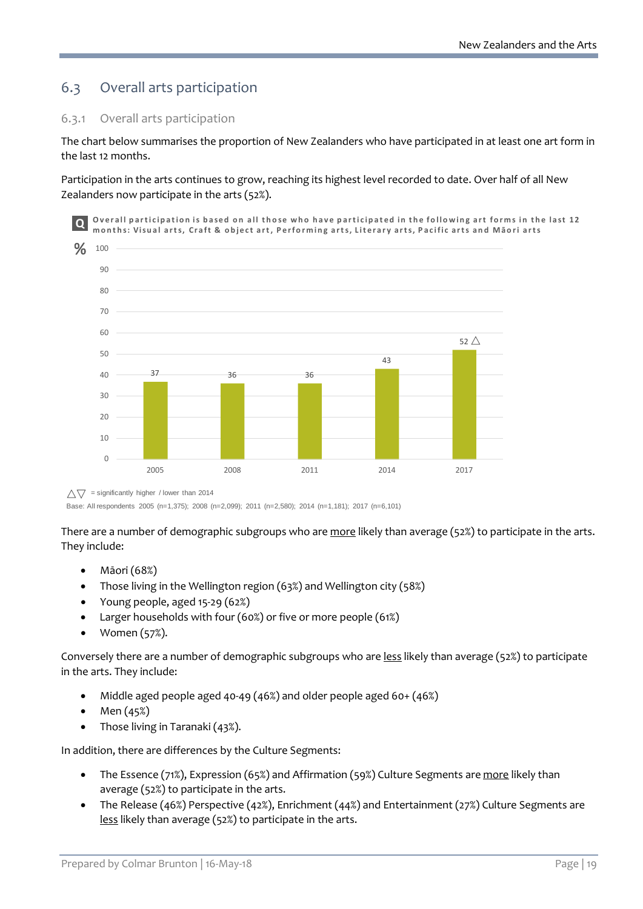## 6.3 Overall arts participation

### 6.3.1 Overall arts participation

The chart below summarises the proportion of New Zealanders who have participated in at least one art form in the last 12 months.

Participation in the arts continues to grow, reaching its highest level recorded to date. Over half of all New Zealanders now participate in the arts (52%).

Q Overall participation is based on all those who have participated in the following art forms in the last 12 months: Visual arts, Craft & object art, Performing arts, Literary arts, Pacific arts and Māori arts

| Year | % |
| --- | --- |
| 2005 | 37 |
| 2008 | 36 |
| 2011 | 36 |
| 2014 | 43 |
| 2017 | 52 △ |

△▽ = significantly higher / lower than 2014

Base: All respondents 2005 (n=1,375); 2008 (n=2,099); 2011 (n=2,580); 2014 (n=1,181); 2017 (n=6,101)

There are a number of demographic subgroups who are more likely than average (52%) to participate in the arts. They include:

- Māori (68%)
- Those living in the Wellington region (63%) and Wellington city (58%)
- Young people, aged 15-29 (62%)
- Larger households with four (60%) or five or more people (61%)
- Women (57%).

Conversely there are a number of demographic subgroups who are less likely than average (52%) to participate in the arts. They include:

- Middle aged people aged 40-49 (46%) and older people aged 60+ (46%)
- Men (45%)
- Those living in Taranaki (43%).

In addition, there are differences by the Culture Segments:

- The Essence (71%), Expression (65%) and Affirmation (59%) Culture Segments are more likely than average (52%) to participate in the arts.
- The Release (46%) Perspective (42%), Enrichment (44%) and Entertainment (27%) Culture Segments are less likely than average (52%) to participate in the arts.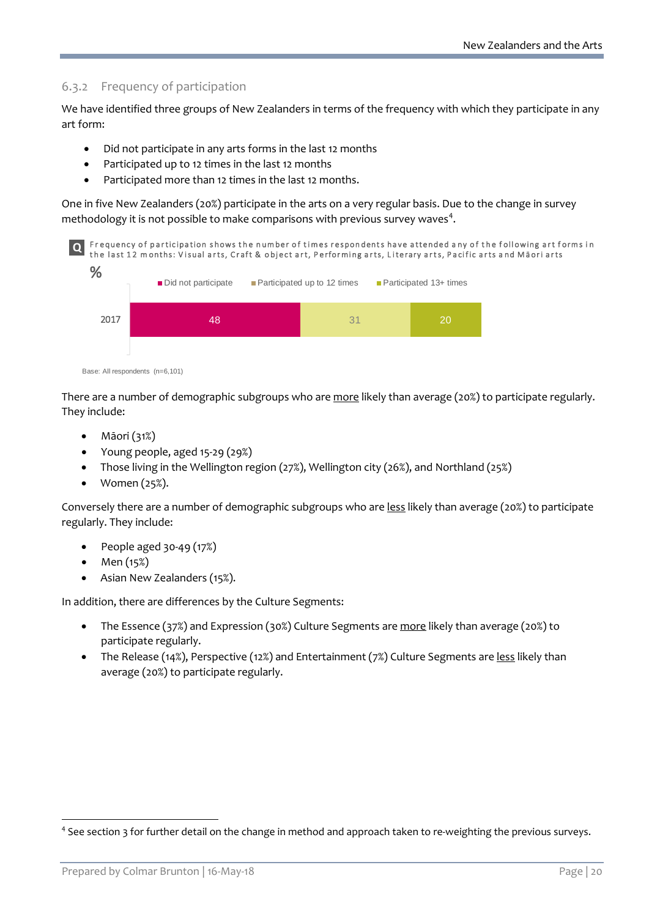### 6.3.2 Frequency of participation

We have identified three groups of New Zealanders in terms of the frequency with which they participate in any art form:

- Did not participate in any arts forms in the last 12 months
- Participated up to 12 times in the last 12 months
- Participated more than 12 times in the last 12 months.

One in five New Zealanders (20%) participate in the arts on a very regular basis. Due to the change in survey methodology it is not possible to make comparisons with previous survey waves[4].

Q Frequency of participation shows the number of times respondents have attended any of the following art forms in the last 12 months: Visual arts, Craft & object art, Performing arts, Literary arts, Pacific arts and Māori arts

| % | Did not participate | Participated up to 12 times | Participated 13+ times |
|---|---|---|---|
| 2017 | 48 | 31 | 20 |

Base: All respondents (n=6,101)

There are a number of demographic subgroups who are more likely than average (20%) to participate regularly. They include:

- Māori (31%)
- Young people, aged 15-29 (29%)
- Those living in the Wellington region (27%), Wellington city (26%), and Northland (25%)
- Women (25%).

Conversely there are a number of demographic subgroups who are less likely than average (20%) to participate regularly. They include:

- People aged 30-49 (17%)
- Men (15%)
- Asian New Zealanders (15%).

In addition, there are differences by the Culture Segments:

- The Essence (37%) and Expression (30%) Culture Segments are more likely than average (20%) to participate regularly.
- The Release (14%), Perspective (12%) and Entertainment (7%) Culture Segments are less likely than average (20%) to participate regularly.

[4] See section 3 for further detail on the change in method and approach taken to re-weighting the previous surveys.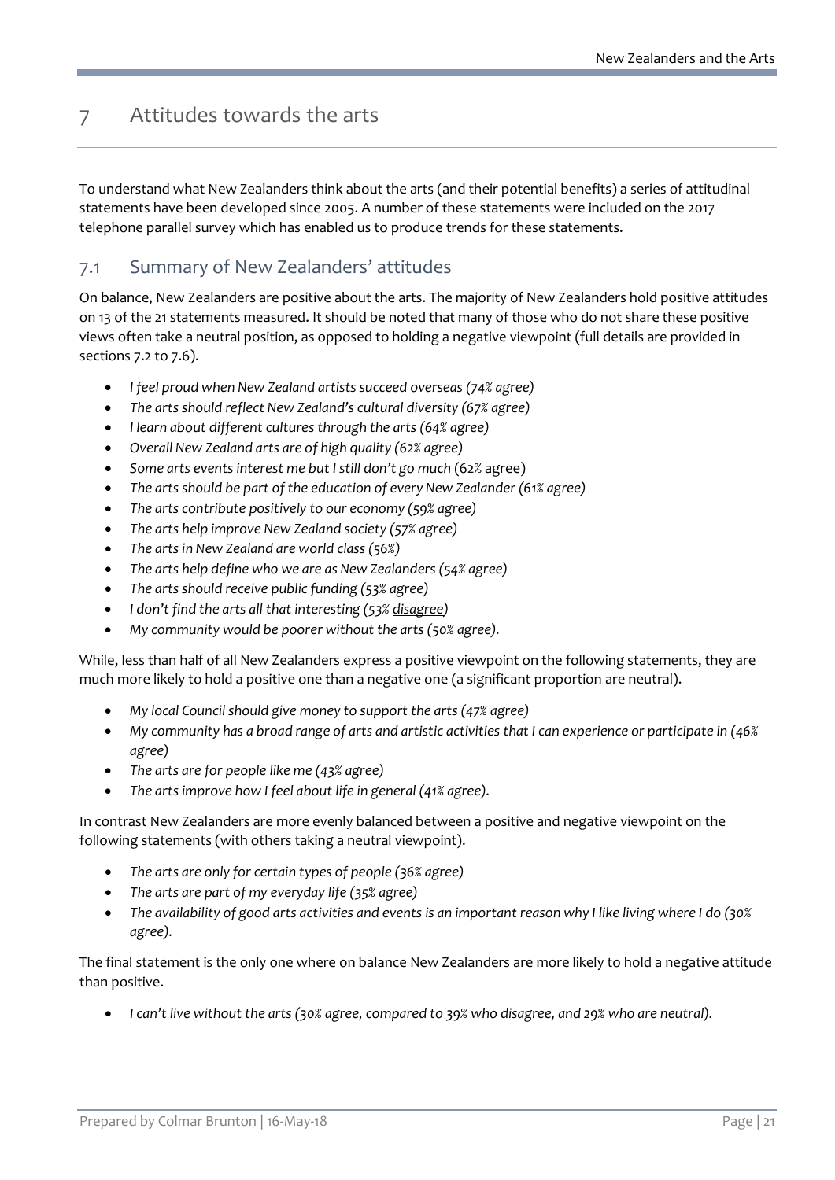# 7 Attitudes towards the arts

To understand what New Zealanders think about the arts (and their potential benefits) a series of attitudinal statements have been developed since 2005. A number of these statements were included on the 2017 telephone parallel survey which has enabled us to produce trends for these statements.

## 7.1 Summary of New Zealanders' attitudes

On balance, New Zealanders are positive about the arts. The majority of New Zealanders hold positive attitudes on 13 of the 21 statements measured. It should be noted that many of those who do not share these positive views often take a neutral position, as opposed to holding a negative viewpoint (full details are provided in sections 7.2 to 7.6).

- *I feel proud when New Zealand artists succeed overseas (74% agree)*
- *The arts should reflect New Zealand's cultural diversity (67% agree)*
- *I learn about different cultures through the arts (64% agree)*
- *Overall New Zealand arts are of high quality (62% agree)*
- *Some arts events interest me but I still don't go much* (62% agree)
- *The arts should be part of the education of every New Zealander (61% agree)*
- *The arts contribute positively to our economy (59% agree)*
- *The arts help improve New Zealand society (57% agree)*
- *The arts in New Zealand are world class (56%)*
- *The arts help define who we are as New Zealanders (54% agree)*
- *The arts should receive public funding (53% agree)*
- *I don't find the arts all that interesting (53% disagree)*
- *My community would be poorer without the arts (50% agree).*

While, less than half of all New Zealanders express a positive viewpoint on the following statements, they are much more likely to hold a positive one than a negative one (a significant proportion are neutral).

- *My local Council should give money to support the arts (47% agree)*
- *My community has a broad range of arts and artistic activities that I can experience or participate in (46% agree)*
- *The arts are for people like me (43% agree)*
- *The arts improve how I feel about life in general (41% agree).*

In contrast New Zealanders are more evenly balanced between a positive and negative viewpoint on the following statements (with others taking a neutral viewpoint).

- *The arts are only for certain types of people (36% agree)*
- *The arts are part of my everyday life (35% agree)*
- *The availability of good arts activities and events is an important reason why I like living where I do (30% agree).*

The final statement is the only one where on balance New Zealanders are more likely to hold a negative attitude than positive.

- *I can't live without the arts (30% agree, compared to 39% who disagree, and 29% who are neutral).*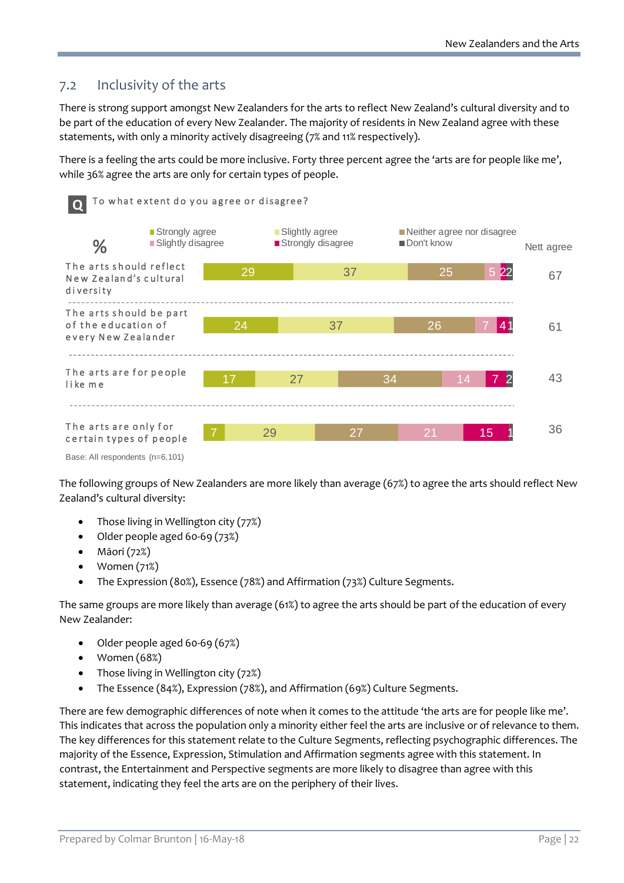## 7.2 Inclusivity of the arts

There is strong support amongst New Zealanders for the arts to reflect New Zealand's cultural diversity and to be part of the education of every New Zealander. The majority of residents in New Zealand agree with these statements, with only a minority actively disagreeing (7% and 11% respectively).

There is a feeling the arts could be more inclusive. Forty three percent agree the 'arts are for people like me', while 36% agree the arts are only for certain types of people.

**Q** To what extent do you agree or disagree?

| % | Strongly agree | Slightly agree | Neither agree nor disagree | Slightly disagree | Strongly disagree | Don't know | Nett agree |
|---|---|---|---|---|---|---|---|
| The arts should reflect New Zealand's cultural diversity | 29 | 37 | 25 | 5 | 2 | 2 | 67 |
| The arts should be part of the education of every New Zealander | 24 | 37 | 26 | 7 | 4 | 1 | 61 |
| The arts are for people like me | 17 | 27 | 34 | 14 | 7 | 2 | 43 |
| The arts are only for certain types of people | 7 | 29 | 27 | 21 | 15 | 1 | 36 |

Base: All respondents (n=6,101)

The following groups of New Zealanders are more likely than average (67%) to agree the arts should reflect New Zealand's cultural diversity:

- Those living in Wellington city (77%)
- Older people aged 60-69 (73%)
- Māori (72%)
- Women (71%)
- The Expression (80%), Essence (78%) and Affirmation (73%) Culture Segments.

The same groups are more likely than average (61%) to agree the arts should be part of the education of every New Zealander:

- Older people aged 60-69 (67%)
- Women (68%)
- Those living in Wellington city (72%)
- The Essence (84%), Expression (78%), and Affirmation (69%) Culture Segments.

There are few demographic differences of note when it comes to the attitude 'the arts are for people like me'. This indicates that across the population only a minority either feel the arts are inclusive or of relevance to them. The key differences for this statement relate to the Culture Segments, reflecting psychographic differences. The majority of the Essence, Expression, Stimulation and Affirmation segments agree with this statement. In contrast, the Entertainment and Perspective segments are more likely to disagree than agree with this statement, indicating they feel the arts are on the periphery of their lives.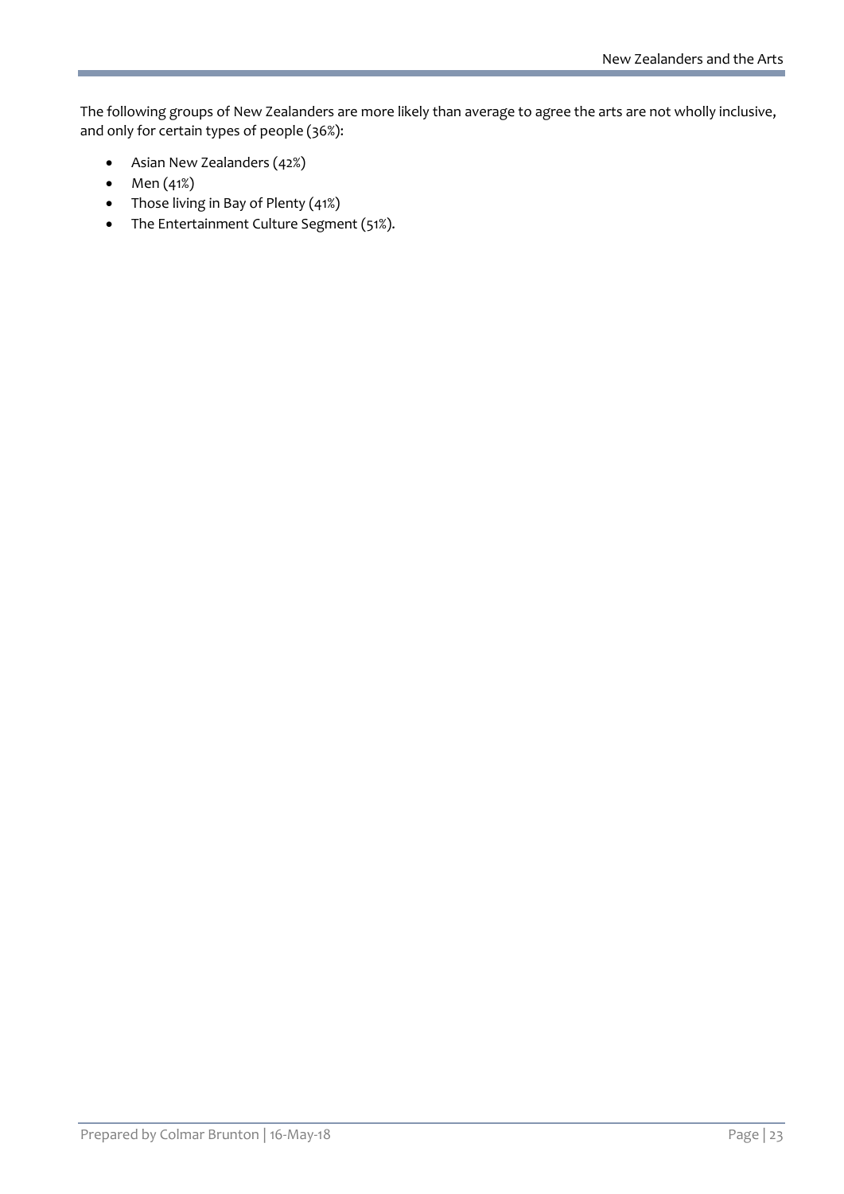The following groups of New Zealanders are more likely than average to agree the arts are not wholly inclusive, and only for certain types of people (36%):

- Asian New Zealanders (42%)
- Men (41%)
- Those living in Bay of Plenty (41%)
- The Entertainment Culture Segment (51%).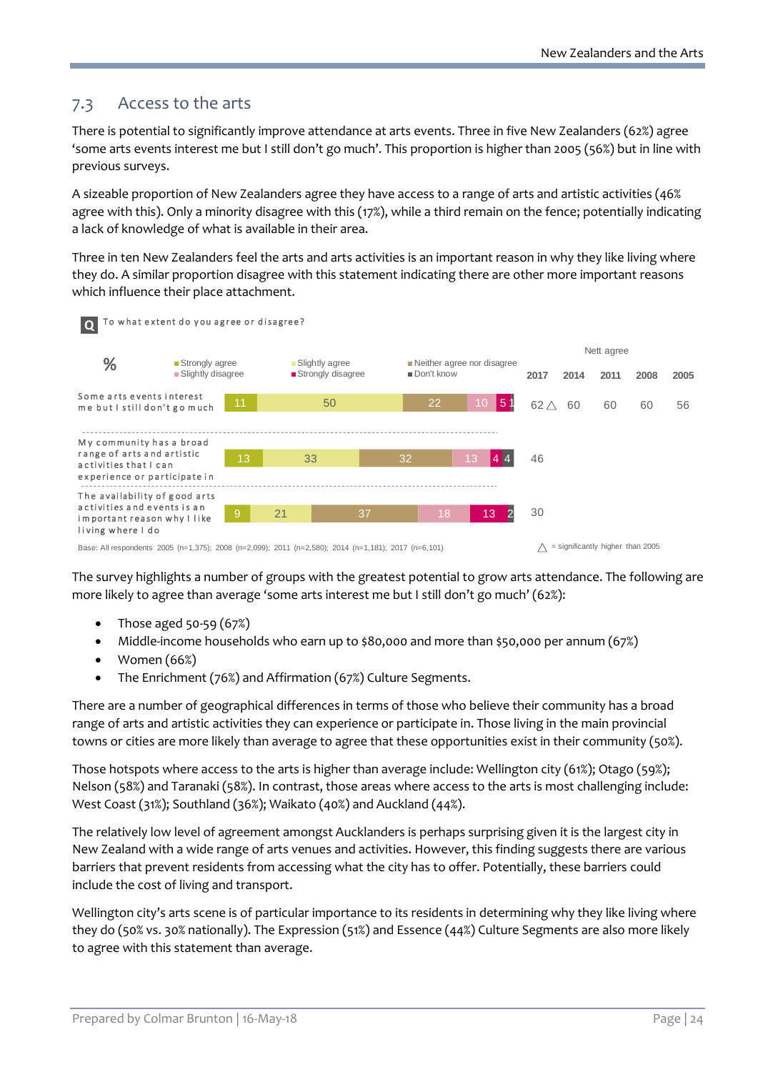## 7.3 Access to the arts

There is potential to significantly improve attendance at arts events. Three in five New Zealanders (62%) agree 'some arts events interest me but I still don't go much'. This proportion is higher than 2005 (56%) but in line with previous surveys.

A sizeable proportion of New Zealanders agree they have access to a range of arts and artistic activities (46% agree with this). Only a minority disagree with this (17%), while a third remain on the fence; potentially indicating a lack of knowledge of what is available in their area.

Three in ten New Zealanders feel the arts and arts activities is an important reason in why they like living where they do. A similar proportion disagree with this statement indicating there are other more important reasons which influence their place attachment.

**Q** To what extent do you agree or disagree?

| % | Strongly agree | Slightly agree | Neither agree nor disagree | Slightly disagree | Strongly disagree | Don't know | Nett agree 2017 | 2014 | 2011 | 2008 | 2005 |
|---|---|---|---|---|---|---|---|---|---|---|---|
| Some arts events interest me but I still don't go much | 11 | 50 | 22 | 10 | 5 | 1 | 62 △ | 60 | 60 | 60 | 56 |
| My community has a broad range of arts and artistic activities that I can experience or participate in | 13 | 33 | 32 | 13 | 4 | 4 | 46 | | | | |
| The availability of good arts activities and events is an important reason why I like living where I do | 9 | 21 | 37 | 18 | 13 | 2 | 30 | | | | |

Base: All respondents 2005 (n=1,375); 2008 (n=2,099); 2011 (n=2,580); 2014 (n=1,181); 2017 (n=6,101)

△ = significantly higher than 2005

The survey highlights a number of groups with the greatest potential to grow arts attendance. The following are more likely to agree than average 'some arts interest me but I still don't go much' (62%):

- Those aged 50-59 (67%)
- Middle-income households who earn up to $80,000 and more than $50,000 per annum (67%)
- Women (66%)
- The Enrichment (76%) and Affirmation (67%) Culture Segments.

There are a number of geographical differences in terms of those who believe their community has a broad range of arts and artistic activities they can experience or participate in. Those living in the main provincial towns or cities are more likely than average to agree that these opportunities exist in their community (50%).

Those hotspots where access to the arts is higher than average include: Wellington city (61%); Otago (59%); Nelson (58%) and Taranaki (58%). In contrast, those areas where access to the arts is most challenging include: West Coast (31%); Southland (36%); Waikato (40%) and Auckland (44%).

The relatively low level of agreement amongst Aucklanders is perhaps surprising given it is the largest city in New Zealand with a wide range of arts venues and activities. However, this finding suggests there are various barriers that prevent residents from accessing what the city has to offer. Potentially, these barriers could include the cost of living and transport.

Wellington city's arts scene is of particular importance to its residents in determining why they like living where they do (50% vs. 30% nationally). The Expression (51%) and Essence (44%) Culture Segments are also more likely to agree with this statement than average.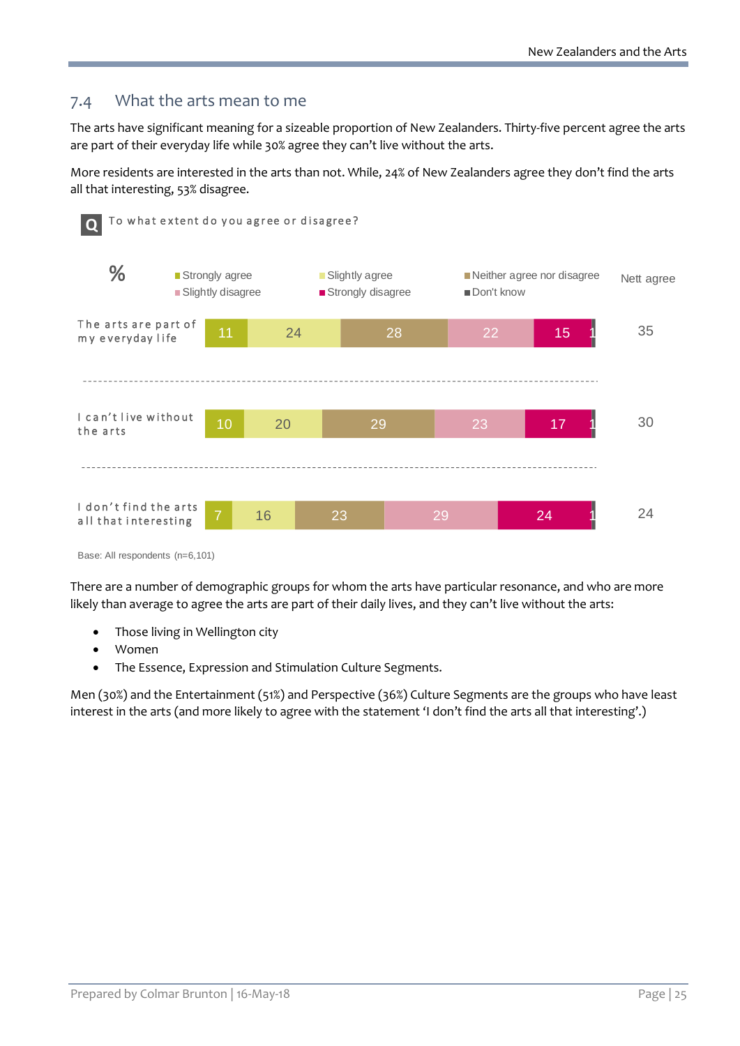## 7.4 What the arts mean to me

The arts have significant meaning for a sizeable proportion of New Zealanders. Thirty-five percent agree the arts are part of their everyday life while 30% agree they can't live without the arts.

More residents are interested in the arts than not. While, 24% of New Zealanders agree they don't find the arts all that interesting, 53% disagree.

**Q** To what extent do you agree or disagree?

| % | Strongly agree | Slightly agree | Neither agree nor disagree | Slightly disagree | Strongly disagree | Don't know | Nett agree |
|---|---|---|---|---|---|---|---|
| The arts are part of my everyday life | 11 | 24 | 28 | 22 | 15 | 1 | 35 |
| I can't live without the arts | 10 | 20 | 29 | 23 | 17 | 1 | 30 |
| I don't find the arts all that interesting | 7 | 16 | 23 | 29 | 24 | 1 | 24 |

Base: All respondents (n=6,101)

There are a number of demographic groups for whom the arts have particular resonance, and who are more likely than average to agree the arts are part of their daily lives, and they can't live without the arts:

- Those living in Wellington city
- Women
- The Essence, Expression and Stimulation Culture Segments.

Men (30%) and the Entertainment (51%) and Perspective (36%) Culture Segments are the groups who have least interest in the arts (and more likely to agree with the statement 'I don't find the arts all that interesting'.)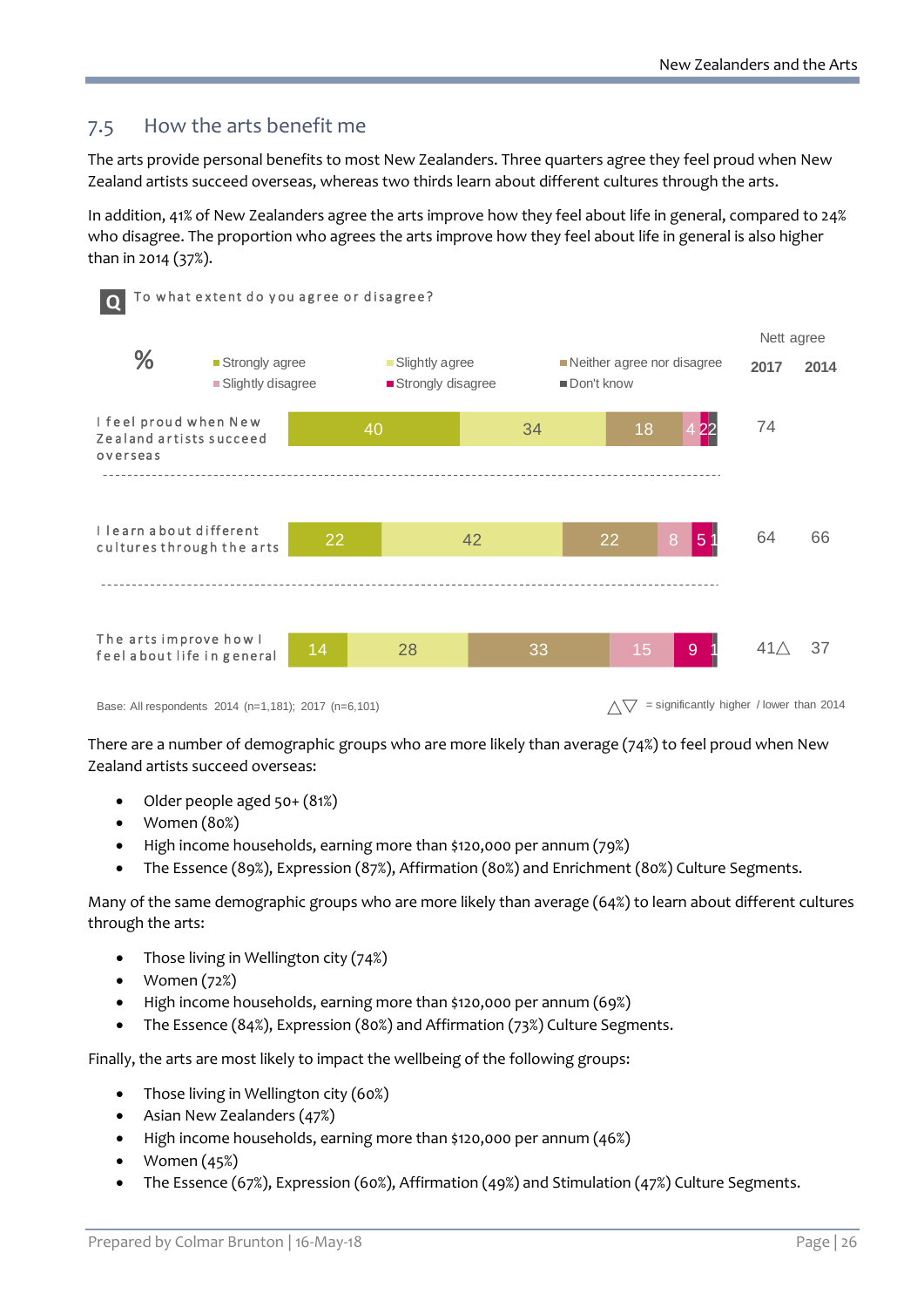## 7.5 How the arts benefit me

The arts provide personal benefits to most New Zealanders. Three quarters agree they feel proud when New Zealand artists succeed overseas, whereas two thirds learn about different cultures through the arts.

In addition, 41% of New Zealanders agree the arts improve how they feel about life in general, compared to 24% who disagree. The proportion who agrees the arts improve how they feel about life in general is also higher than in 2014 (37%).

**Q** To what extent do you agree or disagree?

| % | Strongly agree | Slightly agree | Neither agree nor disagree | Slightly disagree | Strongly disagree | Don't know | Nett agree 2017 | Nett agree 2014 |
|---|---|---|---|---|---|---|---|---|
| I feel proud when New Zealand artists succeed overseas | 40 | 34 | 18 | 4 | 2 | 2 | 74 | |
| I learn about different cultures through the arts | 22 | 42 | 22 | 8 | 5 | 1 | 64 | 66 |
| The arts improve how I feel about life in general | 14 | 28 | 33 | 15 | 9 | 1 | 41△ | 37 |

Base: All respondents 2014 (n=1,181); 2017 (n=6,101)

△▽ = significantly higher / lower than 2014

There are a number of demographic groups who are more likely than average (74%) to feel proud when New Zealand artists succeed overseas:

- Older people aged 50+ (81%)
- Women (80%)
- High income households, earning more than $120,000 per annum (79%)
- The Essence (89%), Expression (87%), Affirmation (80%) and Enrichment (80%) Culture Segments.

Many of the same demographic groups who are more likely than average (64%) to learn about different cultures through the arts:

- Those living in Wellington city (74%)
- Women (72%)
- High income households, earning more than $120,000 per annum (69%)
- The Essence (84%), Expression (80%) and Affirmation (73%) Culture Segments.

Finally, the arts are most likely to impact the wellbeing of the following groups:

- Those living in Wellington city (60%)
- Asian New Zealanders (47%)
- High income households, earning more than $120,000 per annum (46%)
- Women (45%)
- The Essence (67%), Expression (60%), Affirmation (49%) and Stimulation (47%) Culture Segments.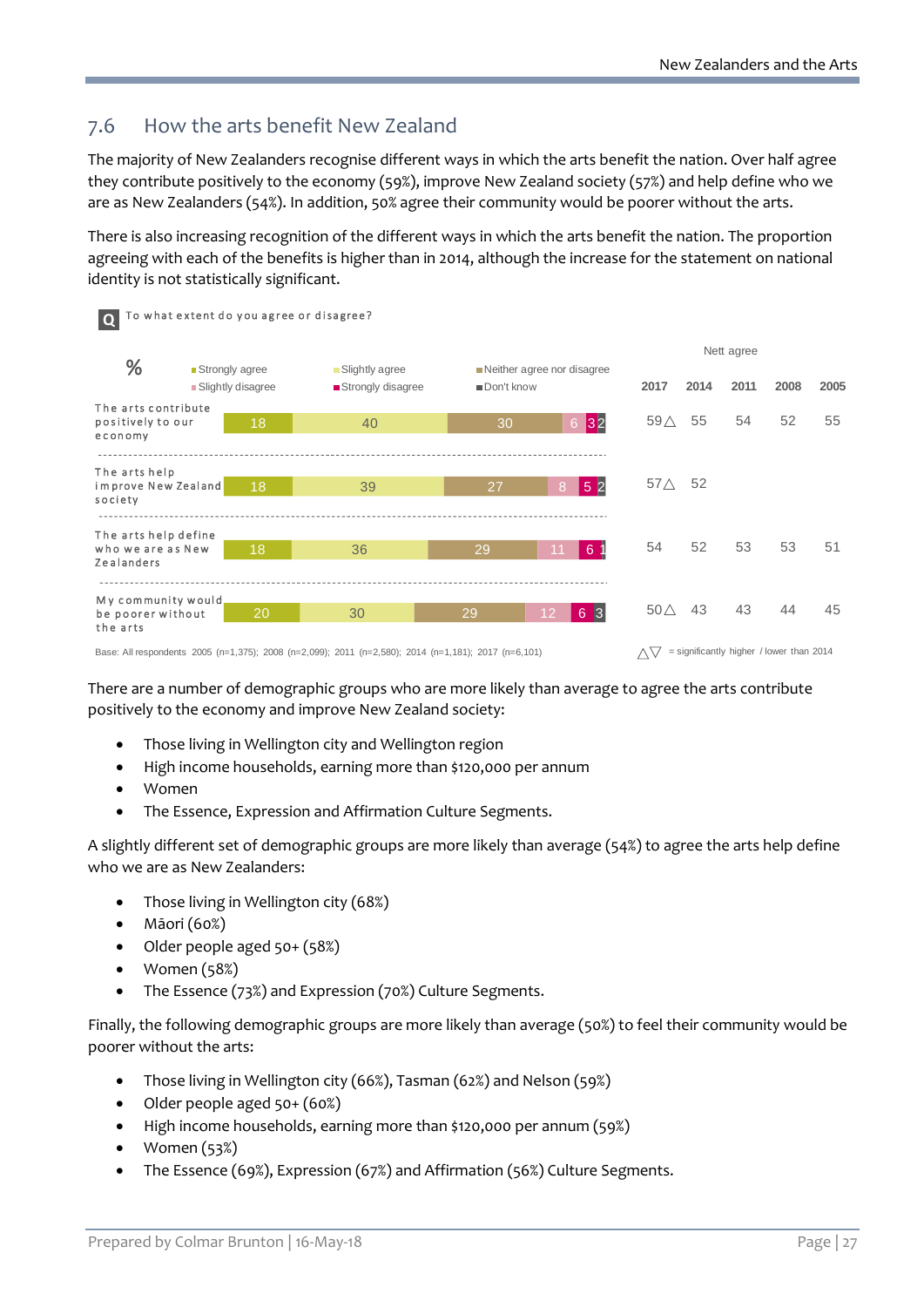## 7.6 How the arts benefit New Zealand

The majority of New Zealanders recognise different ways in which the arts benefit the nation. Over half agree they contribute positively to the economy (59%), improve New Zealand society (57%) and help define who we are as New Zealanders (54%). In addition, 50% agree their community would be poorer without the arts.

There is also increasing recognition of the different ways in which the arts benefit the nation. The proportion agreeing with each of the benefits is higher than in 2014, although the increase for the statement on national identity is not statistically significant.

**Q** To what extent do you agree or disagree?

| % | Strongly agree | Slightly agree | Neither agree nor disagree | Slightly disagree | Strongly disagree | Don't know | Nett agree 2017 | 2014 | 2011 | 2008 | 2005 |
|---|---|---|---|---|---|---|---|---|---|---|---|
| The arts contribute positively to our economy | 18 | 40 | 30 | 6 | 3 | 2 | 59△ | 55 | 54 | 52 | 55 |
| The arts help improve New Zealand society | 18 | 39 | 27 | 8 | 5 | 2 | 57△ | 52 | | | |
| The arts help define who we are as New Zealanders | 18 | 36 | 29 | 11 | 6 | 1 | 54 | 52 | 53 | 53 | 51 |
| My community would be poorer without the arts | 20 | 30 | 29 | 12 | 6 | 3 | 50△ | 43 | 43 | 44 | 45 |

Base: All respondents 2005 (n=1,375); 2008 (n=2,099); 2011 (n=2,580); 2014 (n=1,181); 2017 (n=6,101)

△▽ = significantly higher / lower than 2014

There are a number of demographic groups who are more likely than average to agree the arts contribute positively to the economy and improve New Zealand society:

- Those living in Wellington city and Wellington region
- High income households, earning more than $120,000 per annum
- Women
- The Essence, Expression and Affirmation Culture Segments.

A slightly different set of demographic groups are more likely than average (54%) to agree the arts help define who we are as New Zealanders:

- Those living in Wellington city (68%)
- Māori (60%)
- Older people aged 50+ (58%)
- Women (58%)
- The Essence (73%) and Expression (70%) Culture Segments.

Finally, the following demographic groups are more likely than average (50%) to feel their community would be poorer without the arts:

- Those living in Wellington city (66%), Tasman (62%) and Nelson (59%)
- Older people aged 50+ (60%)
- High income households, earning more than $120,000 per annum (59%)
- Women (53%)
- The Essence (69%), Expression (67%) and Affirmation (56%) Culture Segments.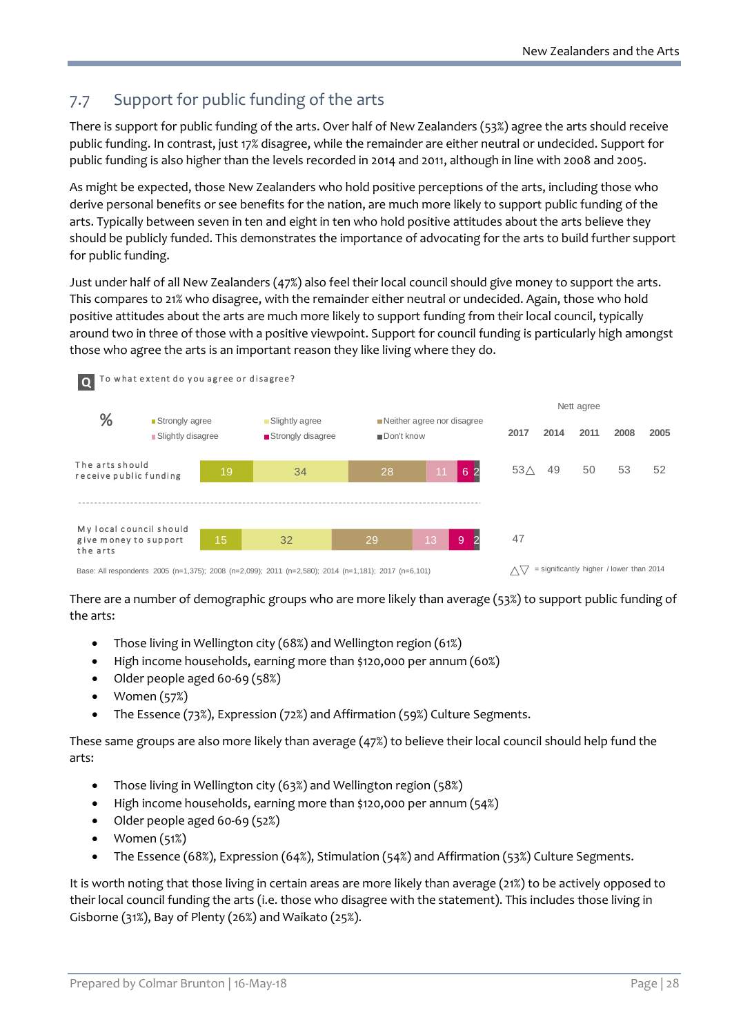## 7.7 Support for public funding of the arts

There is support for public funding of the arts. Over half of New Zealanders (53%) agree the arts should receive public funding. In contrast, just 17% disagree, while the remainder are either neutral or undecided. Support for public funding is also higher than the levels recorded in 2014 and 2011, although in line with 2008 and 2005.

As might be expected, those New Zealanders who hold positive perceptions of the arts, including those who derive personal benefits or see benefits for the nation, are much more likely to support public funding of the arts. Typically between seven in ten and eight in ten who hold positive attitudes about the arts believe they should be publicly funded. This demonstrates the importance of advocating for the arts to build further support for public funding.

Just under half of all New Zealanders (47%) also feel their local council should give money to support the arts. This compares to 21% who disagree, with the remainder either neutral or undecided. Again, those who hold positive attitudes about the arts are much more likely to support funding from their local council, typically around two in three of those with a positive viewpoint. Support for council funding is particularly high amongst those who agree the arts is an important reason they like living where they do.

**Q** To what extent do you agree or disagree?

| % | Strongly agree | Slightly agree | Neither agree nor disagree | Slightly disagree | Strongly disagree | Don't know | Nett agree 2017 | 2014 | 2011 | 2008 | 2005 |
|---|---|---|---|---|---|---|---|---|---|---|---|
| The arts should receive public funding | 19 | 34 | 28 | 11 | 6 | 2 | 53△ | 49 | 50 | 53 | 52 |
| My local council should give money to support the arts | 15 | 32 | 29 | 13 | 9 | 2 | 47 | | | | |

Base: All respondents 2005 (n=1,375); 2008 (n=2,099); 2011 (n=2,580); 2014 (n=1,181); 2017 (n=6,101)

△▽ = significantly higher / lower than 2014

There are a number of demographic groups who are more likely than average (53%) to support public funding of the arts:

- Those living in Wellington city (68%) and Wellington region (61%)
- High income households, earning more than $120,000 per annum (60%)
- Older people aged 60-69 (58%)
- Women (57%)
- The Essence (73%), Expression (72%) and Affirmation (59%) Culture Segments.

These same groups are also more likely than average (47%) to believe their local council should help fund the arts:

- Those living in Wellington city (63%) and Wellington region (58%)
- High income households, earning more than $120,000 per annum (54%)
- Older people aged 60-69 (52%)
- Women (51%)
- The Essence (68%), Expression (64%), Stimulation (54%) and Affirmation (53%) Culture Segments.

It is worth noting that those living in certain areas are more likely than average (21%) to be actively opposed to their local council funding the arts (i.e. those who disagree with the statement). This includes those living in Gisborne (31%), Bay of Plenty (26%) and Waikato (25%).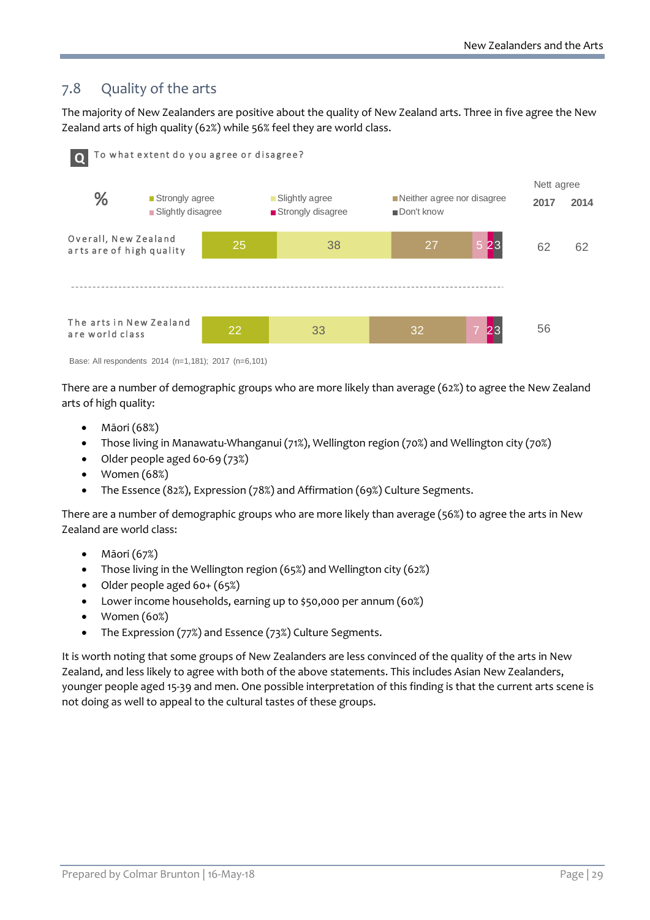## 7.8 Quality of the arts

The majority of New Zealanders are positive about the quality of New Zealand arts. Three in five agree the New Zealand arts of high quality (62%) while 56% feel they are world class.

**Q** To what extent do you agree or disagree?

| % | Strongly agree | Slightly agree | Neither agree nor disagree | Slightly disagree | Strongly disagree | Don't know | Nett agree 2017 | Nett agree 2014 |
|---|---|---|---|---|---|---|---|---|
| Overall, New Zealand arts are of high quality | 25 | 38 | 27 | 5 | 2 | 3 | 62 | 62 |
| The arts in New Zealand are world class | 22 | 33 | 32 | 7 | 2 | 3 | 56 | |

Base: All respondents 2014 (n=1,181); 2017 (n=6,101)

There are a number of demographic groups who are more likely than average (62%) to agree the New Zealand arts of high quality:

- Māori (68%)
- Those living in Manawatu-Whanganui (71%), Wellington region (70%) and Wellington city (70%)
- Older people aged 60-69 (73%)
- Women (68%)
- The Essence (82%), Expression (78%) and Affirmation (69%) Culture Segments.

There are a number of demographic groups who are more likely than average (56%) to agree the arts in New Zealand are world class:

- Māori (67%)
- Those living in the Wellington region (65%) and Wellington city (62%)
- Older people aged 60+ (65%)
- Lower income households, earning up to $50,000 per annum (60%)
- Women (60%)
- The Expression (77%) and Essence (73%) Culture Segments.

It is worth noting that some groups of New Zealanders are less convinced of the quality of the arts in New Zealand, and less likely to agree with both of the above statements. This includes Asian New Zealanders, younger people aged 15-39 and men. One possible interpretation of this finding is that the current arts scene is not doing as well to appeal to the cultural tastes of these groups.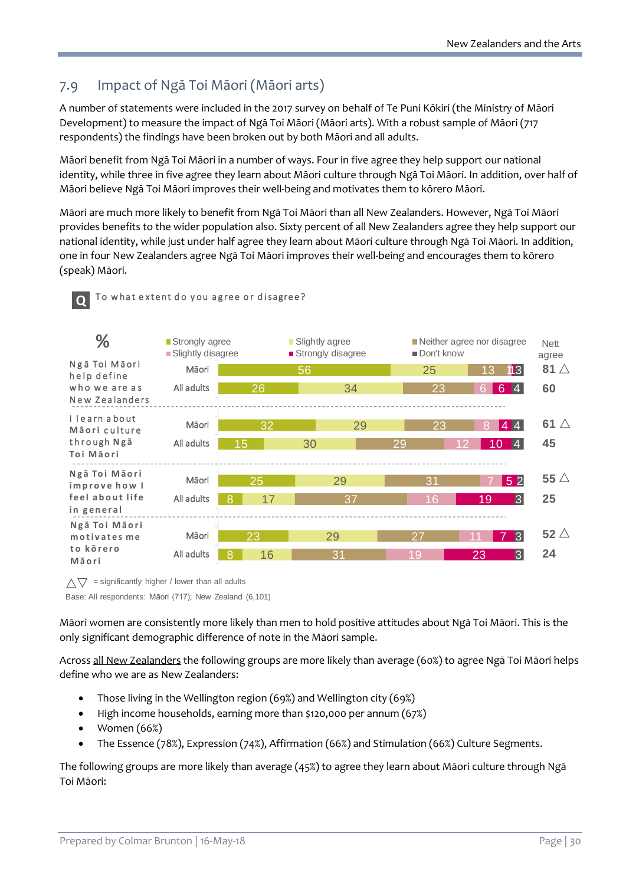## 7.9 Impact of Ngā Toi Māori (Māori arts)

A number of statements were included in the 2017 survey on behalf of Te Puni Kōkiri (the Ministry of Māori Development) to measure the impact of Ngā Toi Māori (Māori arts). With a robust sample of Māori (717 respondents) the findings have been broken out by both Māori and all adults.

Māori benefit from Ngā Toi Māori in a number of ways. Four in five agree they help support our national identity, while three in five agree they learn about Māori culture through Ngā Toi Māori. In addition, over half of Māori believe Ngā Toi Māori improves their well-being and motivates them to kōrero Māori.

Māori are much more likely to benefit from Ngā Toi Māori than all New Zealanders. However, Ngā Toi Māori provides benefits to the wider population also. Sixty percent of all New Zealanders agree they help support our national identity, while just under half agree they learn about Māori culture through Ngā Toi Māori. In addition, one in four New Zealanders agree Ngā Toi Māori improves their well-being and encourages them to kōrero (speak) Māori.

**Q** To what extent do you agree or disagree?

| % | | Strongly agree | Slightly agree | Neither agree nor disagree | Slightly disagree | Strongly disagree | Don't know | Nett agree |
|---|---|---|---|---|---|---|---|---|
| Ngā Toi Māori help define who we are as New Zealanders | Māori | 56 | 25 | 13 | 1 | 1 | 3 | 81 △ |
| | All adults | 26 | 34 | 23 | 6 | 6 | 4 | 60 |
| I learn about Māori culture through Ngā Toi Māori | Māori | 32 | 29 | 23 | 8 | 4 | 4 | 61 △ |
| | All adults | 15 | 30 | 29 | 12 | 10 | 4 | 45 |
| Ngā Toi Māori improve how I feel about life in general | Māori | 25 | 29 | 31 | 7 | 5 | 2 | 55 △ |
| | All adults | 8 | 17 | 37 | 16 | 19 | 3 | 25 |
| Ngā Toi Māori motivates me to kōrero Māori | Māori | 23 | 29 | 27 | 11 | 7 | 3 | 52 △ |
| | All adults | 8 | 16 | 31 | 19 | 23 | 3 | 24 |

△▽ = significantly higher / lower than all adults

Base: All respondents: Māori (717); New Zealand (6,101)

Māori women are consistently more likely than men to hold positive attitudes about Ngā Toi Māori. This is the only significant demographic difference of note in the Māori sample.

Across all New Zealanders the following groups are more likely than average (60%) to agree Ngā Toi Māori helps define who we are as New Zealanders:

- Those living in the Wellington region (69%) and Wellington city (69%)
- High income households, earning more than $120,000 per annum (67%)
- Women (66%)
- The Essence (78%), Expression (74%), Affirmation (66%) and Stimulation (66%) Culture Segments.

The following groups are more likely than average (45%) to agree they learn about Māori culture through Ngā Toi Māori: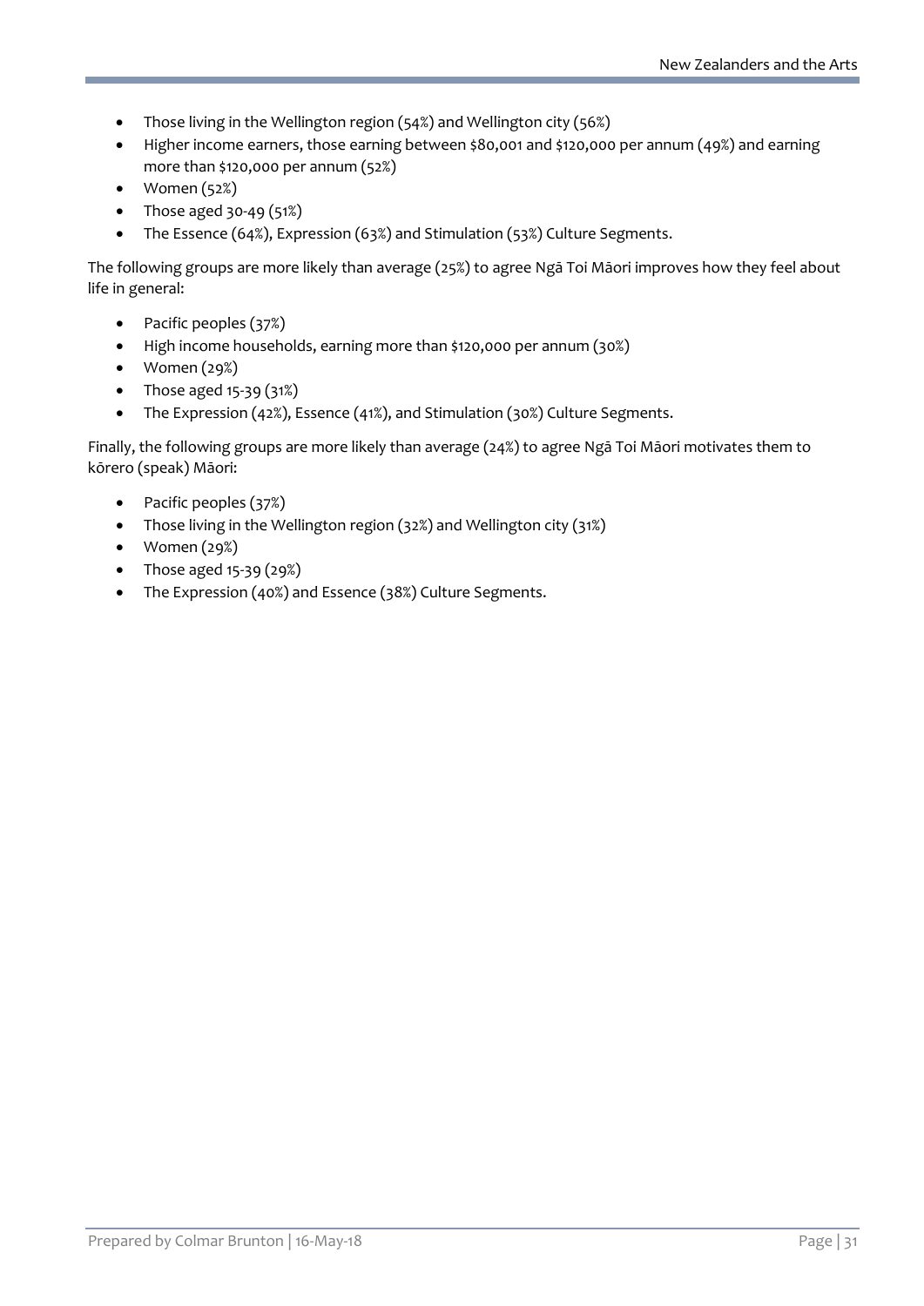- Those living in the Wellington region (54%) and Wellington city (56%)
- Higher income earners, those earning between $80,001 and $120,000 per annum (49%) and earning more than $120,000 per annum (52%)
- Women (52%)
- Those aged 30-49 (51%)
- The Essence (64%), Expression (63%) and Stimulation (53%) Culture Segments.

The following groups are more likely than average (25%) to agree Ngā Toi Māori improves how they feel about life in general:

- Pacific peoples (37%)
- High income households, earning more than $120,000 per annum (30%)
- Women (29%)
- Those aged 15-39 (31%)
- The Expression (42%), Essence (41%), and Stimulation (30%) Culture Segments.

Finally, the following groups are more likely than average (24%) to agree Ngā Toi Māori motivates them to kōrero (speak) Māori:

- Pacific peoples (37%)
- Those living in the Wellington region (32%) and Wellington city (31%)
- Women (29%)
- Those aged 15-39 (29%)
- The Expression (40%) and Essence (38%) Culture Segments.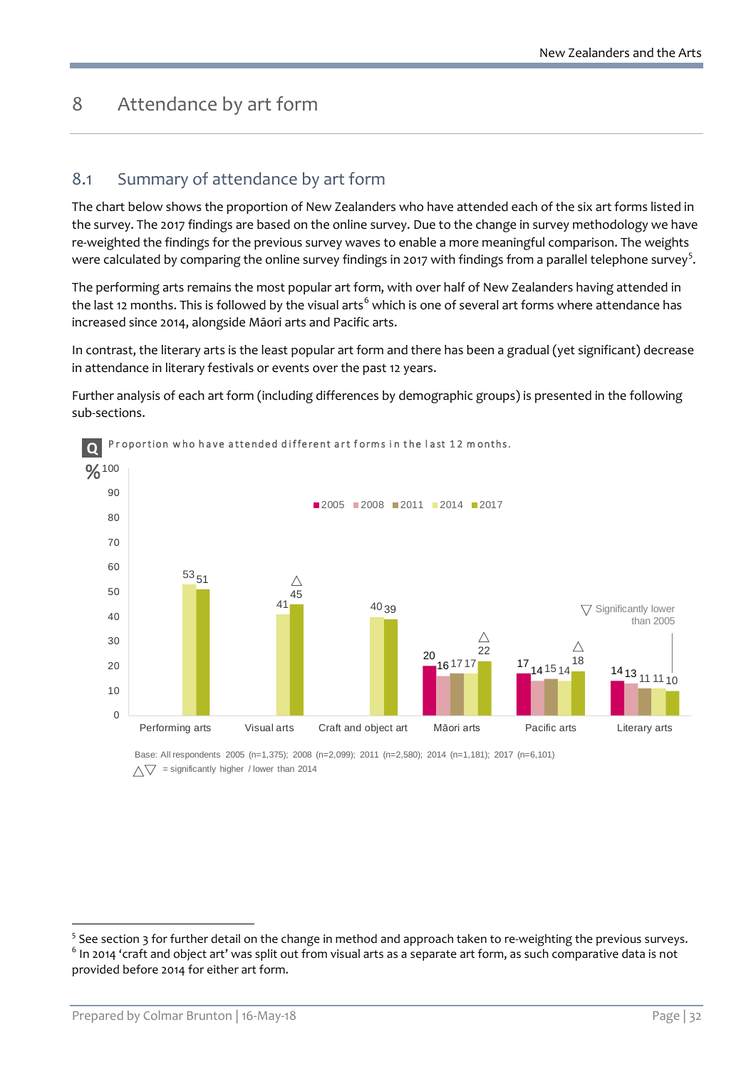# 8 Attendance by art form

## 8.1 Summary of attendance by art form

The chart below shows the proportion of New Zealanders who have attended each of the six art forms listed in the survey. The 2017 findings are based on the online survey. Due to the change in survey methodology we have re-weighted the findings for the previous survey waves to enable a more meaningful comparison. The weights were calculated by comparing the online survey findings in 2017 with findings from a parallel telephone survey[5].

The performing arts remains the most popular art form, with over half of New Zealanders having attended in the last 12 months. This is followed by the visual arts[6] which is one of several art forms where attendance has increased since 2014, alongside Māori arts and Pacific arts.

In contrast, the literary arts is the least popular art form and there has been a gradual (yet significant) decrease in attendance in literary festivals or events over the past 12 years.

Further analysis of each art form (including differences by demographic groups) is presented in the following sub-sections.

**Q** Proportion who have attended different art forms in the last 12 months.

| % | 2005 | 2008 | 2011 | 2014 | 2017 |
|---|---|---|---|---|---|
| Performing arts | | | | 53 | 51 |
| Visual arts | | | | 41 | 45 △ |
| Craft and object art | | | | 40 | 39 |
| Māori arts | 20 | 16 | 17 | 17 | 22 △ |
| Pacific arts | 17 | 14 | 15 | 14 | 18 △ |
| Literary arts | 14 | 13 | 11 | 11 | 10 ▽ (Significantly lower than 2005) |

Base: All respondents 2005 (n=1,375); 2008 (n=2,099); 2011 (n=2,580); 2014 (n=1,181); 2017 (n=6,101)

△▽ = significantly higher / lower than 2014

---

[5] See section 3 for further detail on the change in method and approach taken to re-weighting the previous surveys.

[6] In 2014 'craft and object art' was split out from visual arts as a separate art form, as such comparative data is not provided before 2014 for either art form.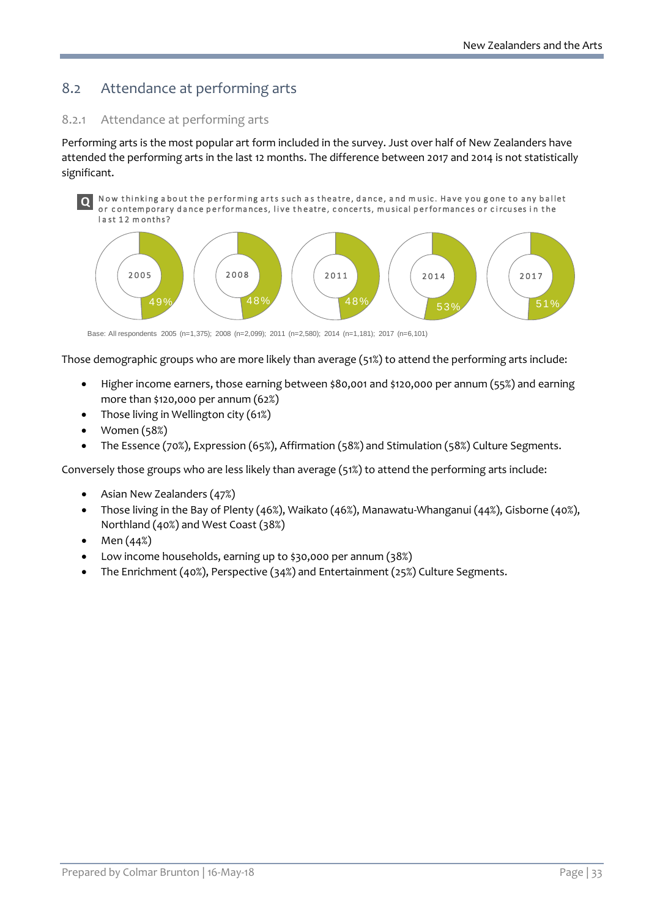## 8.2 Attendance at performing arts

### 8.2.1 Attendance at performing arts

Performing arts is the most popular art form included in the survey. Just over half of New Zealanders have attended the performing arts in the last 12 months. The difference between 2017 and 2014 is not statistically significant.

**Q** Now thinking about the performing arts such as theatre, dance, and music. Have you gone to any ballet or contemporary dance performances, live theatre, concerts, musical performances or circuses in the last 12 months?

| 2005 | 2008 | 2011 | 2014 | 2017 |
|---|---|---|---|---|
| 49% | 48% | 48% | 53% | 51% |

Base: All respondents 2005 (n=1,375); 2008 (n=2,099); 2011 (n=2,580); 2014 (n=1,181); 2017 (n=6,101)

Those demographic groups who are more likely than average (51%) to attend the performing arts include:

- Higher income earners, those earning between $80,001 and $120,000 per annum (55%) and earning more than $120,000 per annum (62%)
- Those living in Wellington city (61%)
- Women (58%)
- The Essence (70%), Expression (65%), Affirmation (58%) and Stimulation (58%) Culture Segments.

Conversely those groups who are less likely than average (51%) to attend the performing arts include:

- Asian New Zealanders (47%)
- Those living in the Bay of Plenty (46%), Waikato (46%), Manawatu-Whanganui (44%), Gisborne (40%), Northland (40%) and West Coast (38%)
- Men (44%)
- Low income households, earning up to $30,000 per annum (38%)
- The Enrichment (40%), Perspective (34%) and Entertainment (25%) Culture Segments.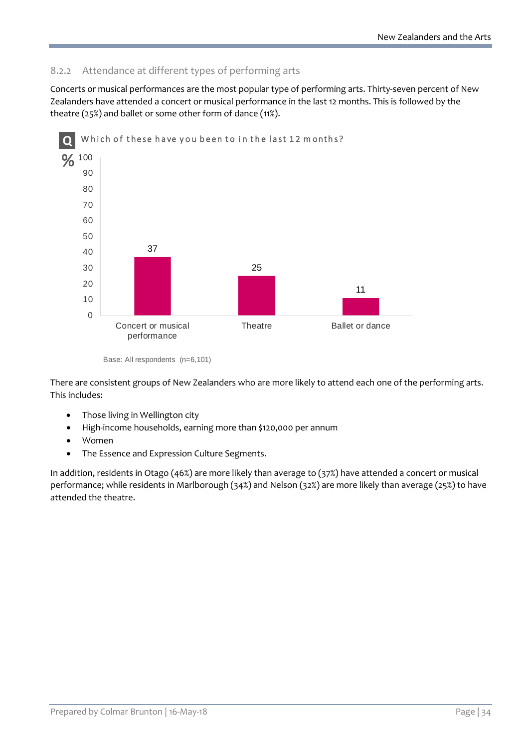### 8.2.2 Attendance at different types of performing arts

Concerts or musical performances are the most popular type of performing arts. Thirty-seven percent of New Zealanders have attended a concert or musical performance in the last 12 months. This is followed by the theatre (25%) and ballet or some other form of dance (11%).

**Q** Which of these have you been to in the last 12 months?

| | % |
|---|---|
| Concert or musical performance | 37 |
| Theatre | 25 |
| Ballet or dance | 11 |

Base: All respondents (n=6,101)

There are consistent groups of New Zealanders who are more likely to attend each one of the performing arts. This includes:

- Those living in Wellington city
- High-income households, earning more than $120,000 per annum
- Women
- The Essence and Expression Culture Segments.

In addition, residents in Otago (46%) are more likely than average to (37%) have attended a concert or musical performance; while residents in Marlborough (34%) and Nelson (32%) are more likely than average (25%) to have attended the theatre.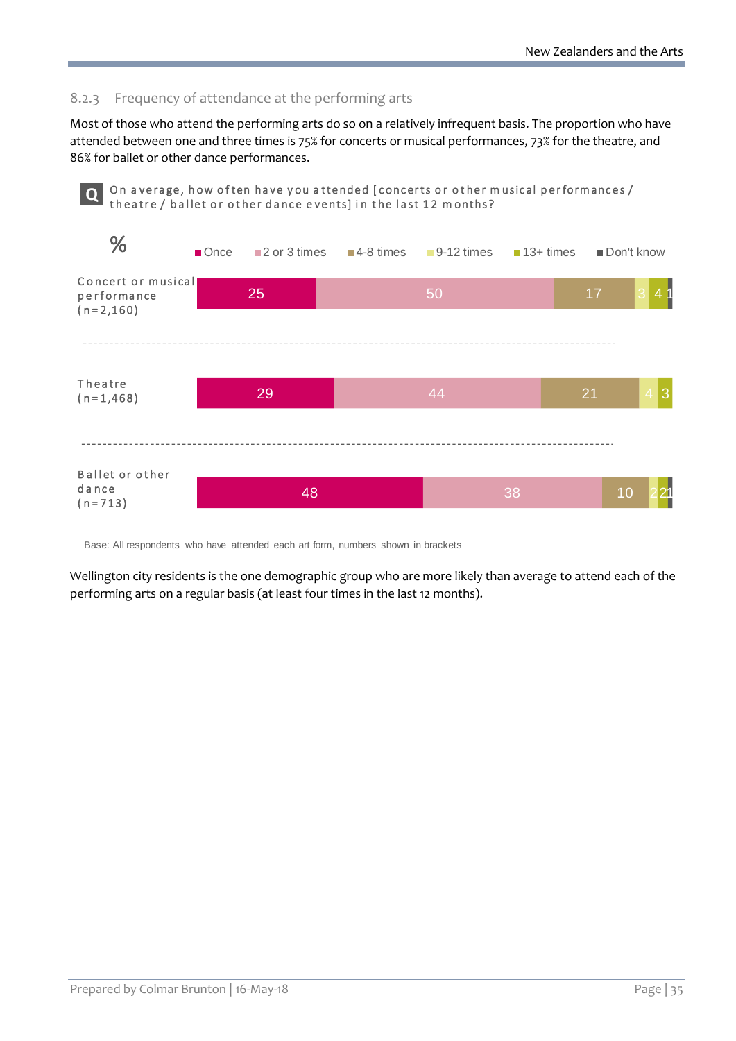### 8.2.3 Frequency of attendance at the performing arts

Most of those who attend the performing arts do so on a relatively infrequent basis. The proportion who have attended between one and three times is 75% for concerts or musical performances, 73% for the theatre, and 86% for ballet or other dance performances.

**Q** On average, how often have you attended [concerts or other musical performances / theatre / ballet or other dance events] in the last 12 months?

| % | Once | 2 or 3 times | 4-8 times | 9-12 times | 13+ times | Don't know |
|---|---|---|---|---|---|---|
| Concert or musical performance (n=2,160) | 25 | 50 | 17 | 3 | 4 | 1 |
| Theatre (n=1,468) | 29 | 44 | 21 | 4 | 3 | |
| Ballet or other dance (n=713) | 48 | 38 | 10 | 2 | 2 | 1 |

Base: All respondents who have attended each art form, numbers shown in brackets

Wellington city residents is the one demographic group who are more likely than average to attend each of the performing arts on a regular basis (at least four times in the last 12 months).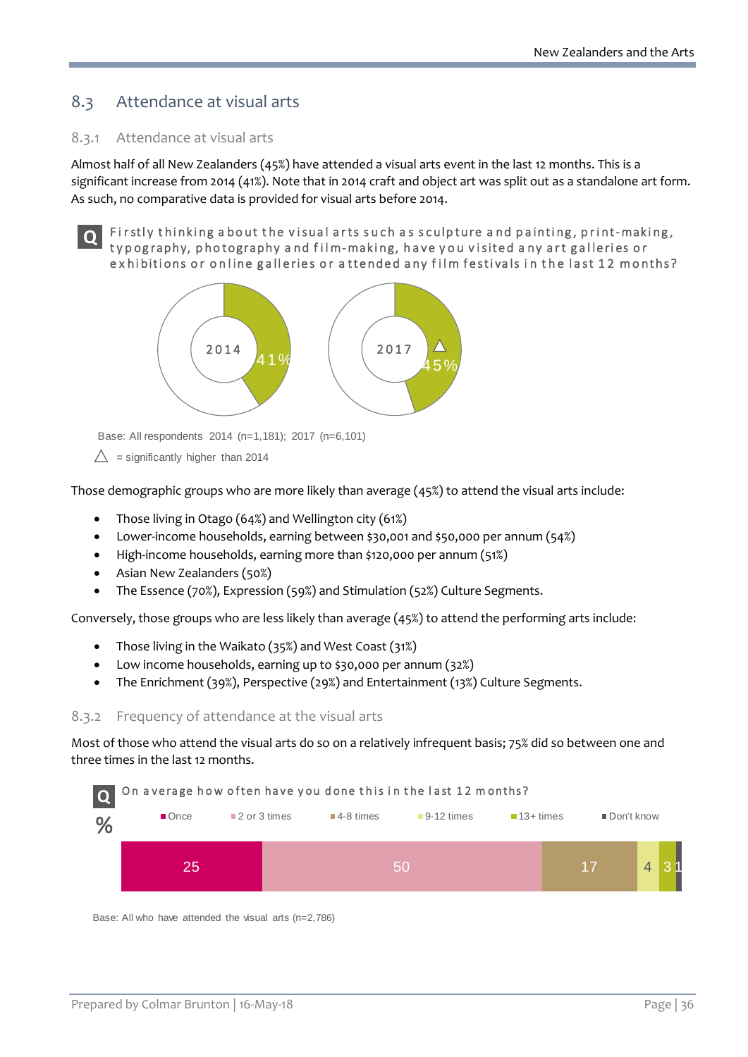## 8.3 Attendance at visual arts

### 8.3.1 Attendance at visual arts

Almost half of all New Zealanders (45%) have attended a visual arts event in the last 12 months. This is a significant increase from 2014 (41%). Note that in 2014 craft and object art was split out as a standalone art form. As such, no comparative data is provided for visual arts before 2014.

**Q** Firstly thinking about the visual arts such as sculpture and painting, print-making, typography, photography and film-making, have you visited any art galleries or exhibitions or online galleries or attended any film festivals in the last 12 months?

| Year | % |
|---|---|
| 2014 | 41% |
| 2017 | 45% △ |

Base: All respondents 2014 (n=1,181); 2017 (n=6,101)

△ = significantly higher than 2014

Those demographic groups who are more likely than average (45%) to attend the visual arts include:

- Those living in Otago (64%) and Wellington city (61%)
- Lower-income households, earning between $30,001 and $50,000 per annum (54%)
- High-income households, earning more than $120,000 per annum (51%)
- Asian New Zealanders (50%)
- The Essence (70%), Expression (59%) and Stimulation (52%) Culture Segments.

Conversely, those groups who are less likely than average (45%) to attend the performing arts include:

- Those living in the Waikato (35%) and West Coast (31%)
- Low income households, earning up to $30,000 per annum (32%)
- The Enrichment (39%), Perspective (29%) and Entertainment (13%) Culture Segments.

### 8.3.2 Frequency of attendance at the visual arts

Most of those who attend the visual arts do so on a relatively infrequent basis; 75% did so between one and three times in the last 12 months.

**Q** On average how often have you done this in the last 12 months?

| % | Once | 2 or 3 times | 4-8 times | 9-12 times | 13+ times | Don't know |
|---|---|---|---|---|---|---|
| | 25 | 50 | 17 | 4 | 3 | 1 |

Base: All who have attended the visual arts (n=2,786)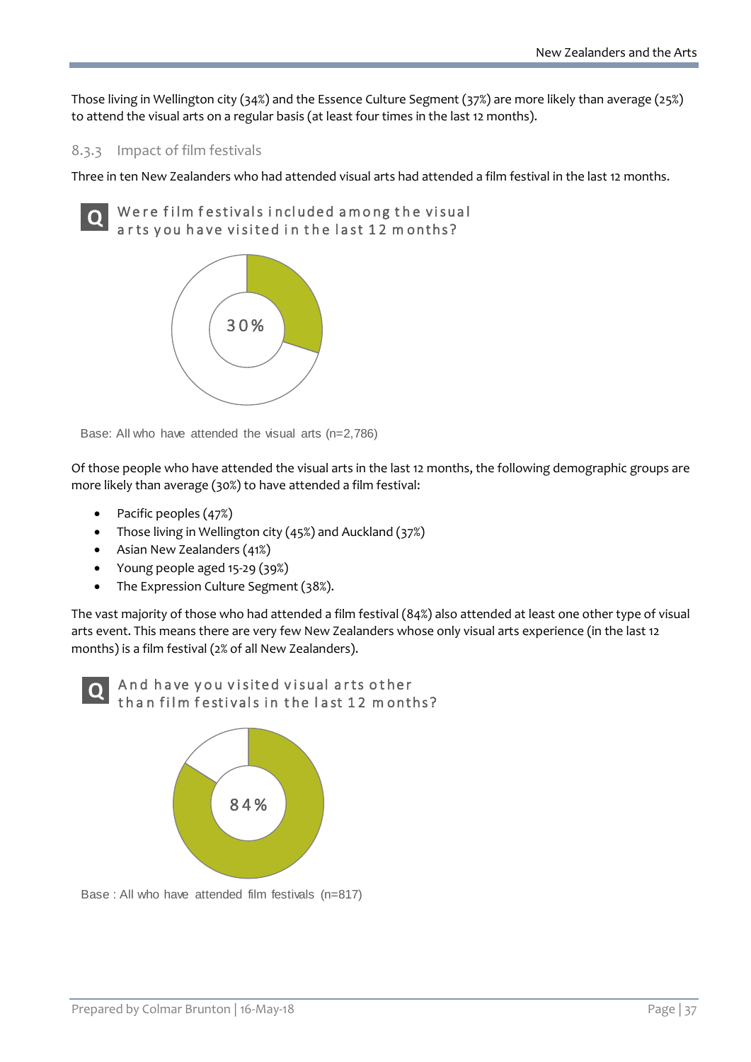Those living in Wellington city (34%) and the Essence Culture Segment (37%) are more likely than average (25%) to attend the visual arts on a regular basis (at least four times in the last 12 months).

### 8.3.3 Impact of film festivals

Three in ten New Zealanders who had attended visual arts had attended a film festival in the last 12 months.

**Q** Were film festivals included among the visual arts you have visited in the last 12 months?

30%

Base: All who have attended the visual arts (n=2,786)

Of those people who have attended the visual arts in the last 12 months, the following demographic groups are more likely than average (30%) to have attended a film festival:

- Pacific peoples (47%)
- Those living in Wellington city (45%) and Auckland (37%)
- Asian New Zealanders (41%)
- Young people aged 15-29 (39%)
- The Expression Culture Segment (38%).

The vast majority of those who had attended a film festival (84%) also attended at least one other type of visual arts event. This means there are very few New Zealanders whose only visual arts experience (in the last 12 months) is a film festival (2% of all New Zealanders).

**Q** And have you visited visual arts other than film festivals in the last 12 months?

84%

Base : All who have attended film festivals (n=817)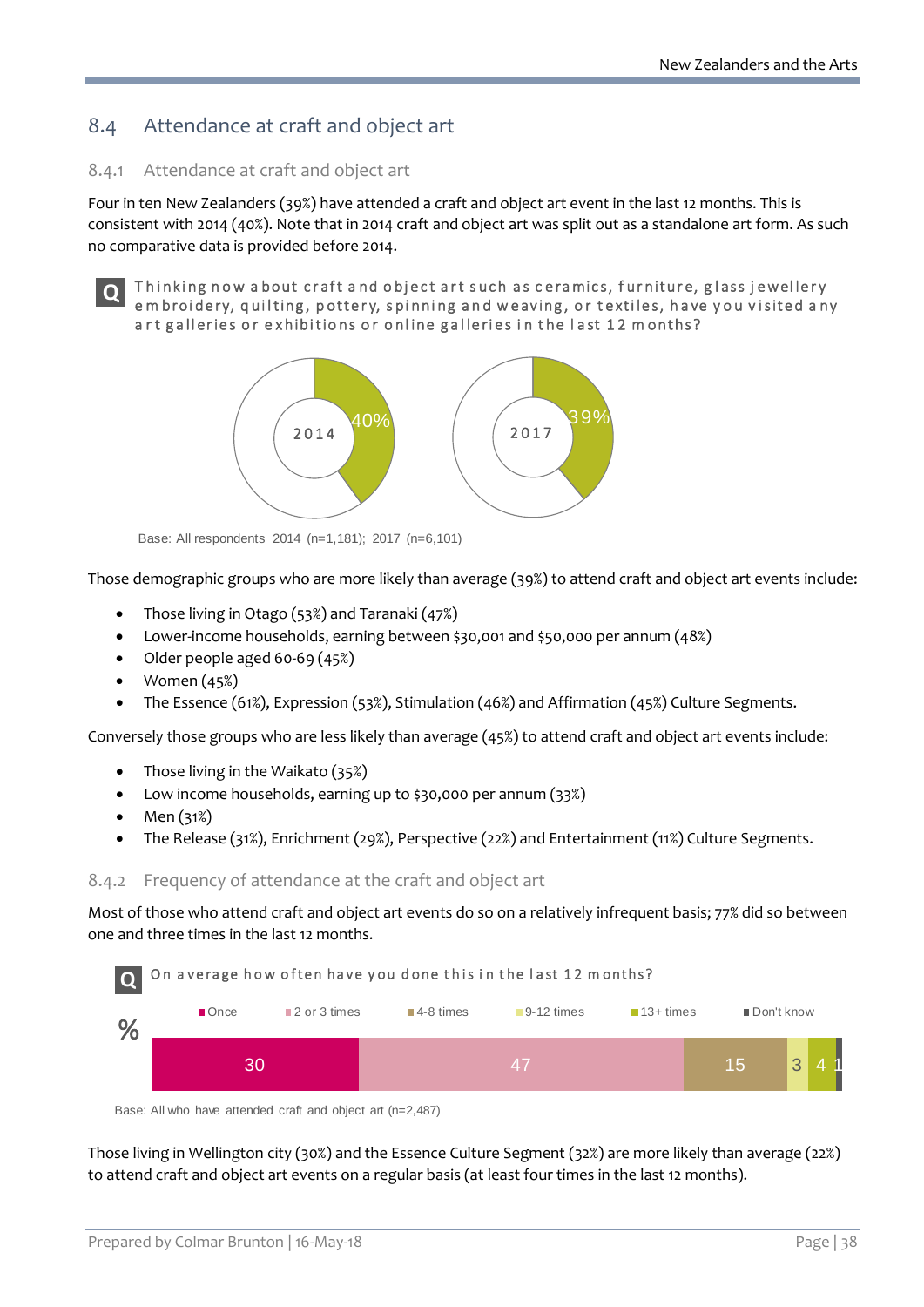## 8.4 Attendance at craft and object art

### 8.4.1 Attendance at craft and object art

Four in ten New Zealanders (39%) have attended a craft and object art event in the last 12 months. This is consistent with 2014 (40%). Note that in 2014 craft and object art was split out as a standalone art form. As such no comparative data is provided before 2014.

**Q** Thinking now about craft and object art such as ceramics, furniture, glass jewellery embroidery, quilting, pottery, spinning and weaving, or textiles, have you visited any art galleries or exhibitions or online galleries in the last 12 months?

| 2014 | 2017 |
|---|---|
| 40% | 39% |

Base: All respondents 2014 (n=1,181); 2017 (n=6,101)

Those demographic groups who are more likely than average (39%) to attend craft and object art events include:

- Those living in Otago (53%) and Taranaki (47%)
- Lower-income households, earning between $30,001 and $50,000 per annum (48%)
- Older people aged 60-69 (45%)
- Women (45%)
- The Essence (61%), Expression (53%), Stimulation (46%) and Affirmation (45%) Culture Segments.

Conversely those groups who are less likely than average (45%) to attend craft and object art events include:

- Those living in the Waikato (35%)
- Low income households, earning up to $30,000 per annum (33%)
- Men (31%)
- The Release (31%), Enrichment (29%), Perspective (22%) and Entertainment (11%) Culture Segments.

### 8.4.2 Frequency of attendance at the craft and object art

Most of those who attend craft and object art events do so on a relatively infrequent basis; 77% did so between one and three times in the last 12 months.

**Q** On average how often have you done this in the last 12 months?

| % | Once | 2 or 3 times | 4-8 times | 9-12 times | 13+ times | Don't know |
|---|---|---|---|---|---|---|
| | 30 | 47 | 15 | 3 | 4 | 1 |

Base: All who have attended craft and object art (n=2,487)

Those living in Wellington city (30%) and the Essence Culture Segment (32%) are more likely than average (22%) to attend craft and object art events on a regular basis (at least four times in the last 12 months).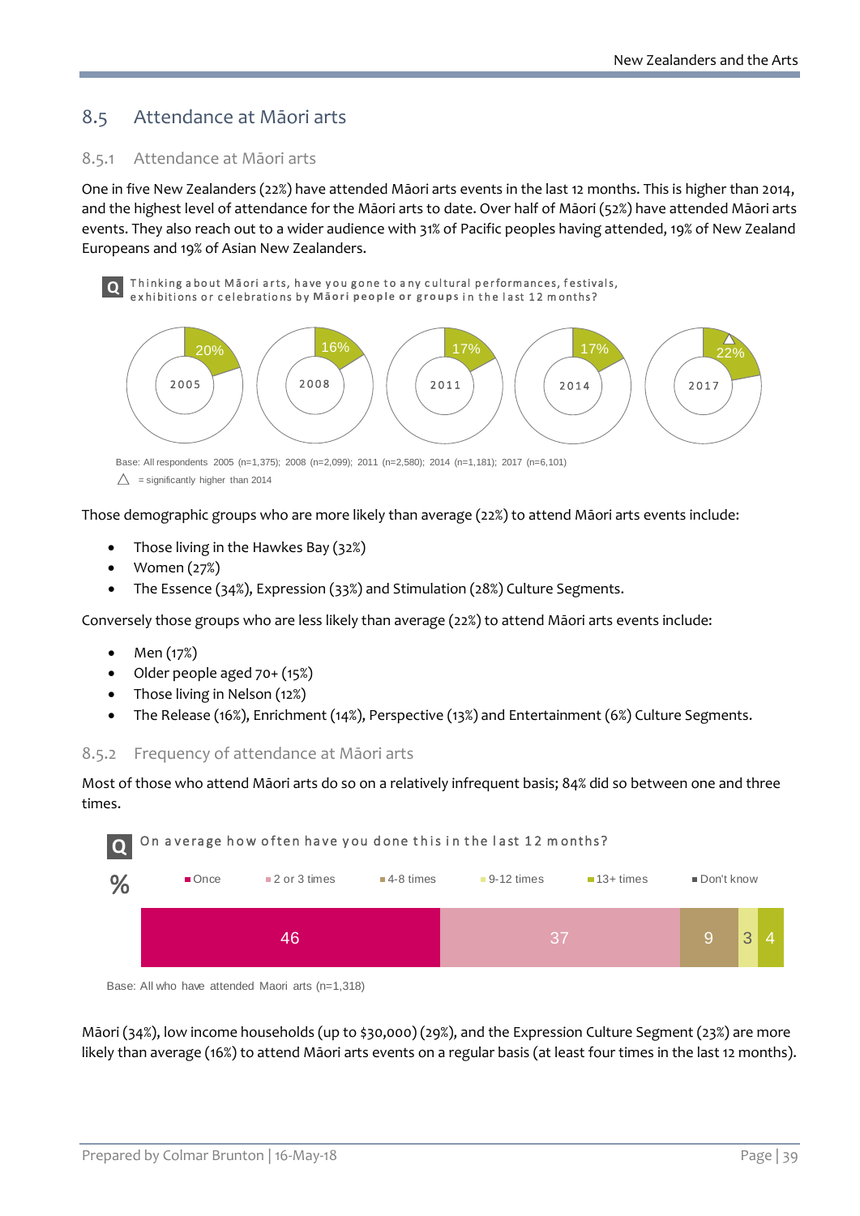## 8.5 Attendance at Māori arts

### 8.5.1 Attendance at Māori arts

One in five New Zealanders (22%) have attended Māori arts events in the last 12 months. This is higher than 2014, and the highest level of attendance for the Māori arts to date. Over half of Māori (52%) have attended Māori arts events. They also reach out to a wider audience with 31% of Pacific peoples having attended, 19% of New Zealand Europeans and 19% of Asian New Zealanders.

**Q** Thinking about Māori arts, have you gone to any cultural performances, festivals, exhibitions or celebrations by **Māori people or groups** in the last 12 months?

| 2005 | 2008 | 2011 | 2014 | 2017 |
|---|---|---|---|---|
| 20% | 16% | 17% | 17% | 22% △ |

Base: All respondents 2005 (n=1,375); 2008 (n=2,099); 2011 (n=2,580); 2014 (n=1,181); 2017 (n=6,101)

△ = significantly higher than 2014

Those demographic groups who are more likely than average (22%) to attend Māori arts events include:

- Those living in the Hawkes Bay (32%)
- Women (27%)
- The Essence (34%), Expression (33%) and Stimulation (28%) Culture Segments.

Conversely those groups who are less likely than average (22%) to attend Māori arts events include:

- Men (17%)
- Older people aged 70+ (15%)
- Those living in Nelson (12%)
- The Release (16%), Enrichment (14%), Perspective (13%) and Entertainment (6%) Culture Segments.

### 8.5.2 Frequency of attendance at Māori arts

Most of those who attend Māori arts do so on a relatively infrequent basis; 84% did so between one and three times.

**Q** On average how often have you done this in the last 12 months?

| % | Once | 2 or 3 times | 4-8 times | 9-12 times | 13+ times | Don't know |
|---|---|---|---|---|---|---|
| | 46 | 37 | 9 | 3 | 4 | |

Base: All who have attended Maori arts (n=1,318)

Māori (34%), low income households (up to $30,000) (29%), and the Expression Culture Segment (23%) are more likely than average (16%) to attend Māori arts events on a regular basis (at least four times in the last 12 months).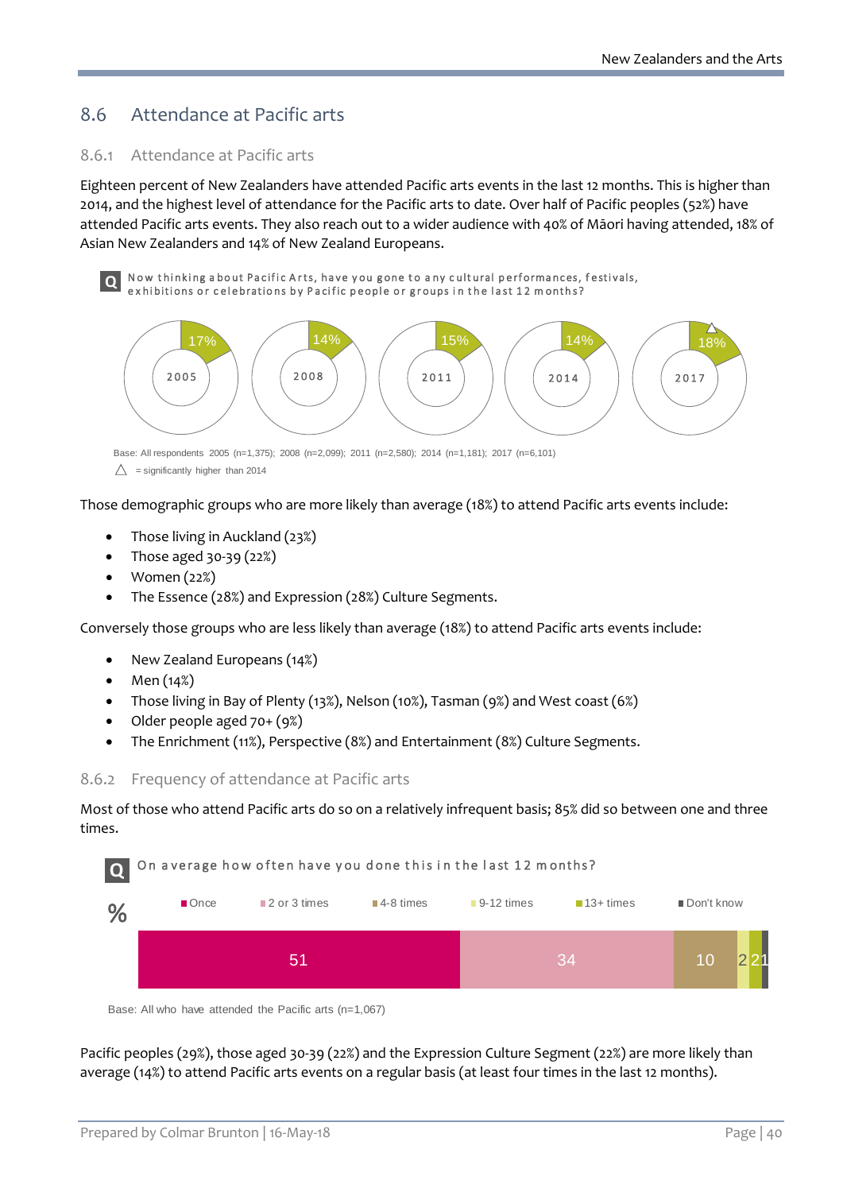## 8.6 Attendance at Pacific arts

### 8.6.1 Attendance at Pacific arts

Eighteen percent of New Zealanders have attended Pacific arts events in the last 12 months. This is higher than 2014, and the highest level of attendance for the Pacific arts to date. Over half of Pacific peoples (52%) have attended Pacific arts events. They also reach out to a wider audience with 40% of Māori having attended, 18% of Asian New Zealanders and 14% of New Zealand Europeans.

Q Now thinking about Pacific Arts, have you gone to any cultural performances, festivals, exhibitions or celebrations by Pacific people or groups in the last 12 months?

| 2005 | 2008 | 2011 | 2014 | 2017 |
|---|---|---|---|---|
| 17% | 14% | 15% | 14% | 18% △ |

Base: All respondents 2005 (n=1,375); 2008 (n=2,099); 2011 (n=2,580); 2014 (n=1,181); 2017 (n=6,101)

△ = significantly higher than 2014

Those demographic groups who are more likely than average (18%) to attend Pacific arts events include:

- Those living in Auckland (23%)
- Those aged 30-39 (22%)
- Women (22%)
- The Essence (28%) and Expression (28%) Culture Segments.

Conversely those groups who are less likely than average (18%) to attend Pacific arts events include:

- New Zealand Europeans (14%)
- Men (14%)
- Those living in Bay of Plenty (13%), Nelson (10%), Tasman (9%) and West coast (6%)
- Older people aged 70+ (9%)
- The Enrichment (11%), Perspective (8%) and Entertainment (8%) Culture Segments.

### 8.6.2 Frequency of attendance at Pacific arts

Most of those who attend Pacific arts do so on a relatively infrequent basis; 85% did so between one and three times.

Q On average how often have you done this in the last 12 months?

| % | Once | 2 or 3 times | 4-8 times | 9-12 times | 13+ times | Don't know |
|---|---|---|---|---|---|---|
| | 51 | 34 | 10 | 2 | 2 | 1 |

Base: All who have attended the Pacific arts (n=1,067)

Pacific peoples (29%), those aged 30-39 (22%) and the Expression Culture Segment (22%) are more likely than average (14%) to attend Pacific arts events on a regular basis (at least four times in the last 12 months).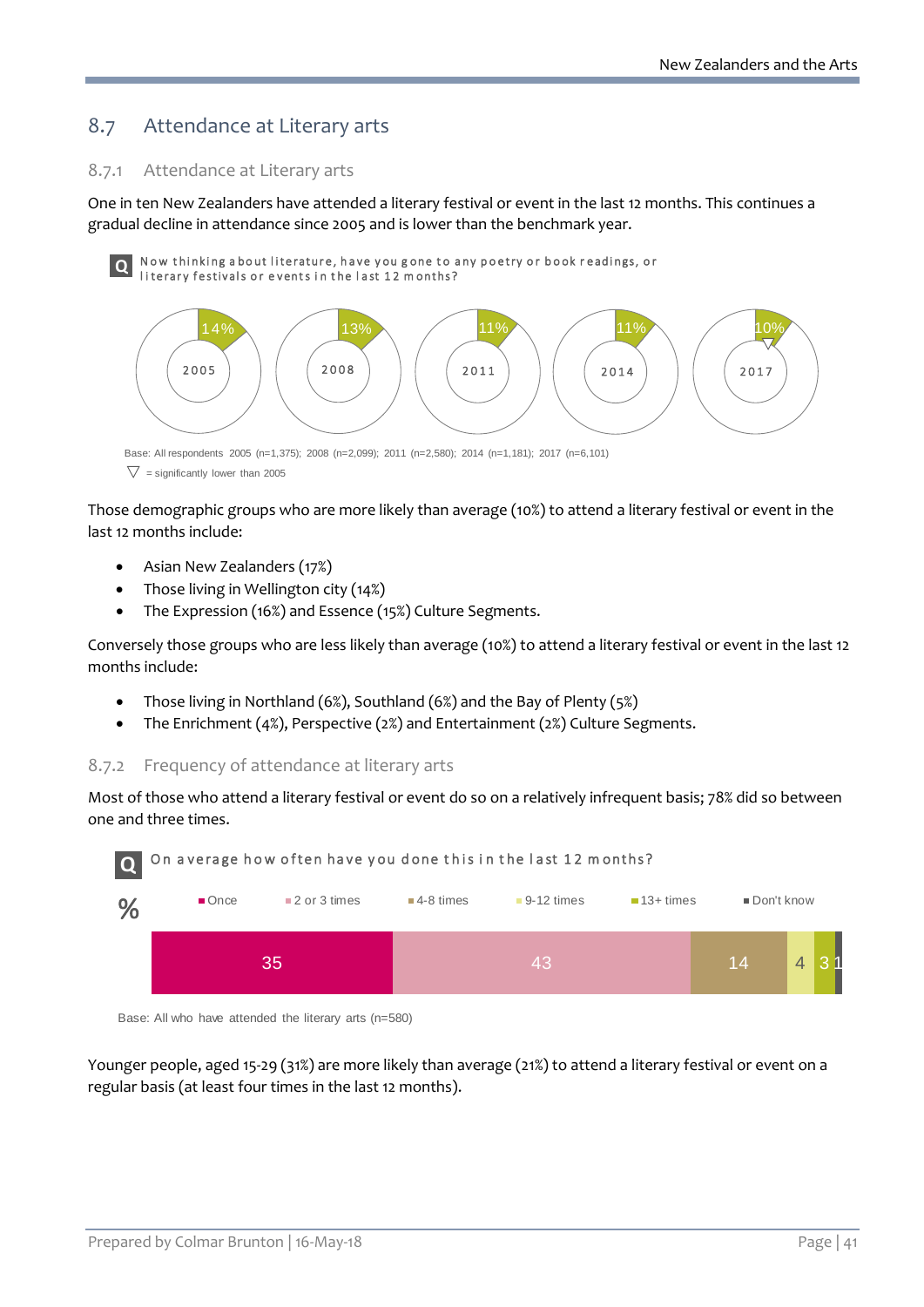## 8.7 Attendance at Literary arts

### 8.7.1 Attendance at Literary arts

One in ten New Zealanders have attended a literary festival or event in the last 12 months. This continues a gradual decline in attendance since 2005 and is lower than the benchmark year.

**Q** Now thinking about literature, have you gone to any poetry or book readings, or literary festivals or events in the last 12 months?

| 2005 | 2008 | 2011 | 2014 | 2017 |
|---|---|---|---|---|
| 14% | 13% | 11% | 11% | 10% ▽ |

Base: All respondents 2005 (n=1,375); 2008 (n=2,099); 2011 (n=2,580); 2014 (n=1,181); 2017 (n=6,101)

▽ = significantly lower than 2005

Those demographic groups who are more likely than average (10%) to attend a literary festival or event in the last 12 months include:

- Asian New Zealanders (17%)
- Those living in Wellington city (14%)
- The Expression (16%) and Essence (15%) Culture Segments.

Conversely those groups who are less likely than average (10%) to attend a literary festival or event in the last 12 months include:

- Those living in Northland (6%), Southland (6%) and the Bay of Plenty (5%)
- The Enrichment (4%), Perspective (2%) and Entertainment (2%) Culture Segments.

### 8.7.2 Frequency of attendance at literary arts

Most of those who attend a literary festival or event do so on a relatively infrequent basis; 78% did so between one and three times.

**Q** On average how often have you done this in the last 12 months?

| % | Once | 2 or 3 times | 4-8 times | 9-12 times | 13+ times | Don't know |
|---|---|---|---|---|---|---|
| | 35 | 43 | 14 | 4 | 3 | 1 |

Base: All who have attended the literary arts (n=580)

Younger people, aged 15-29 (31%) are more likely than average (21%) to attend a literary festival or event on a regular basis (at least four times in the last 12 months).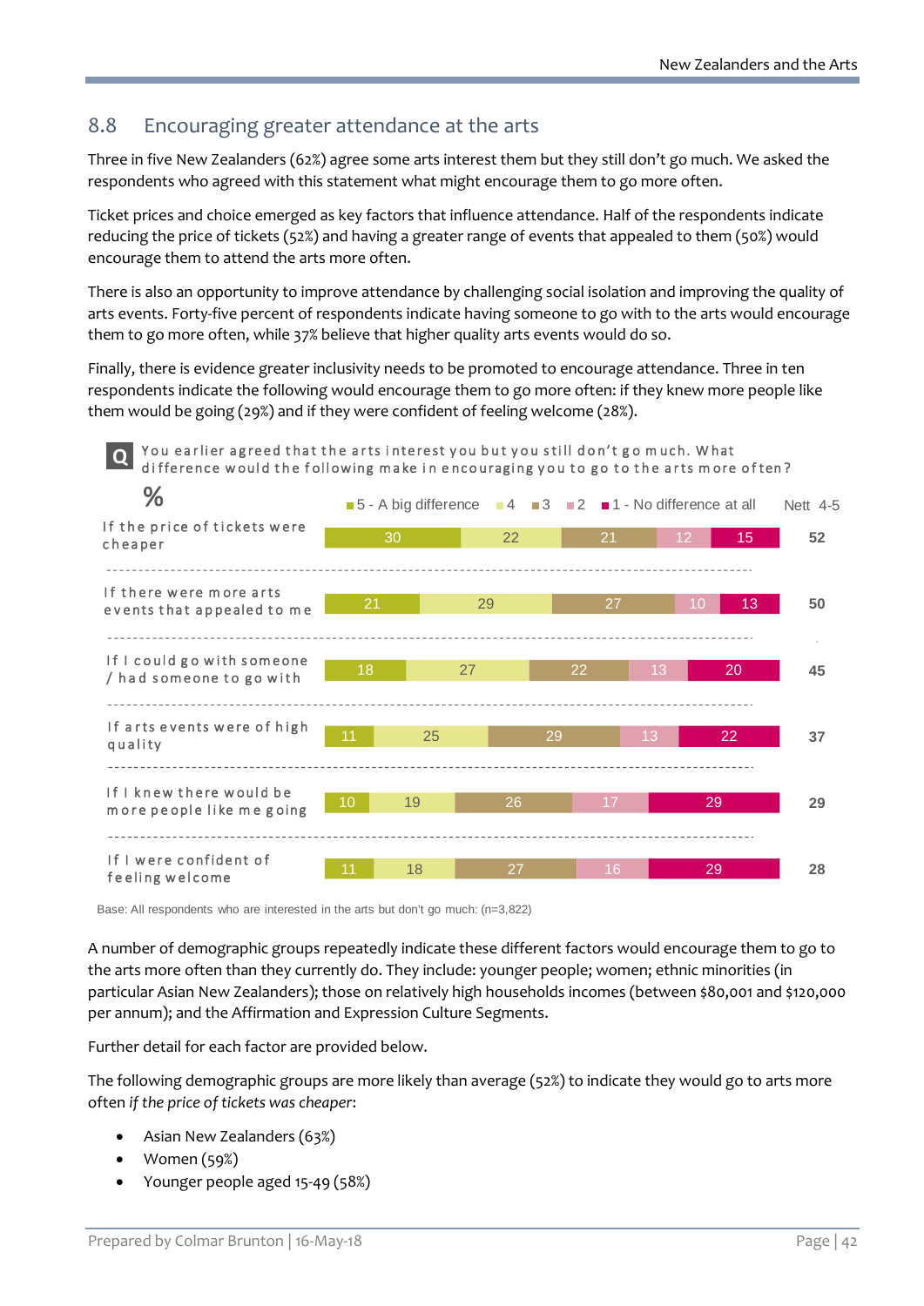## 8.8 Encouraging greater attendance at the arts

Three in five New Zealanders (62%) agree some arts interest them but they still don't go much. We asked the respondents who agreed with this statement what might encourage them to go more often.

Ticket prices and choice emerged as key factors that influence attendance. Half of the respondents indicate reducing the price of tickets (52%) and having a greater range of events that appealed to them (50%) would encourage them to attend the arts more often.

There is also an opportunity to improve attendance by challenging social isolation and improving the quality of arts events. Forty-five percent of respondents indicate having someone to go with to the arts would encourage them to go more often, while 37% believe that higher quality arts events would do so.

Finally, there is evidence greater inclusivity needs to be promoted to encourage attendance. Three in ten respondents indicate the following would encourage them to go more often: if they knew more people like them would be going (29%) and if they were confident of feeling welcome (28%).

**Q** You earlier agreed that the arts interest you but you still don't go much. What difference would the following make in encouraging you to go to the arts more often?

%

| | 5 - A big difference | 4 | 3 | 2 | 1 - No difference at all | Nett 4-5 |
|---|---|---|---|---|---|---|
| If the price of tickets were cheaper | 30 | 22 | 21 | 12 | 15 | 52 |
| If there were more arts events that appealed to me | 21 | 29 | 27 | 10 | 13 | 50 |
| If I could go with someone / had someone to go with | 18 | 27 | 22 | 13 | 20 | 45 |
| If arts events were of high quality | 11 | 25 | 29 | 13 | 22 | 37 |
| If I knew there would be more people like me going | 10 | 19 | 26 | 17 | 29 | 29 |
| If I were confident of feeling welcome | 11 | 18 | 27 | 16 | 29 | 28 |

Base: All respondents who are interested in the arts but don't go much: (n=3,822)

A number of demographic groups repeatedly indicate these different factors would encourage them to go to the arts more often than they currently do. They include: younger people; women; ethnic minorities (in particular Asian New Zealanders); those on relatively high households incomes (between $80,001 and $120,000 per annum); and the Affirmation and Expression Culture Segments.

Further detail for each factor are provided below.

The following demographic groups are more likely than average (52%) to indicate they would go to arts more often *if the price of tickets was cheaper*:

- Asian New Zealanders (63%)
- Women (59%)
- Younger people aged 15-49 (58%)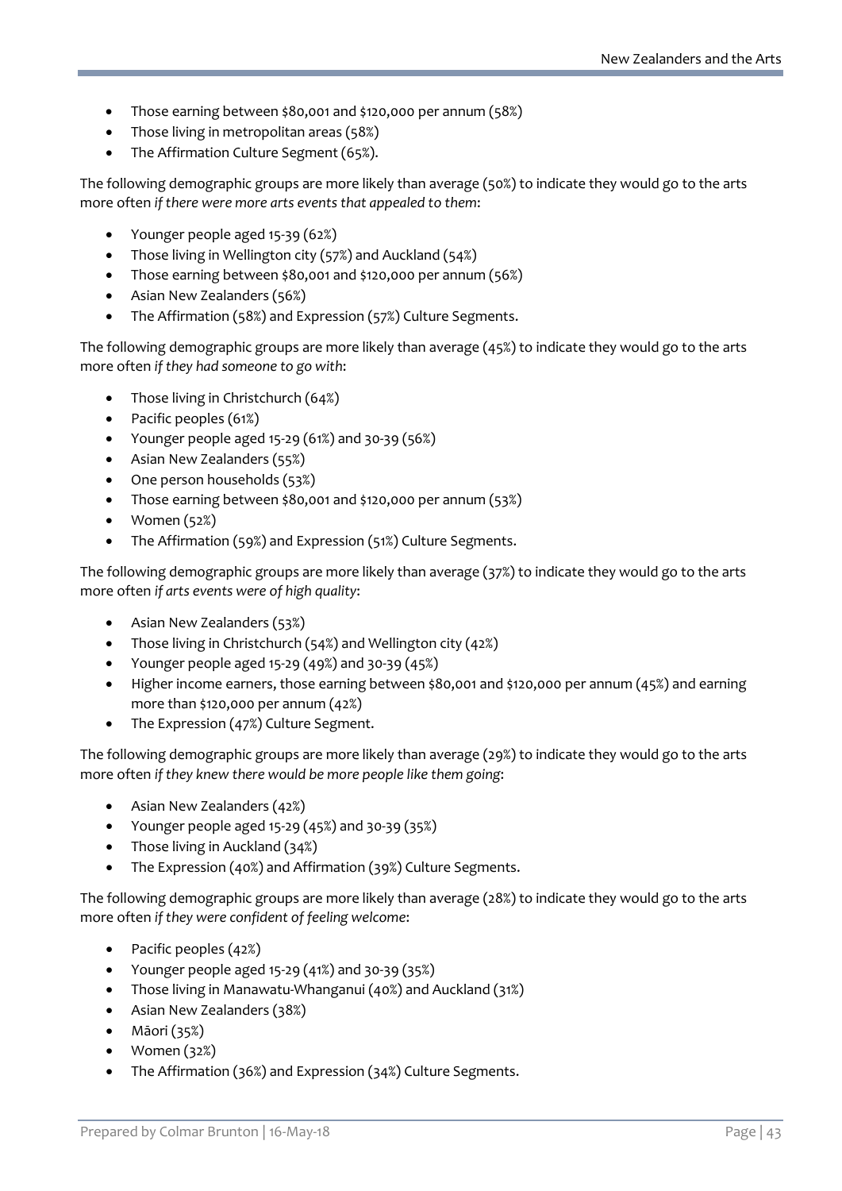- Those earning between $80,001 and $120,000 per annum (58%)
- Those living in metropolitan areas (58%)
- The Affirmation Culture Segment (65%).

The following demographic groups are more likely than average (50%) to indicate they would go to the arts more often *if there were more arts events that appealed to them*:

- Younger people aged 15-39 (62%)
- Those living in Wellington city (57%) and Auckland (54%)
- Those earning between $80,001 and $120,000 per annum (56%)
- Asian New Zealanders (56%)
- The Affirmation (58%) and Expression (57%) Culture Segments.

The following demographic groups are more likely than average (45%) to indicate they would go to the arts more often *if they had someone to go with*:

- Those living in Christchurch (64%)
- Pacific peoples (61%)
- Younger people aged 15-29 (61%) and 30-39 (56%)
- Asian New Zealanders (55%)
- One person households (53%)
- Those earning between $80,001 and $120,000 per annum (53%)
- Women (52%)
- The Affirmation (59%) and Expression (51%) Culture Segments.

The following demographic groups are more likely than average (37%) to indicate they would go to the arts more often *if arts events were of high quality*:

- Asian New Zealanders (53%)
- Those living in Christchurch (54%) and Wellington city (42%)
- Younger people aged 15-29 (49%) and 30-39 (45%)
- Higher income earners, those earning between $80,001 and $120,000 per annum (45%) and earning more than $120,000 per annum (42%)
- The Expression (47%) Culture Segment.

The following demographic groups are more likely than average (29%) to indicate they would go to the arts more often *if they knew there would be more people like them going*:

- Asian New Zealanders (42%)
- Younger people aged 15-29 (45%) and 30-39 (35%)
- Those living in Auckland (34%)
- The Expression (40%) and Affirmation (39%) Culture Segments.

The following demographic groups are more likely than average (28%) to indicate they would go to the arts more often *if they were confident of feeling welcome*:

- Pacific peoples (42%)
- Younger people aged 15-29 (41%) and 30-39 (35%)
- Those living in Manawatu-Whanganui (40%) and Auckland (31%)
- Asian New Zealanders (38%)
- Māori (35%)
- Women (32%)
- The Affirmation (36%) and Expression (34%) Culture Segments.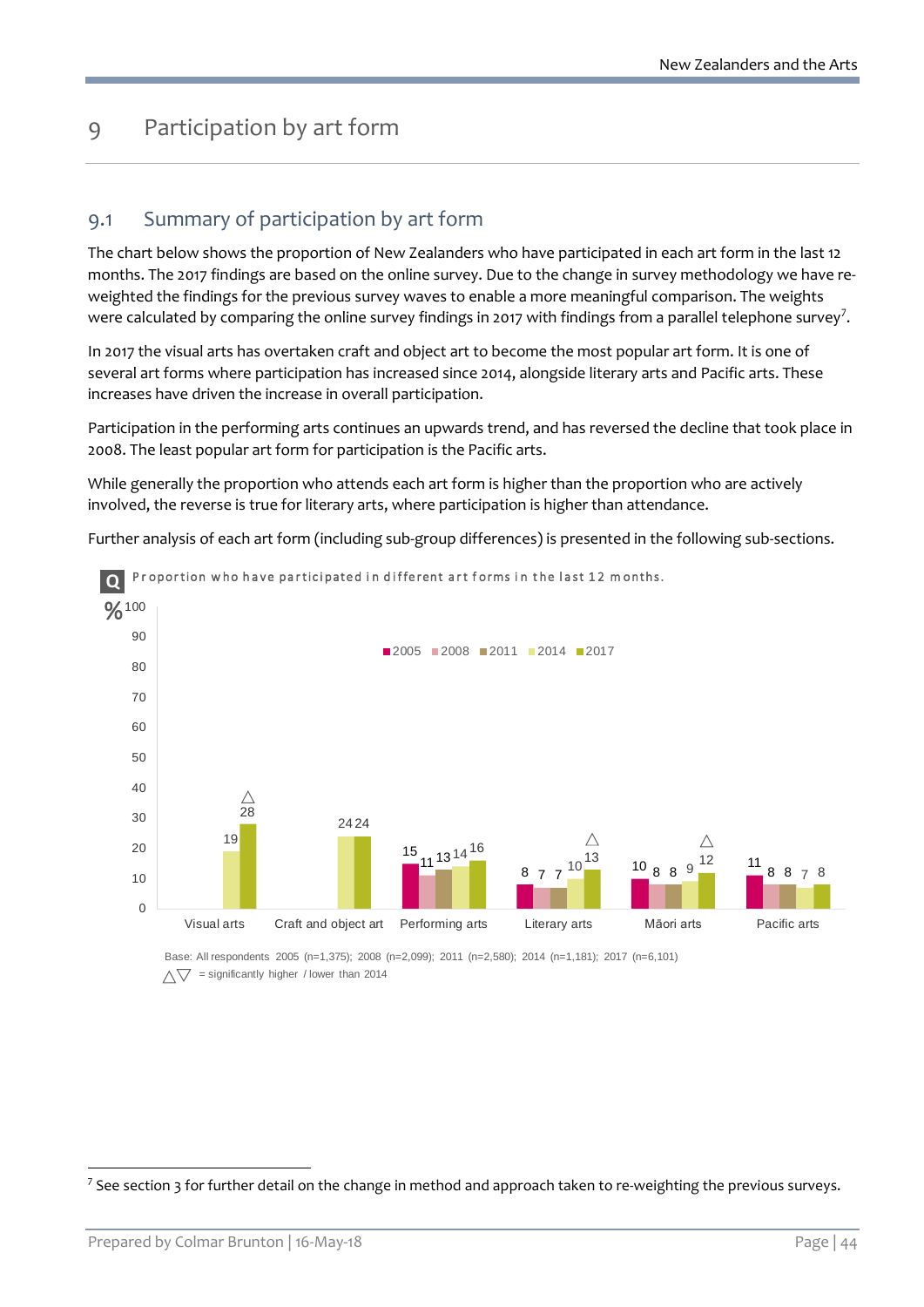# 9 Participation by art form

## 9.1 Summary of participation by art form

The chart below shows the proportion of New Zealanders who have participated in each art form in the last 12 months. The 2017 findings are based on the online survey. Due to the change in survey methodology we have re-weighted the findings for the previous survey waves to enable a more meaningful comparison. The weights were calculated by comparing the online survey findings in 2017 with findings from a parallel telephone survey[7].

In 2017 the visual arts has overtaken craft and object art to become the most popular art form. It is one of several art forms where participation has increased since 2014, alongside literary arts and Pacific arts. These increases have driven the increase in overall participation.

Participation in the performing arts continues an upwards trend, and has reversed the decline that took place in 2008. The least popular art form for participation is the Pacific arts.

While generally the proportion who attends each art form is higher than the proportion who are actively involved, the reverse is true for literary arts, where participation is higher than attendance.

Further analysis of each art form (including sub-group differences) is presented in the following sub-sections.

**Q** Proportion who have participated in different art forms in the last 12 months.

| % | 2005 | 2008 | 2011 | 2014 | 2017 |
|---|---|---|---|---|---|
| Visual arts | | | | 19 | 28 △ |
| Craft and object art | | | | 24 | 24 |
| Performing arts | 15 | 11 | 13 | 14 | 16 |
| Literary arts | 8 | 7 | 7 | 10 | 13 △ |
| Māori arts | 10 | 8 | 8 | 9 | 12 △ |
| Pacific arts | 11 | 8 | 8 | 7 | 8 |

Base: All respondents 2005 (n=1,375); 2008 (n=2,099); 2011 (n=2,580); 2014 (n=1,181); 2017 (n=6,101)

△▽ = significantly higher / lower than 2014

---

[7] See section 3 for further detail on the change in method and approach taken to re-weighting the previous surveys.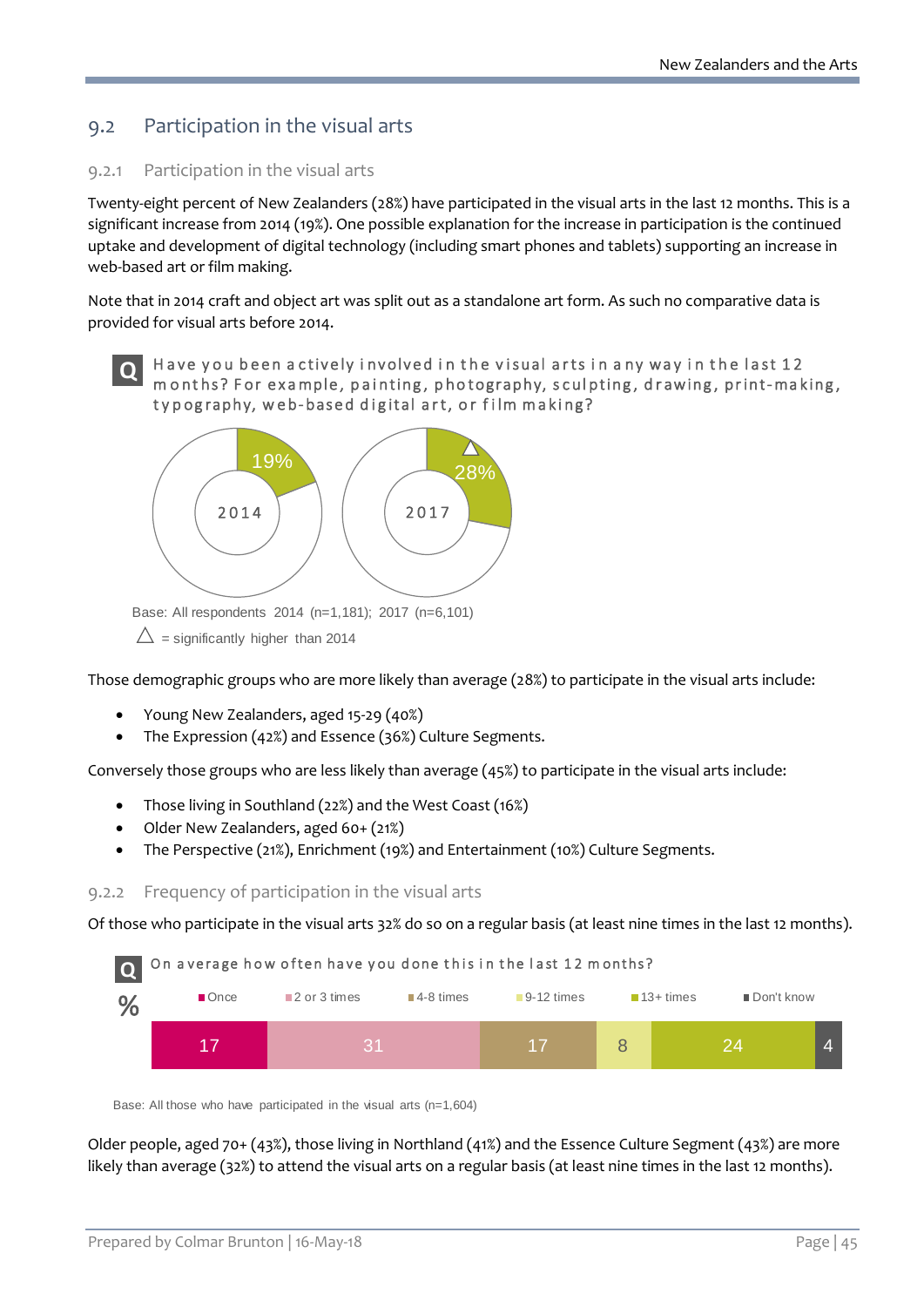## 9.2 Participation in the visual arts

### 9.2.1 Participation in the visual arts

Twenty-eight percent of New Zealanders (28%) have participated in the visual arts in the last 12 months. This is a significant increase from 2014 (19%). One possible explanation for the increase in participation is the continued uptake and development of digital technology (including smart phones and tablets) supporting an increase in web-based art or film making.

Note that in 2014 craft and object art was split out as a standalone art form. As such no comparative data is provided for visual arts before 2014.

**Q** Have you been actively involved in the visual arts in any way in the last 12 months? For example, painting, photography, sculpting, drawing, print-making, typography, web-based digital art, or film making?

| 2014 | 2017 |
|---|---|
| 19% | 28% △ |

Base: All respondents 2014 (n=1,181); 2017 (n=6,101)

△ = significantly higher than 2014

Those demographic groups who are more likely than average (28%) to participate in the visual arts include:

- Young New Zealanders, aged 15-29 (40%)
- The Expression (42%) and Essence (36%) Culture Segments.

Conversely those groups who are less likely than average (45%) to participate in the visual arts include:

- Those living in Southland (22%) and the West Coast (16%)
- Older New Zealanders, aged 60+ (21%)
- The Perspective (21%), Enrichment (19%) and Entertainment (10%) Culture Segments.

### 9.2.2 Frequency of participation in the visual arts

Of those who participate in the visual arts 32% do so on a regular basis (at least nine times in the last 12 months).

**Q** On average how often have you done this in the last 12 months?

| % | Once | 2 or 3 times | 4-8 times | 9-12 times | 13+ times | Don't know |
|---|---|---|---|---|---|---|
| | 17 | 31 | 17 | 8 | 24 | 4 |

Base: All those who have participated in the visual arts (n=1,604)

Older people, aged 70+ (43%), those living in Northland (41%) and the Essence Culture Segment (43%) are more likely than average (32%) to attend the visual arts on a regular basis (at least nine times in the last 12 months).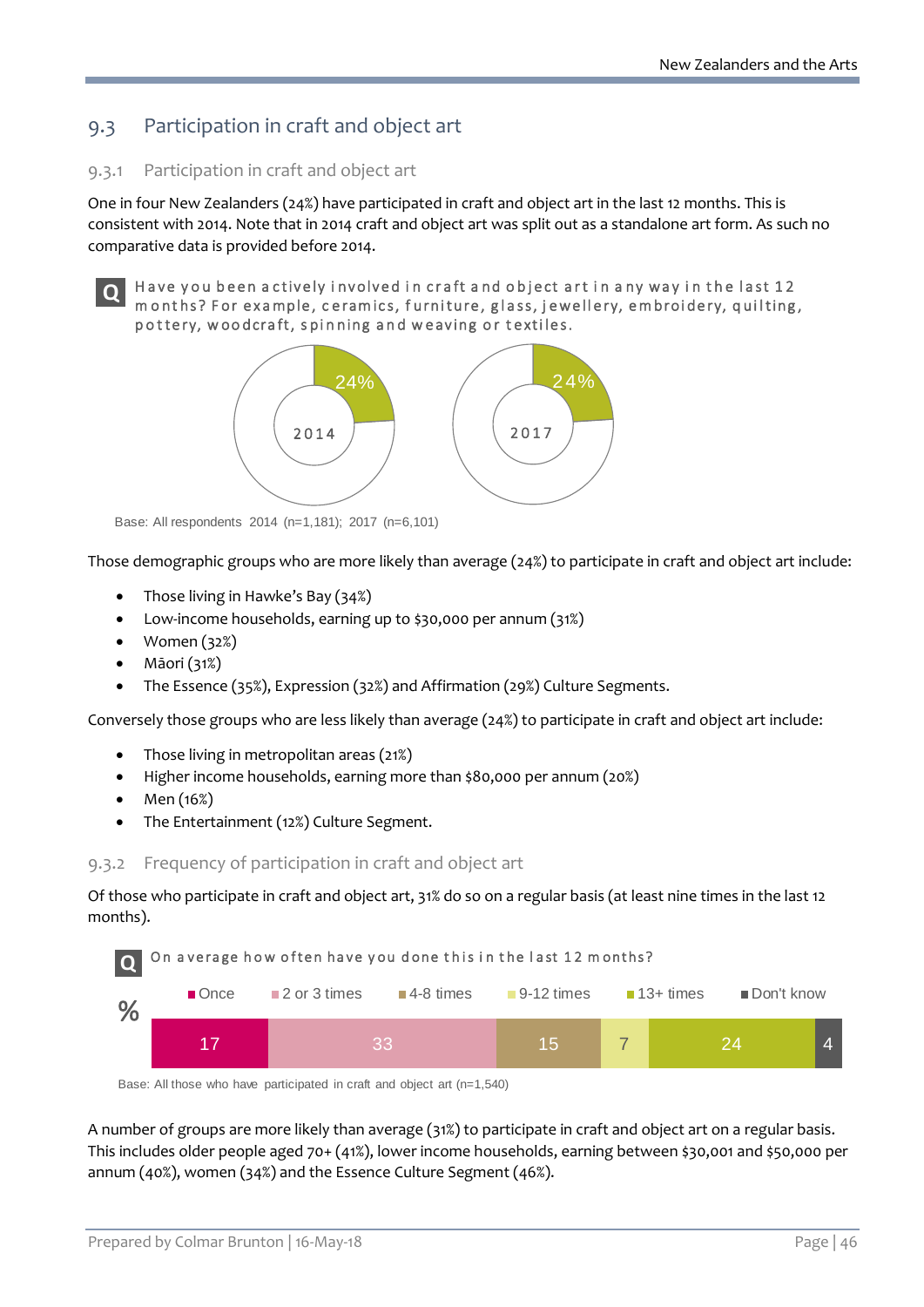## 9.3 Participation in craft and object art

### 9.3.1 Participation in craft and object art

One in four New Zealanders (24%) have participated in craft and object art in the last 12 months. This is consistent with 2014. Note that in 2014 craft and object art was split out as a standalone art form. As such no comparative data is provided before 2014.

**Q** Have you been actively involved in craft and object art in any way in the last 12 months? For example, ceramics, furniture, glass, jewellery, embroidery, quilting, pottery, woodcraft, spinning and weaving or textiles.

| Year | % |
|---|---|
| 2014 | 24% |
| 2017 | 24% |

Base: All respondents 2014 (n=1,181); 2017 (n=6,101)

Those demographic groups who are more likely than average (24%) to participate in craft and object art include:

- Those living in Hawke's Bay (34%)
- Low-income households, earning up to $30,000 per annum (31%)
- Women (32%)
- Māori (31%)
- The Essence (35%), Expression (32%) and Affirmation (29%) Culture Segments.

Conversely those groups who are less likely than average (24%) to participate in craft and object art include:

- Those living in metropolitan areas (21%)
- Higher income households, earning more than $80,000 per annum (20%)
- Men (16%)
- The Entertainment (12%) Culture Segment.

### 9.3.2 Frequency of participation in craft and object art

Of those who participate in craft and object art, 31% do so on a regular basis (at least nine times in the last 12 months).

**Q** On average how often have you done this in the last 12 months?

| % | Once | 2 or 3 times | 4-8 times | 9-12 times | 13+ times | Don't know |
|---|---|---|---|---|---|---|
| | 17 | 33 | 15 | 7 | 24 | 4 |

Base: All those who have participated in craft and object art (n=1,540)

A number of groups are more likely than average (31%) to participate in craft and object art on a regular basis. This includes older people aged 70+ (41%), lower income households, earning between $30,001 and $50,000 per annum (40%), women (34%) and the Essence Culture Segment (46%).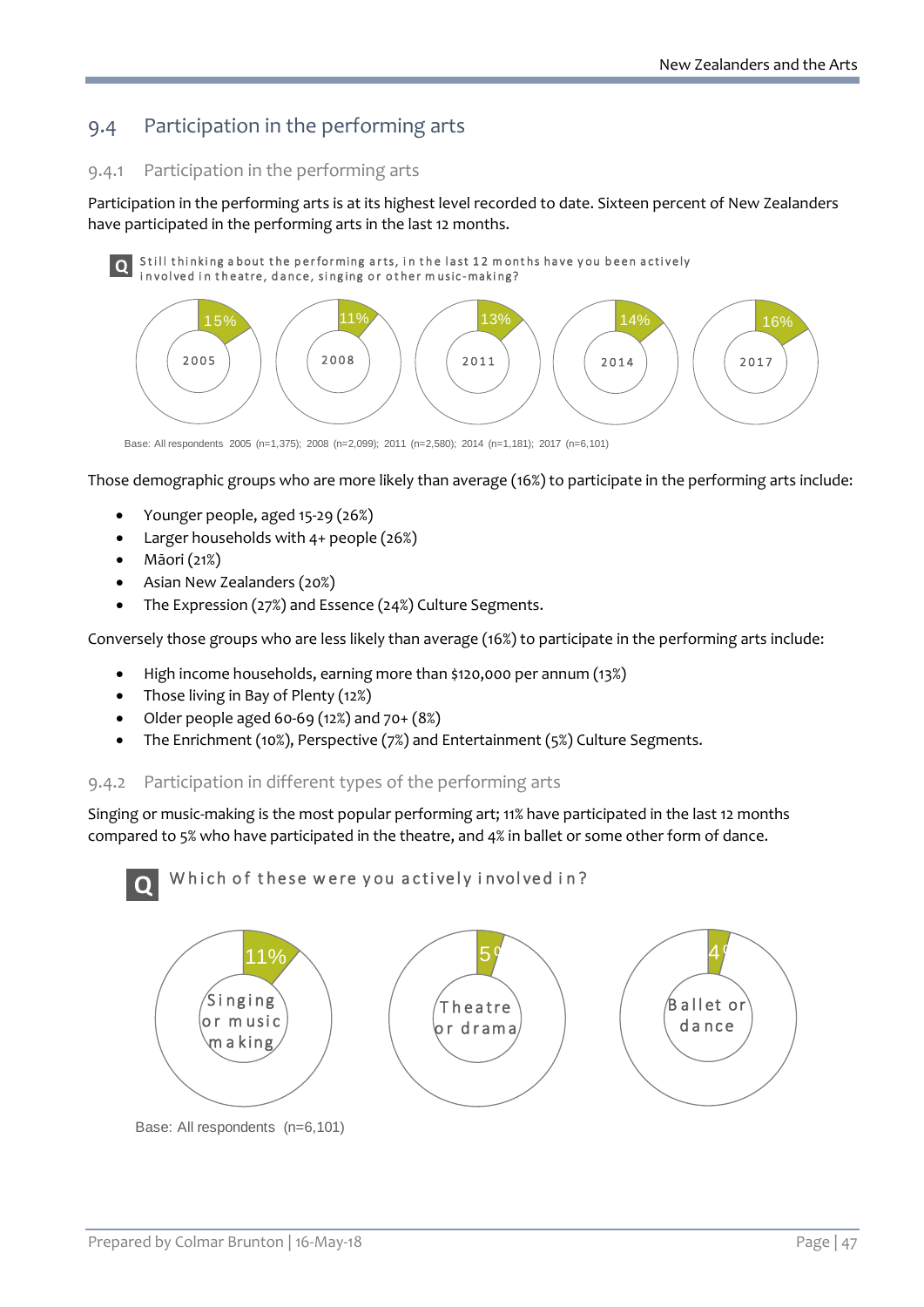## 9.4 Participation in the performing arts

### 9.4.1 Participation in the performing arts

Participation in the performing arts is at its highest level recorded to date. Sixteen percent of New Zealanders have participated in the performing arts in the last 12 months.

**Q** Still thinking about the performing arts, in the last 12 months have you been actively involved in theatre, dance, singing or other music-making?

| 2005 | 2008 | 2011 | 2014 | 2017 |
|---|---|---|---|---|
| 15% | 11% | 13% | 14% | 16% |

Base: All respondents 2005 (n=1,375); 2008 (n=2,099); 2011 (n=2,580); 2014 (n=1,181); 2017 (n=6,101)

Those demographic groups who are more likely than average (16%) to participate in the performing arts include:

- Younger people, aged 15-29 (26%)
- Larger households with 4+ people (26%)
- Māori (21%)
- Asian New Zealanders (20%)
- The Expression (27%) and Essence (24%) Culture Segments.

Conversely those groups who are less likely than average (16%) to participate in the performing arts include:

- High income households, earning more than $120,000 per annum (13%)
- Those living in Bay of Plenty (12%)
- Older people aged 60-69 (12%) and 70+ (8%)
- The Enrichment (10%), Perspective (7%) and Entertainment (5%) Culture Segments.

### 9.4.2 Participation in different types of the performing arts

Singing or music-making is the most popular performing art; 11% have participated in the last 12 months compared to 5% who have participated in the theatre, and 4% in ballet or some other form of dance.

**Q** Which of these were you actively involved in?

| Singing or music making | Theatre or drama | Ballet or dance |
|---|---|---|
| 11% | 5% | 4% |

Base: All respondents (n=6,101)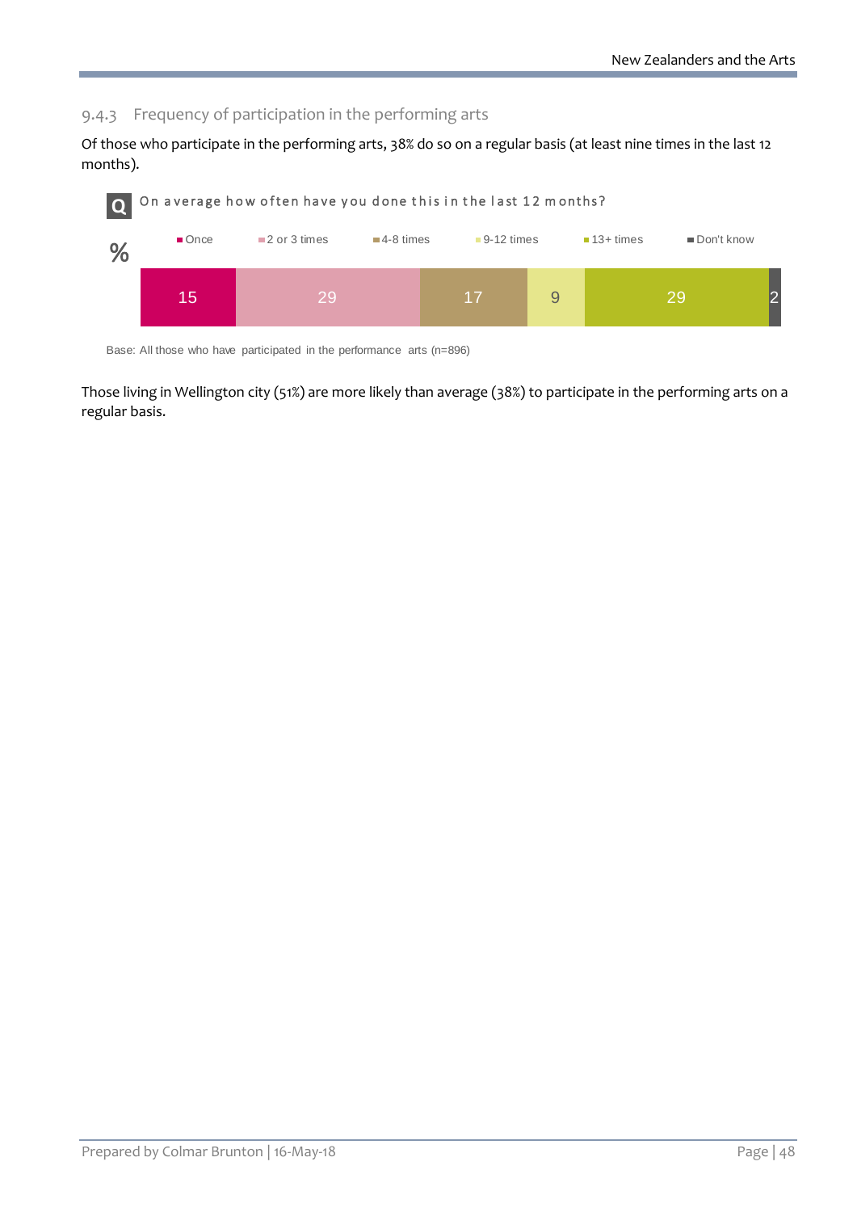### 9.4.3 Frequency of participation in the performing arts

Of those who participate in the performing arts, 38% do so on a regular basis (at least nine times in the last 12 months).

**Q** On average how often have you done this in the last 12 months?

| % | Once | 2 or 3 times | 4-8 times | 9-12 times | 13+ times | Don't know |
|---|---|---|---|---|---|---|
| | 15 | 29 | 17 | 9 | 29 | 2 |

Base: All those who have participated in the performance arts (n=896)

Those living in Wellington city (51%) are more likely than average (38%) to participate in the performing arts on a regular basis.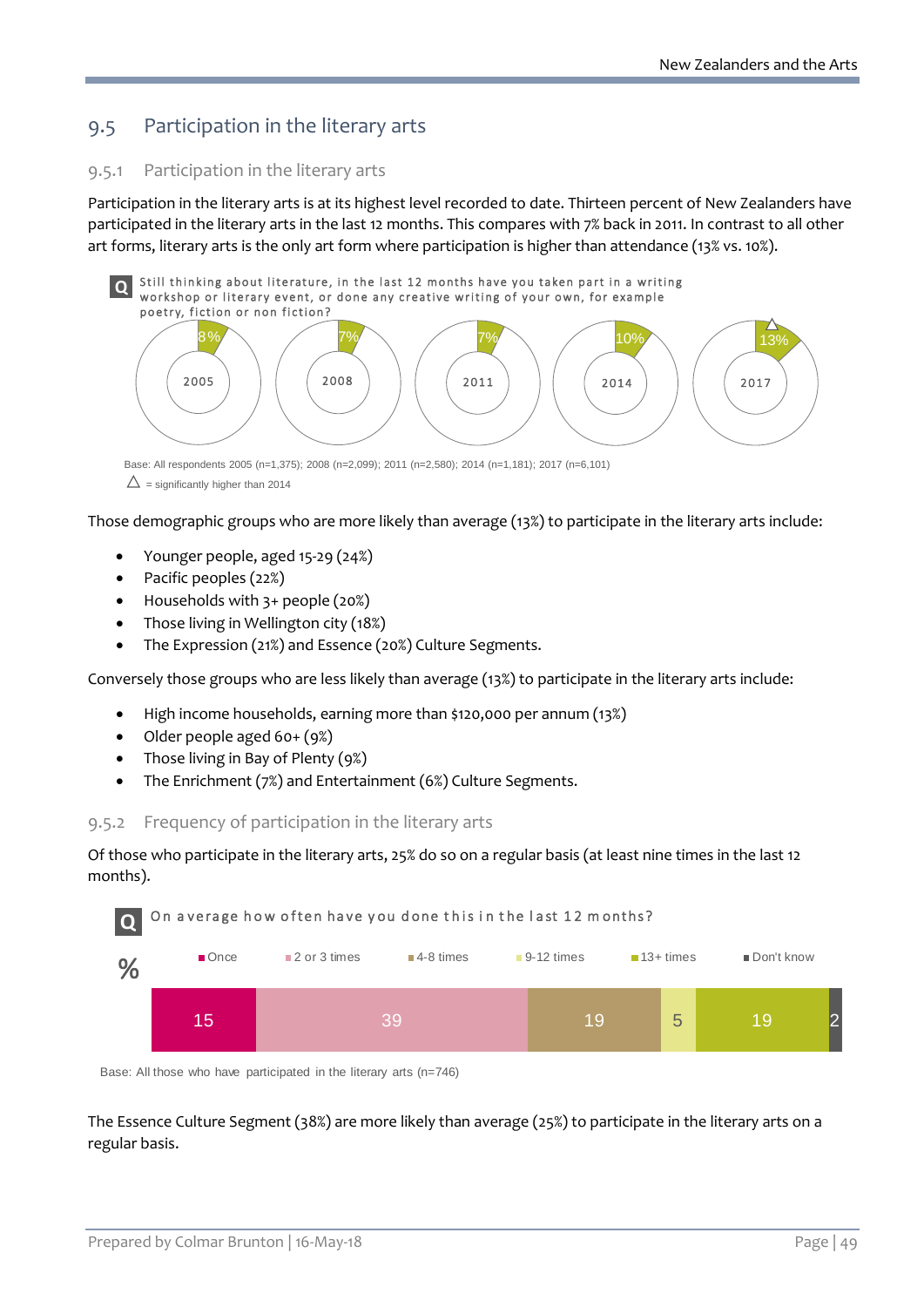## 9.5 Participation in the literary arts

### 9.5.1 Participation in the literary arts

Participation in the literary arts is at its highest level recorded to date. Thirteen percent of New Zealanders have participated in the literary arts in the last 12 months. This compares with 7% back in 2011. In contrast to all other art forms, literary arts is the only art form where participation is higher than attendance (13% vs. 10%).

**Q** Still thinking about literature, in the last 12 months have you taken part in a writing workshop or literary event, or done any creative writing of your own, for example poetry, fiction or non fiction?

| 2005 | 2008 | 2011 | 2014 | 2017 |
|---|---|---|---|---|
| 8% | 7% | 7% | 10% | 13% △ |

Base: All respondents 2005 (n=1,375); 2008 (n=2,099); 2011 (n=2,580); 2014 (n=1,181); 2017 (n=6,101)

△ = significantly higher than 2014

Those demographic groups who are more likely than average (13%) to participate in the literary arts include:

- Younger people, aged 15-29 (24%)
- Pacific peoples (22%)
- Households with 3+ people (20%)
- Those living in Wellington city (18%)
- The Expression (21%) and Essence (20%) Culture Segments.

Conversely those groups who are less likely than average (13%) to participate in the literary arts include:

- High income households, earning more than $120,000 per annum (13%)
- Older people aged 60+ (9%)
- Those living in Bay of Plenty (9%)
- The Enrichment (7%) and Entertainment (6%) Culture Segments.

### 9.5.2 Frequency of participation in the literary arts

Of those who participate in the literary arts, 25% do so on a regular basis (at least nine times in the last 12 months).

**Q** On average how often have you done this in the last 12 months?

| % | Once | 2 or 3 times | 4-8 times | 9-12 times | 13+ times | Don't know |
|---|---|---|---|---|---|---|
| | 15 | 39 | 19 | 5 | 19 | 2 |

Base: All those who have participated in the literary arts (n=746)

The Essence Culture Segment (38%) are more likely than average (25%) to participate in the literary arts on a regular basis.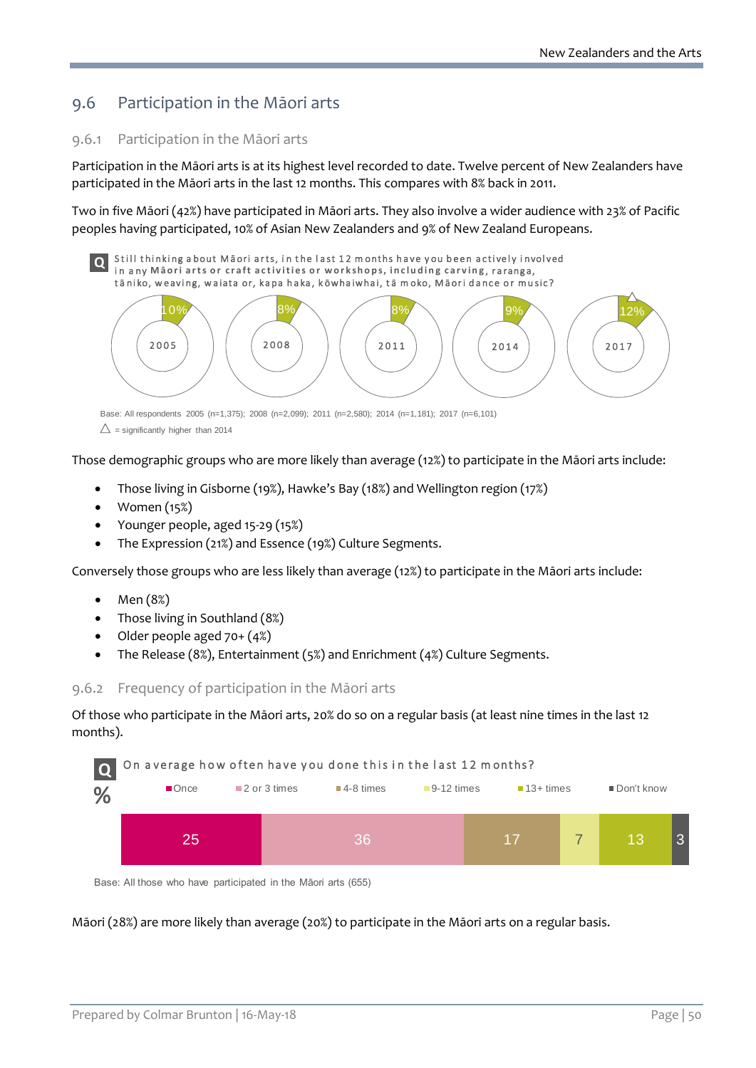## 9.6 Participation in the Māori arts

### 9.6.1 Participation in the Māori arts

Participation in the Māori arts is at its highest level recorded to date. Twelve percent of New Zealanders have participated in the Māori arts in the last 12 months. This compares with 8% back in 2011.

Two in five Māori (42%) have participated in Māori arts. They also involve a wider audience with 23% of Pacific peoples having participated, 10% of Asian New Zealanders and 9% of New Zealand Europeans.

**Q** Still thinking about Māori arts, in the last 12 months have you been actively involved in any **Māori arts or craft activities or workshops**, including carving, raranga, tāniko, weaving, waiata or, kapa haka, kōwhaiwhai, tā moko, Māori dance or music?

| 2005 | 2008 | 2011 | 2014 | 2017 |
|---|---|---|---|---|
| 10% | 8% | 8% | 9% | 12% △ |

Base: All respondents 2005 (n=1,375); 2008 (n=2,099); 2011 (n=2,580); 2014 (n=1,181); 2017 (n=6,101)

△ = significantly higher than 2014

Those demographic groups who are more likely than average (12%) to participate in the Māori arts include:

- Those living in Gisborne (19%), Hawke's Bay (18%) and Wellington region (17%)
- Women (15%)
- Younger people, aged 15-29 (15%)
- The Expression (21%) and Essence (19%) Culture Segments.

Conversely those groups who are less likely than average (12%) to participate in the Māori arts include:

- Men (8%)
- Those living in Southland (8%)
- Older people aged 70+ (4%)
- The Release (8%), Entertainment (5%) and Enrichment (4%) Culture Segments.

### 9.6.2 Frequency of participation in the Māori arts

Of those who participate in the Māori arts, 20% do so on a regular basis (at least nine times in the last 12 months).

**Q** On average how often have you done this in the last 12 months?

| % | Once | 2 or 3 times | 4-8 times | 9-12 times | 13+ times | Don't know |
|---|---|---|---|---|---|---|
| | 25 | 36 | 17 | 7 | 13 | 3 |

Base: All those who have participated in the Māori arts (655)

Māori (28%) are more likely than average (20%) to participate in the Māori arts on a regular basis.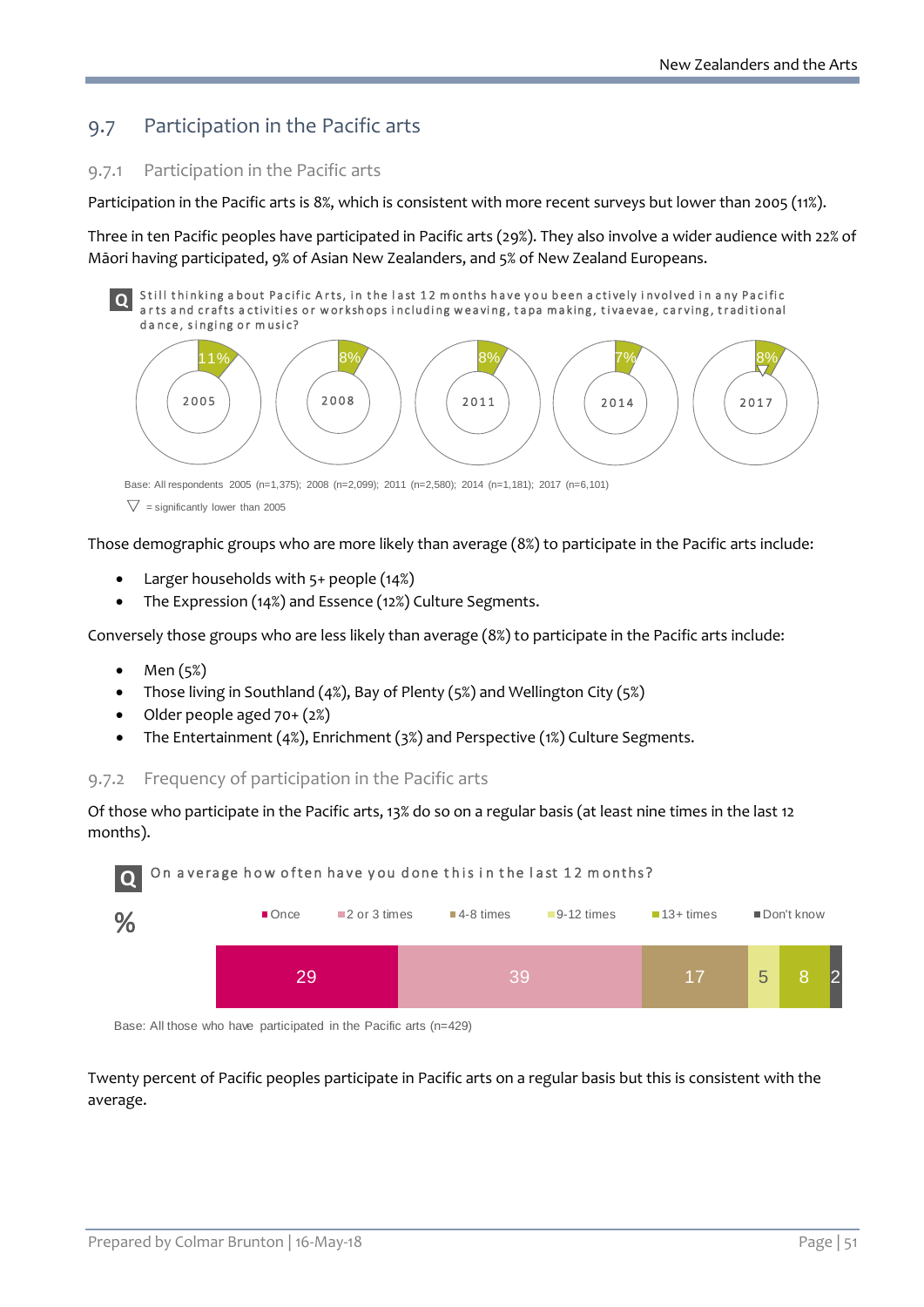## 9.7 Participation in the Pacific arts

### 9.7.1 Participation in the Pacific arts

Participation in the Pacific arts is 8%, which is consistent with more recent surveys but lower than 2005 (11%).

Three in ten Pacific peoples have participated in Pacific arts (29%). They also involve a wider audience with 22% of Māori having participated, 9% of Asian New Zealanders, and 5% of New Zealand Europeans.

**Q** Still thinking about Pacific Arts, in the last 12 months have you been actively involved in any Pacific arts and crafts activities or workshops including weaving, tapa making, tivaevae, carving, traditional dance, singing or music?

| 2005 | 2008 | 2011 | 2014 | 2017 |
|---|---|---|---|---|
| 11% | 8% | 8% | 7% | 8% ▽ |

Base: All respondents 2005 (n=1,375); 2008 (n=2,099); 2011 (n=2,580); 2014 (n=1,181); 2017 (n=6,101)

▽ = significantly lower than 2005

Those demographic groups who are more likely than average (8%) to participate in the Pacific arts include:

- Larger households with 5+ people (14%)
- The Expression (14%) and Essence (12%) Culture Segments.

Conversely those groups who are less likely than average (8%) to participate in the Pacific arts include:

- Men (5%)
- Those living in Southland (4%), Bay of Plenty (5%) and Wellington City (5%)
- Older people aged 70+ (2%)
- The Entertainment (4%), Enrichment (3%) and Perspective (1%) Culture Segments.

### 9.7.2 Frequency of participation in the Pacific arts

Of those who participate in the Pacific arts, 13% do so on a regular basis (at least nine times in the last 12 months).

**Q** On average how often have you done this in the last 12 months?

| % | Once | 2 or 3 times | 4-8 times | 9-12 times | 13+ times | Don't know |
|---|---|---|---|---|---|---|
| | 29 | 39 | 17 | 5 | 8 | 2 |

Base: All those who have participated in the Pacific arts (n=429)

Twenty percent of Pacific peoples participate in Pacific arts on a regular basis but this is consistent with the average.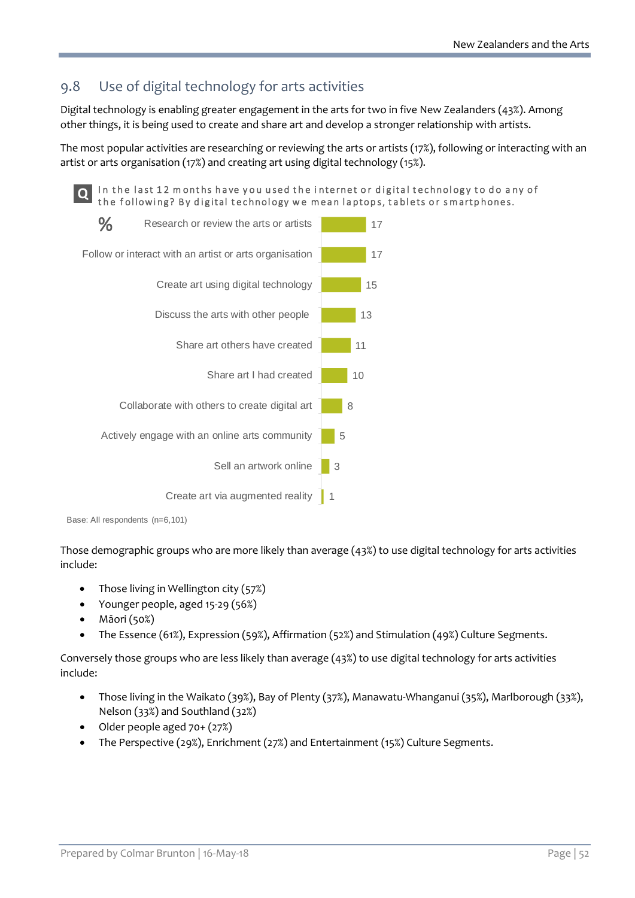## 9.8 Use of digital technology for arts activities

Digital technology is enabling greater engagement in the arts for two in five New Zealanders (43%). Among other things, it is being used to create and share art and develop a stronger relationship with artists.

The most popular activities are researching or reviewing the arts or artists (17%), following or interacting with an artist or arts organisation (17%) and creating art using digital technology (15%).

**Q** In the last 12 months have you used the internet or digital technology to do any of the following? By digital technology we mean laptops, tablets or smartphones.

| Activity | % |
| --- | --- |
| Research or review the arts or artists | 17 |
| Follow or interact with an artist or arts organisation | 17 |
| Create art using digital technology | 15 |
| Discuss the arts with other people | 13 |
| Share art others have created | 11 |
| Share art I had created | 10 |
| Collaborate with others to create digital art | 8 |
| Actively engage with an online arts community | 5 |
| Sell an artwork online | 3 |
| Create art via augmented reality | 1 |

Base: All respondents (n=6,101)

Those demographic groups who are more likely than average (43%) to use digital technology for arts activities include:

- Those living in Wellington city (57%)
- Younger people, aged 15-29 (56%)
- Māori (50%)
- The Essence (61%), Expression (59%), Affirmation (52%) and Stimulation (49%) Culture Segments.

Conversely those groups who are less likely than average (43%) to use digital technology for arts activities include:

- Those living in the Waikato (39%), Bay of Plenty (37%), Manawatu-Whanganui (35%), Marlborough (33%), Nelson (33%) and Southland (32%)
- Older people aged 70+ (27%)
- The Perspective (29%), Enrichment (27%) and Entertainment (15%) Culture Segments.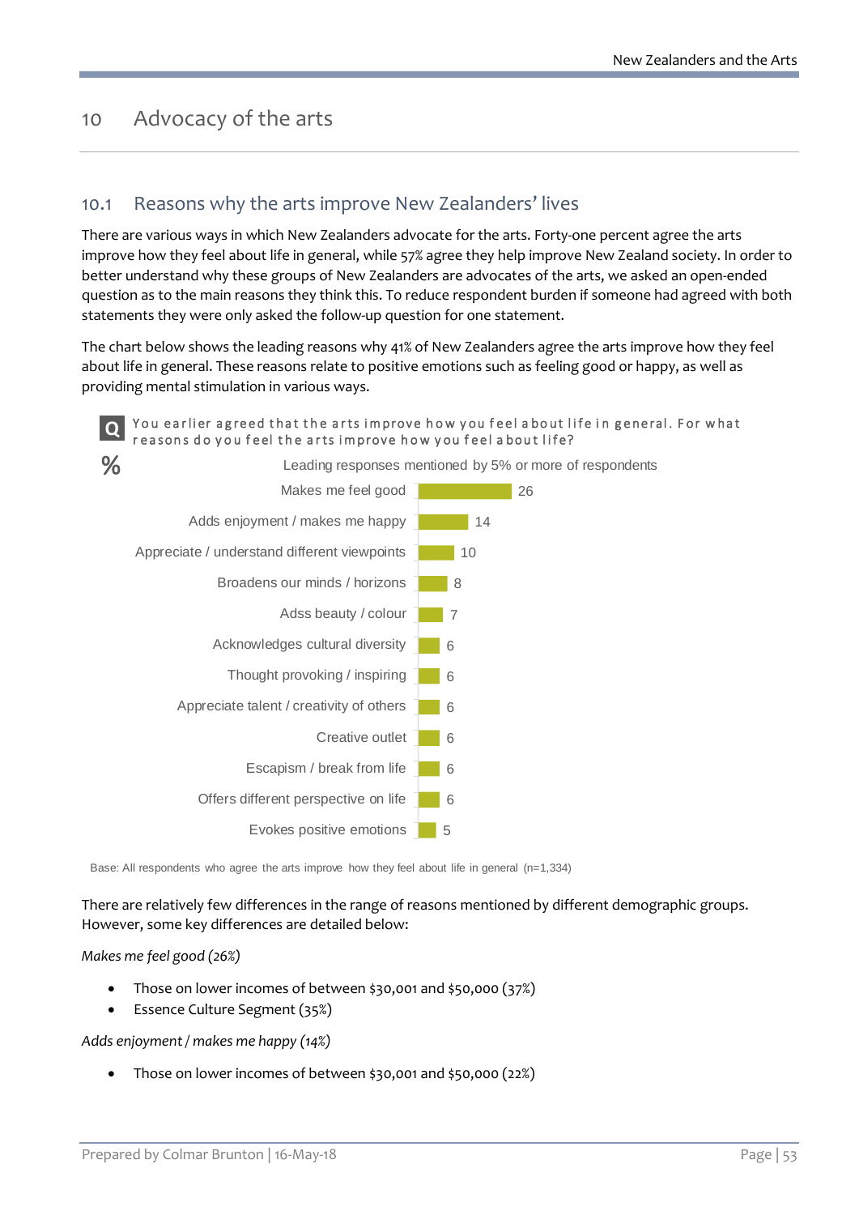# 10 Advocacy of the arts

## 10.1 Reasons why the arts improve New Zealanders' lives

There are various ways in which New Zealanders advocate for the arts. Forty-one percent agree the arts improve how they feel about life in general, while 57% agree they help improve New Zealand society. In order to better understand why these groups of New Zealanders are advocates of the arts, we asked an open-ended question as to the main reasons they think this. To reduce respondent burden if someone had agreed with both statements they were only asked the follow-up question for one statement.

The chart below shows the leading reasons why 41% of New Zealanders agree the arts improve how they feel about life in general. These reasons relate to positive emotions such as feeling good or happy, as well as providing mental stimulation in various ways.

**Q** You earlier agreed that the arts improve how you feel about life in general. For what reasons do you feel the arts improve how you feel about life?

**%** Leading responses mentioned by 5% or more of respondents

| Response | % |
|---|---|
| Makes me feel good | 26 |
| Adds enjoyment / makes me happy | 14 |
| Appreciate / understand different viewpoints | 10 |
| Broadens our minds / horizons | 8 |
| Adss beauty / colour | 7 |
| Acknowledges cultural diversity | 6 |
| Thought provoking / inspiring | 6 |
| Appreciate talent / creativity of others | 6 |
| Creative outlet | 6 |
| Escapism / break from life | 6 |
| Offers different perspective on life | 6 |
| Evokes positive emotions | 5 |

Base: All respondents who agree the arts improve how they feel about life in general (n=1,334)

There are relatively few differences in the range of reasons mentioned by different demographic groups. However, some key differences are detailed below:

*Makes me feel good (26%)*

- Those on lower incomes of between $30,001 and $50,000 (37%)
- Essence Culture Segment (35%)

*Adds enjoyment / makes me happy (14%)*

- Those on lower incomes of between $30,001 and $50,000 (22%)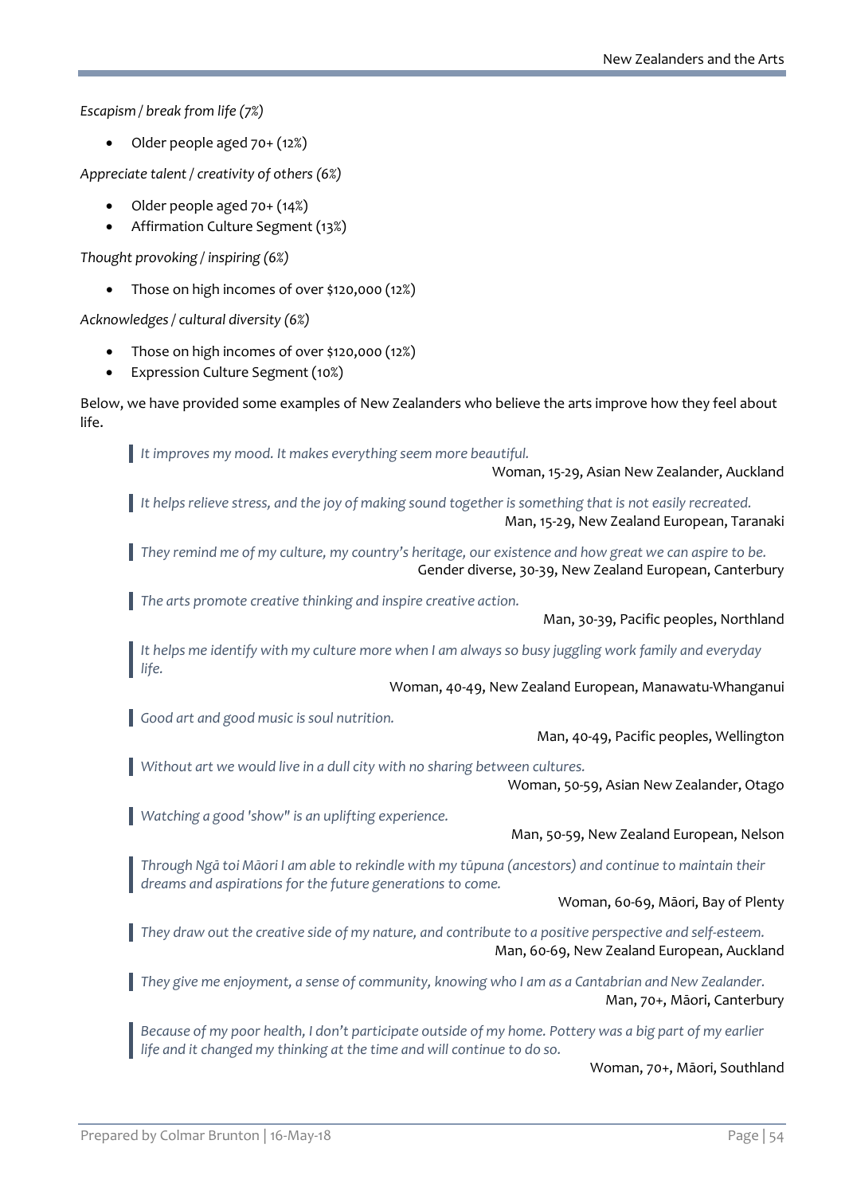*Escapism / break from life (7%)*

- Older people aged 70+ (12%)

*Appreciate talent / creativity of others (6%)*

- Older people aged 70+ (14%)
- Affirmation Culture Segment (13%)

*Thought provoking / inspiring (6%)*

- Those on high incomes of over $120,000 (12%)

*Acknowledges / cultural diversity (6%)*

- Those on high incomes of over $120,000 (12%)
- Expression Culture Segment (10%)

Below, we have provided some examples of New Zealanders who believe the arts improve how they feel about life.

> *It improves my mood. It makes everything seem more beautiful.*
>
> Woman, 15-29, Asian New Zealander, Auckland

> *It helps relieve stress, and the joy of making sound together is something that is not easily recreated.*
>
> Man, 15-29, New Zealand European, Taranaki

> *They remind me of my culture, my country's heritage, our existence and how great we can aspire to be.*
>
> Gender diverse, 30-39, New Zealand European, Canterbury

> *The arts promote creative thinking and inspire creative action.*
>
> Man, 30-39, Pacific peoples, Northland

> *It helps me identify with my culture more when I am always so busy juggling work family and everyday life.*
>
> Woman, 40-49, New Zealand European, Manawatu-Whanganui

> *Good art and good music is soul nutrition.*
>
> Man, 40-49, Pacific peoples, Wellington

> *Without art we would live in a dull city with no sharing between cultures.*
>
> Woman, 50-59, Asian New Zealander, Otago

> *Watching a good 'show" is an uplifting experience.*
>
> Man, 50-59, New Zealand European, Nelson

> *Through Ngā toi Māori I am able to rekindle with my tūpuna (ancestors) and continue to maintain their dreams and aspirations for the future generations to come.*
>
> Woman, 60-69, Māori, Bay of Plenty

> *They draw out the creative side of my nature, and contribute to a positive perspective and self-esteem.*
>
> Man, 60-69, New Zealand European, Auckland

> *They give me enjoyment, a sense of community, knowing who I am as a Cantabrian and New Zealander.*
>
> Man, 70+, Māori, Canterbury

> *Because of my poor health, I don't participate outside of my home. Pottery was a big part of my earlier life and it changed my thinking at the time and will continue to do so.*
>
> Woman, 70+, Māori, Southland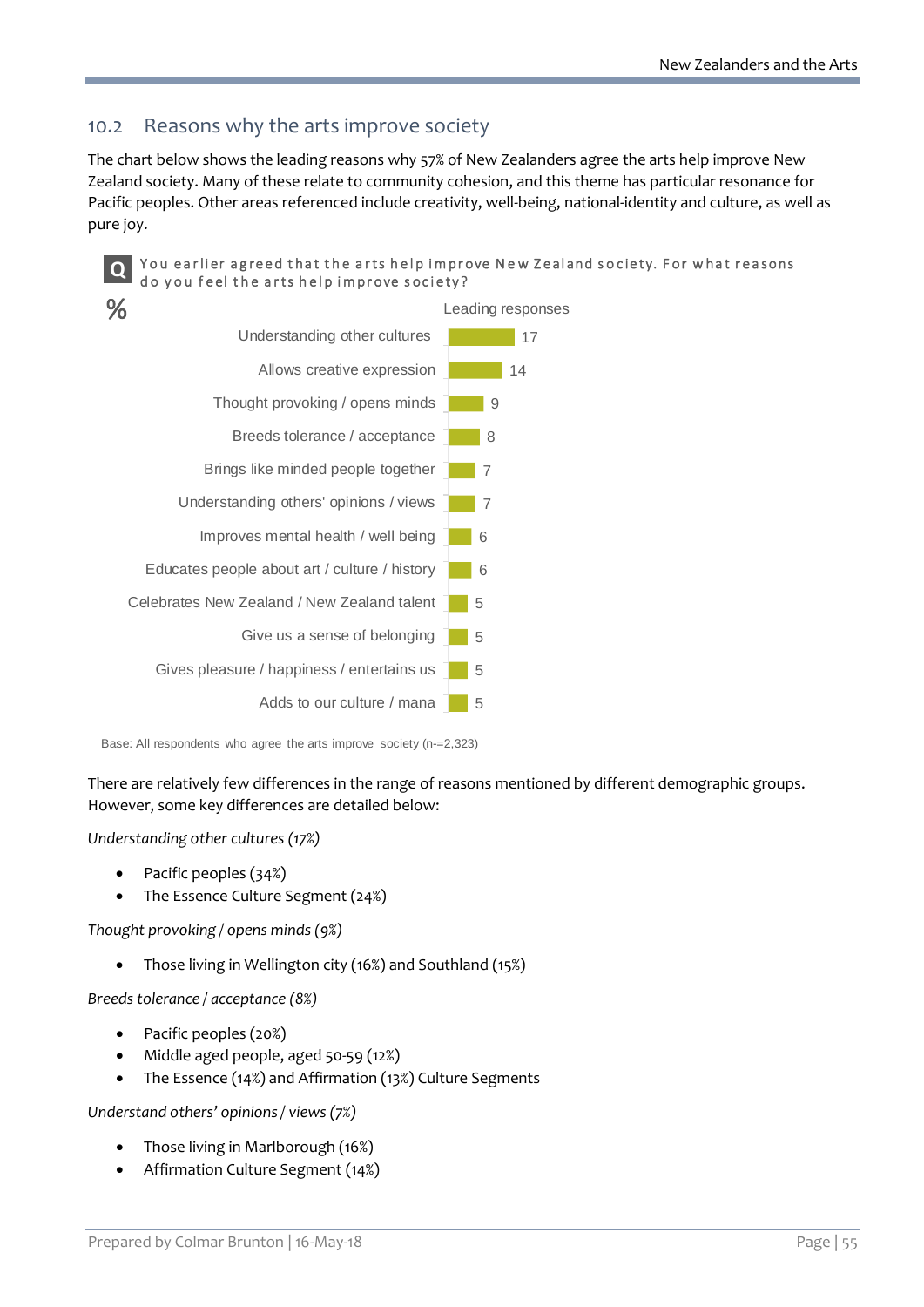## 10.2 Reasons why the arts improve society

The chart below shows the leading reasons why 57% of New Zealanders agree the arts help improve New Zealand society. Many of these relate to community cohesion, and this theme has particular resonance for Pacific peoples. Other areas referenced include creativity, well-being, national-identity and culture, as well as pure joy.

**Q** You earlier agreed that the arts help improve New Zealand society. For what reasons do you feel the arts help improve society?

%

| | Leading responses |
|---|---|
| Understanding other cultures | 17 |
| Allows creative expression | 14 |
| Thought provoking / opens minds | 9 |
| Breeds tolerance / acceptance | 8 |
| Brings like minded people together | 7 |
| Understanding others' opinions / views | 7 |
| Improves mental health / well being | 6 |
| Educates people about art / culture / history | 6 |
| Celebrates New Zealand / New Zealand talent | 5 |
| Give us a sense of belonging | 5 |
| Gives pleasure / happiness / entertains us | 5 |
| Adds to our culture / mana | 5 |

Base: All respondents who agree the arts improve society (n-=2,323)

There are relatively few differences in the range of reasons mentioned by different demographic groups. However, some key differences are detailed below:

*Understanding other cultures (17%)*

- Pacific peoples (34%)
- The Essence Culture Segment (24%)

*Thought provoking / opens minds (9%)*

- Those living in Wellington city (16%) and Southland (15%)

*Breeds tolerance / acceptance (8%)*

- Pacific peoples (20%)
- Middle aged people, aged 50-59 (12%)
- The Essence (14%) and Affirmation (13%) Culture Segments

*Understand others' opinions / views (7%)*

- Those living in Marlborough (16%)
- Affirmation Culture Segment (14%)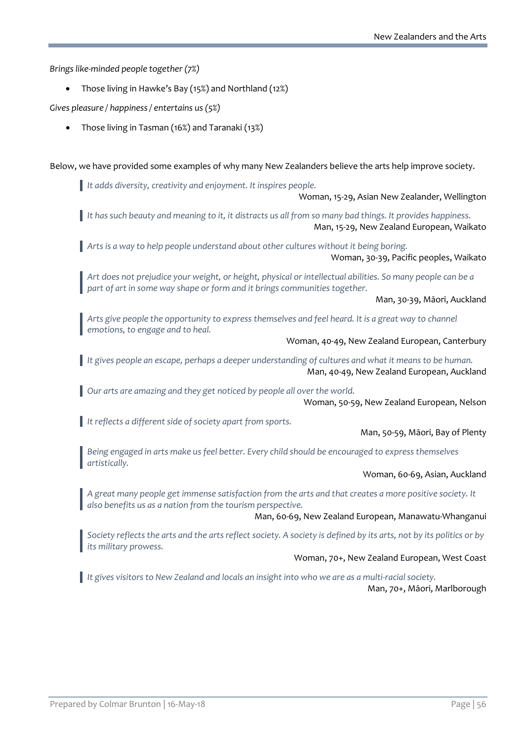*Brings like-minded people together (7%)*

- Those living in Hawke's Bay (15%) and Northland (12%)

*Gives pleasure / happiness / entertains us (5%)*

- Those living in Tasman (16%) and Taranaki (13%)

Below, we have provided some examples of why many New Zealanders believe the arts help improve society.

> *It adds diversity, creativity and enjoyment. It inspires people.*
>
> Woman, 15-29, Asian New Zealander, Wellington

> *It has such beauty and meaning to it, it distracts us all from so many bad things. It provides happiness.*
>
> Man, 15-29, New Zealand European, Waikato

> *Arts is a way to help people understand about other cultures without it being boring.*
>
> Woman, 30-39, Pacific peoples, Waikato

> *Art does not prejudice your weight, or height, physical or intellectual abilities. So many people can be a part of art in some way shape or form and it brings communities together.*
>
> Man, 30-39, Māori, Auckland

> *Arts give people the opportunity to express themselves and feel heard. It is a great way to channel emotions, to engage and to heal.*
>
> Woman, 40-49, New Zealand European, Canterbury

> *It gives people an escape, perhaps a deeper understanding of cultures and what it means to be human.*
>
> Man, 40-49, New Zealand European, Auckland

> *Our arts are amazing and they get noticed by people all over the world.*
>
> Woman, 50-59, New Zealand European, Nelson

> *It reflects a different side of society apart from sports.*
>
> Man, 50-59, Māori, Bay of Plenty

> *Being engaged in arts make us feel better. Every child should be encouraged to express themselves artistically.*
>
> Woman, 60-69, Asian, Auckland

> *A great many people get immense satisfaction from the arts and that creates a more positive society. It also benefits us as a nation from the tourism perspective.*
>
> Man, 60-69, New Zealand European, Manawatu-Whanganui

> *Society reflects the arts and the arts reflect society. A society is defined by its arts, not by its politics or by its military prowess.*
>
> Woman, 70+, New Zealand European, West Coast

> *It gives visitors to New Zealand and locals an insight into who we are as a multi-racial society.*
>
> Man, 70+, Māori, Marlborough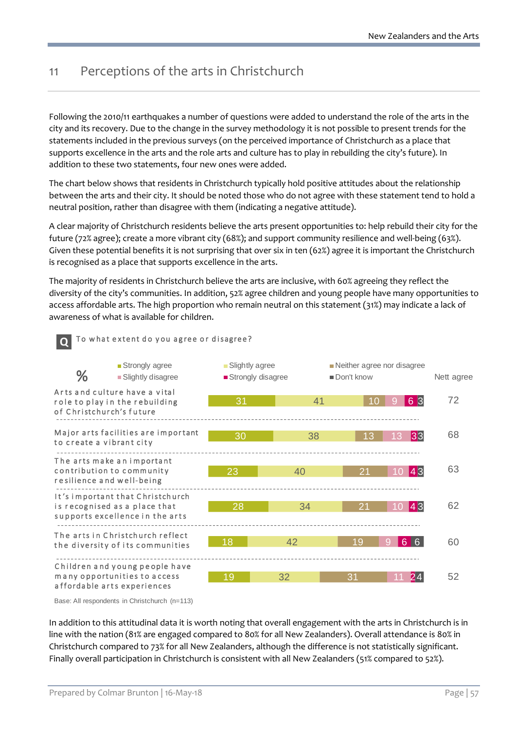## 11 Perceptions of the arts in Christchurch

Following the 2010/11 earthquakes a number of questions were added to understand the role of the arts in the city and its recovery. Due to the change in the survey methodology it is not possible to present trends for the statements included in the previous surveys (on the perceived importance of Christchurch as a place that supports excellence in the arts and the role arts and culture has to play in rebuilding the city's future). In addition to these two statements, four new ones were added.

The chart below shows that residents in Christchurch typically hold positive attitudes about the relationship between the arts and their city. It should be noted those who do not agree with these statement tend to hold a neutral position, rather than disagree with them (indicating a negative attitude).

A clear majority of Christchurch residents believe the arts present opportunities to: help rebuild their city for the future (72% agree); create a more vibrant city (68%); and support community resilience and well-being (63%). Given these potential benefits it is not surprising that over six in ten (62%) agree it is important the Christchurch is recognised as a place that supports excellence in the arts.

The majority of residents in Christchurch believe the arts are inclusive, with 60% agreeing they reflect the diversity of the city's communities. In addition, 52% agree children and young people have many opportunities to access affordable arts. The high proportion who remain neutral on this statement (31%) may indicate a lack of awareness of what is available for children.

**Q** To what extent do you agree or disagree?

| % | Strongly agree | Slightly agree | Neither agree nor disagree | Slightly disagree | Strongly disagree | Don't know | Nett agree |
|---|---|---|---|---|---|---|---|
| Arts and culture have a vital role to play in the rebuilding of Christchurch's future | 31 | 41 | 10 | 9 | 6 | 3 | 72 |
| Major arts facilities are important to create a vibrant city | 30 | 38 | 13 | 13 | 3 | 3 | 68 |
| The arts make an important contribution to community resilience and well-being | 23 | 40 | 21 | 10 | 4 | 3 | 63 |
| It's important that Christchurch is recognised as a place that supports excellence in the arts | 28 | 34 | 21 | 10 | 4 | 3 | 62 |
| The arts in Christchurch reflect the diversity of its communities | 18 | 42 | 19 | 9 | 6 | 6 | 60 |
| Children and young people have many opportunities to access affordable arts experiences | 19 | 32 | 31 | 11 | 2 | 4 | 52 |

Base: All respondents in Christchurch (n=113)

In addition to this attitudinal data it is worth noting that overall engagement with the arts in Christchurch is in line with the nation (81% are engaged compared to 80% for all New Zealanders). Overall attendance is 80% in Christchurch compared to 73% for all New Zealanders, although the difference is not statistically significant. Finally overall participation in Christchurch is consistent with all New Zealanders (51% compared to 52%).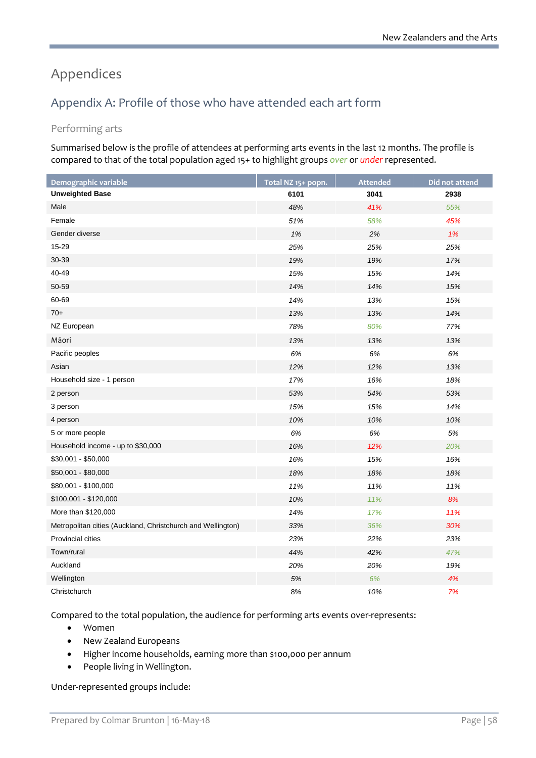# Appendices

## Appendix A: Profile of those who have attended each art form

### Performing arts

Summarised below is the profile of attendees at performing arts events in the last 12 months. The profile is compared to that of the total population aged 15+ to highlight groups *over* or *under* represented.

| Demographic variable | Total NZ 15+ popn. | Attended | Did not attend |
|---|---|---|---|
| **Unweighted Base** | **6101** | **3041** | **2938** |
| Male | *48%* | *41%* | *55%* |
| Female | *51%* | *58%* | *45%* |
| Gender diverse | *1%* | *2%* | *1%* |
| 15-29 | *25%* | *25%* | *25%* |
| 30-39 | *19%* | *19%* | *17%* |
| 40-49 | *15%* | *15%* | *14%* |
| 50-59 | *14%* | *14%* | *15%* |
| 60-69 | *14%* | *13%* | *15%* |
| 70+ | *13%* | *13%* | *14%* |
| NZ European | *78%* | *80%* | *77%* |
| Māori | *13%* | *13%* | *13%* |
| Pacific peoples | *6%* | *6%* | *6%* |
| Asian | *12%* | *12%* | *13%* |
| Household size - 1 person | *17%* | *16%* | *18%* |
| 2 person | *53%* | *54%* | *53%* |
| 3 person | *15%* | *15%* | *14%* |
| 4 person | *10%* | *10%* | *10%* |
| 5 or more people | *6%* | *6%* | *5%* |
| Household income - up to $30,000 | *16%* | *12%* | *20%* |
| $30,001 - $50,000 | *16%* | *15%* | *16%* |
| $50,001 - $80,000 | *18%* | *18%* | *18%* |
| $80,001 - $100,000 | *11%* | *11%* | *11%* |
| $100,001 - $120,000 | *10%* | *11%* | *8%* |
| More than $120,000 | *14%* | *17%* | *11%* |
| Metropolitan cities (Auckland, Christchurch and Wellington) | *33%* | *36%* | *30%* |
| Provincial cities | *23%* | *22%* | *23%* |
| Town/rural | *44%* | *42%* | *47%* |
| Auckland | *20%* | *20%* | *19%* |
| Wellington | *5%* | *6%* | *4%* |
| Christchurch | *8%* | *10%* | *7%* |

Compared to the total population, the audience for performing arts events over-represents:

- Women
- New Zealand Europeans
- Higher income households, earning more than $100,000 per annum
- People living in Wellington.

Under-represented groups include: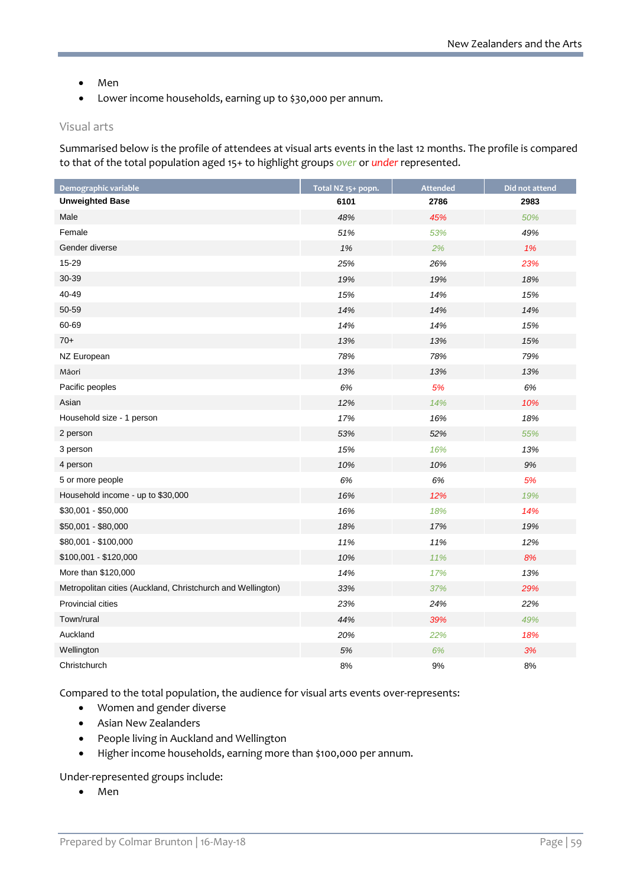- Men
- Lower income households, earning up to $30,000 per annum.

### Visual arts

Summarised below is the profile of attendees at visual arts events in the last 12 months. The profile is compared to that of the total population aged 15+ to highlight groups over or under represented.

| Demographic variable | Total NZ 15+ popn. | Attended | Did not attend |
|---|---|---|---|
| **Unweighted Base** | **6101** | **2786** | **2983** |
| Male | 48% | 45% | 50% |
| Female | 51% | 53% | 49% |
| Gender diverse | 1% | 2% | 1% |
| 15-29 | 25% | 26% | 23% |
| 30-39 | 19% | 19% | 18% |
| 40-49 | 15% | 14% | 15% |
| 50-59 | 14% | 14% | 14% |
| 60-69 | 14% | 14% | 15% |
| 70+ | 13% | 13% | 15% |
| NZ European | 78% | 78% | 79% |
| Māori | 13% | 13% | 13% |
| Pacific peoples | 6% | 5% | 6% |
| Asian | 12% | 14% | 10% |
| Household size - 1 person | 17% | 16% | 18% |
| 2 person | 53% | 52% | 55% |
| 3 person | 15% | 16% | 13% |
| 4 person | 10% | 10% | 9% |
| 5 or more people | 6% | 6% | 5% |
| Household income - up to $30,000 | 16% | 12% | 19% |
| $30,001 - $50,000 | 16% | 18% | 14% |
| $50,001 - $80,000 | 18% | 17% | 19% |
| $80,001 - $100,000 | 11% | 11% | 12% |
| $100,001 - $120,000 | 10% | 11% | 8% |
| More than $120,000 | 14% | 17% | 13% |
| Metropolitan cities (Auckland, Christchurch and Wellington) | 33% | 37% | 29% |
| Provincial cities | 23% | 24% | 22% |
| Town/rural | 44% | 39% | 49% |
| Auckland | 20% | 22% | 18% |
| Wellington | 5% | 6% | 3% |
| Christchurch | 8% | 9% | 8% |

Compared to the total population, the audience for visual arts events over-represents:

- Women and gender diverse
- Asian New Zealanders
- People living in Auckland and Wellington
- Higher income households, earning more than $100,000 per annum.

Under-represented groups include:

- Men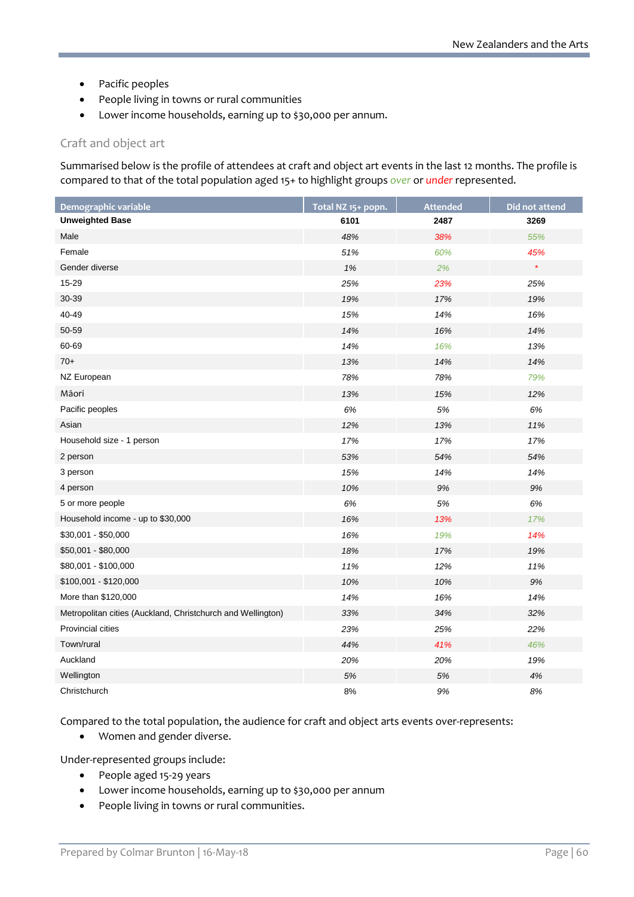- Pacific peoples
- People living in towns or rural communities
- Lower income households, earning up to $30,000 per annum.

## Craft and object art

Summarised below is the profile of attendees at craft and object art events in the last 12 months. The profile is compared to that of the total population aged 15+ to highlight groups *over* or *under* represented.

| Demographic variable | Total NZ 15+ popn. | Attended | Did not attend |
|---|---|---|---|
| **Unweighted Base** | **6101** | **2487** | **3269** |
| Male | 48% | 38% | 55% |
| Female | 51% | 60% | 45% |
| Gender diverse | 1% | 2% | * |
| 15-29 | 25% | 23% | 25% |
| 30-39 | 19% | 17% | 19% |
| 40-49 | 15% | 14% | 16% |
| 50-59 | 14% | 16% | 14% |
| 60-69 | 14% | 16% | 13% |
| 70+ | 13% | 14% | 14% |
| NZ European | 78% | 78% | 79% |
| Māori | 13% | 15% | 12% |
| Pacific peoples | 6% | 5% | 6% |
| Asian | 12% | 13% | 11% |
| Household size - 1 person | 17% | 17% | 17% |
| 2 person | 53% | 54% | 54% |
| 3 person | 15% | 14% | 14% |
| 4 person | 10% | 9% | 9% |
| 5 or more people | 6% | 5% | 6% |
| Household income - up to $30,000 | 16% | 13% | 17% |
| $30,001 - $50,000 | 16% | 19% | 14% |
| $50,001 - $80,000 | 18% | 17% | 19% |
| $80,001 - $100,000 | 11% | 12% | 11% |
| $100,001 - $120,000 | 10% | 10% | 9% |
| More than $120,000 | 14% | 16% | 14% |
| Metropolitan cities (Auckland, Christchurch and Wellington) | 33% | 34% | 32% |
| Provincial cities | 23% | 25% | 22% |
| Town/rural | 44% | 41% | 46% |
| Auckland | 20% | 20% | 19% |
| Wellington | 5% | 5% | 4% |
| Christchurch | 8% | 9% | 8% |

Compared to the total population, the audience for craft and object arts events over-represents:

- Women and gender diverse.

Under-represented groups include:

- People aged 15-29 years
- Lower income households, earning up to $30,000 per annum
- People living in towns or rural communities.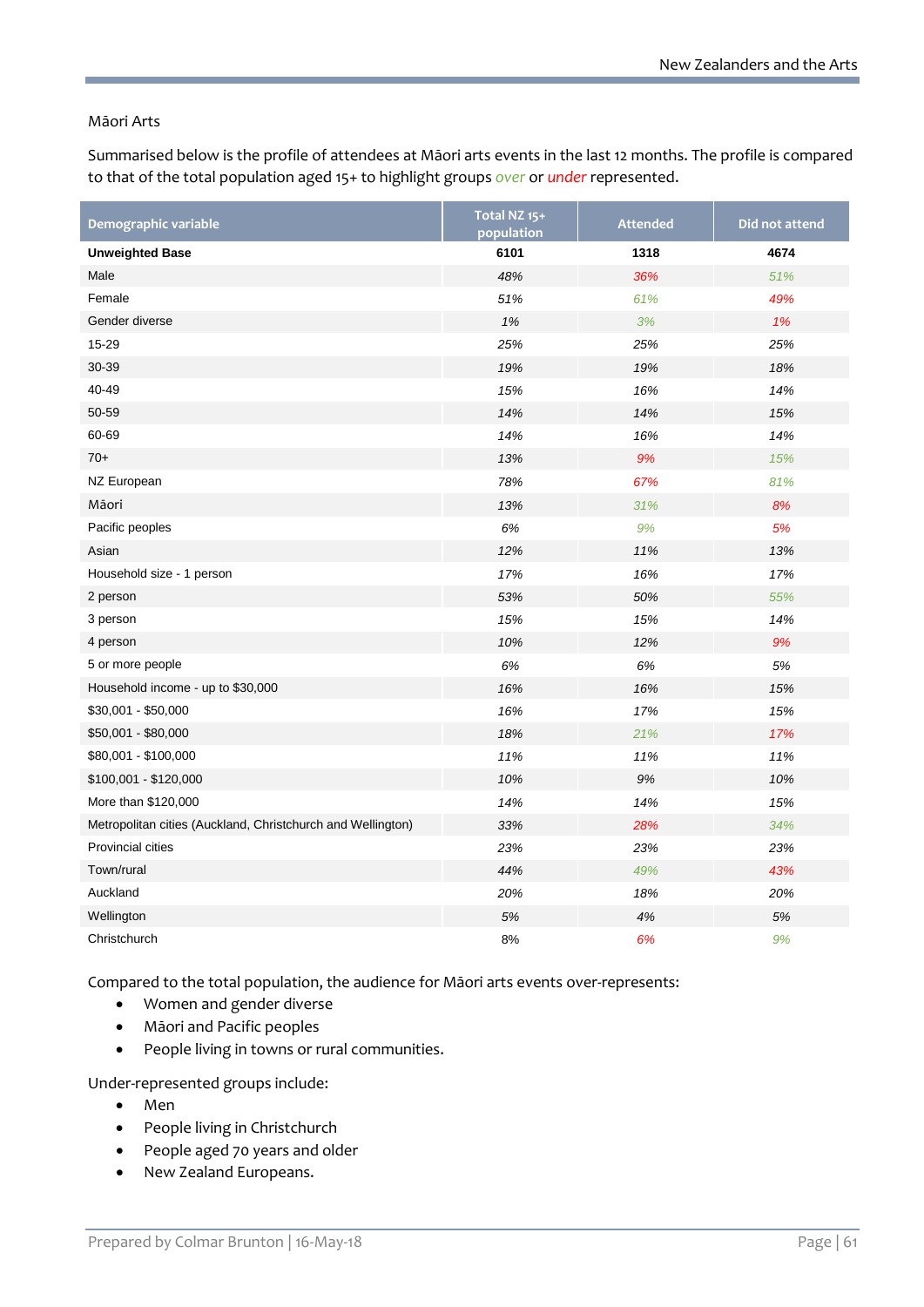## Māori Arts

Summarised below is the profile of attendees at Māori arts events in the last 12 months. The profile is compared to that of the total population aged 15+ to highlight groups over or under represented.

| Demographic variable | Total NZ 15+ population | Attended | Did not attend |
|---|---|---|---|
| **Unweighted Base** | **6101** | **1318** | **4674** |
| Male | 48% | 36% | 51% |
| Female | 51% | 61% | 49% |
| Gender diverse | 1% | 3% | 1% |
| 15-29 | 25% | 25% | 25% |
| 30-39 | 19% | 19% | 18% |
| 40-49 | 15% | 16% | 14% |
| 50-59 | 14% | 14% | 15% |
| 60-69 | 14% | 16% | 14% |
| 70+ | 13% | 9% | 15% |
| NZ European | 78% | 67% | 81% |
| Māori | 13% | 31% | 8% |
| Pacific peoples | 6% | 9% | 5% |
| Asian | 12% | 11% | 13% |
| Household size - 1 person | 17% | 16% | 17% |
| 2 person | 53% | 50% | 55% |
| 3 person | 15% | 15% | 14% |
| 4 person | 10% | 12% | 9% |
| 5 or more people | 6% | 6% | 5% |
| Household income - up to $30,000 | 16% | 16% | 15% |
| $30,001 - $50,000 | 16% | 17% | 15% |
| $50,001 - $80,000 | 18% | 21% | 17% |
| $80,001 - $100,000 | 11% | 11% | 11% |
| $100,001 - $120,000 | 10% | 9% | 10% |
| More than $120,000 | 14% | 14% | 15% |
| Metropolitan cities (Auckland, Christchurch and Wellington) | 33% | 28% | 34% |
| Provincial cities | 23% | 23% | 23% |
| Town/rural | 44% | 49% | 43% |
| Auckland | 20% | 18% | 20% |
| Wellington | 5% | 4% | 5% |
| Christchurch | 8% | 6% | 9% |

Compared to the total population, the audience for Māori arts events over-represents:

- Women and gender diverse
- Māori and Pacific peoples
- People living in towns or rural communities.

Under-represented groups include:

- Men
- People living in Christchurch
- People aged 70 years and older
- New Zealand Europeans.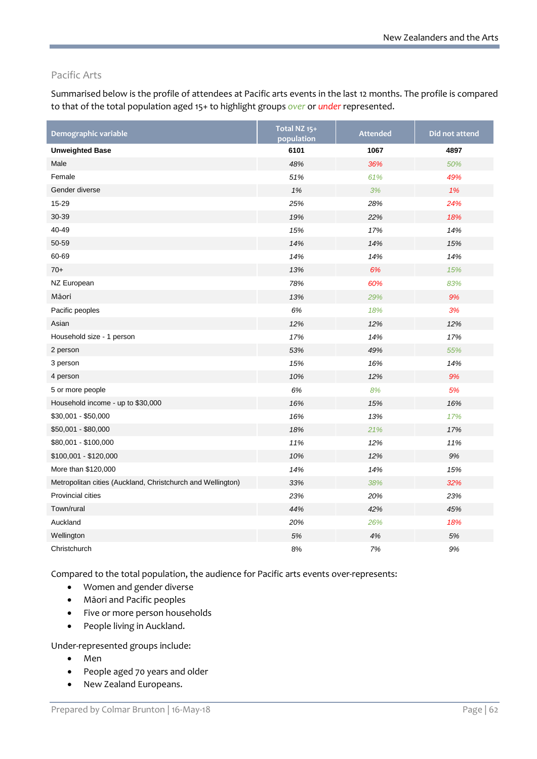## Pacific Arts

Summarised below is the profile of attendees at Pacific arts events in the last 12 months. The profile is compared to that of the total population aged 15+ to highlight groups over or under represented.

| Demographic variable | Total NZ 15+ population | Attended | Did not attend |
|---|---|---|---|
| **Unweighted Base** | **6101** | **1067** | **4897** |
| Male | 48% | 36% | 50% |
| Female | 51% | 61% | 49% |
| Gender diverse | 1% | 3% | 1% |
| 15-29 | 25% | 28% | 24% |
| 30-39 | 19% | 22% | 18% |
| 40-49 | 15% | 17% | 14% |
| 50-59 | 14% | 14% | 15% |
| 60-69 | 14% | 14% | 14% |
| 70+ | 13% | 6% | 15% |
| NZ European | 78% | 60% | 83% |
| Māori | 13% | 29% | 9% |
| Pacific peoples | 6% | 18% | 3% |
| Asian | 12% | 12% | 12% |
| Household size - 1 person | 17% | 14% | 17% |
| 2 person | 53% | 49% | 55% |
| 3 person | 15% | 16% | 14% |
| 4 person | 10% | 12% | 9% |
| 5 or more people | 6% | 8% | 5% |
| Household income - up to $30,000 | 16% | 15% | 16% |
| $30,001 - $50,000 | 16% | 13% | 17% |
| $50,001 - $80,000 | 18% | 21% | 17% |
| $80,001 - $100,000 | 11% | 12% | 11% |
| $100,001 - $120,000 | 10% | 12% | 9% |
| More than $120,000 | 14% | 14% | 15% |
| Metropolitan cities (Auckland, Christchurch and Wellington) | 33% | 38% | 32% |
| Provincial cities | 23% | 20% | 23% |
| Town/rural | 44% | 42% | 45% |
| Auckland | 20% | 26% | 18% |
| Wellington | 5% | 4% | 5% |
| Christchurch | 8% | 7% | 9% |

Compared to the total population, the audience for Pacific arts events over-represents:

- Women and gender diverse
- Māori and Pacific peoples
- Five or more person households
- People living in Auckland.

Under-represented groups include:

- Men
- People aged 70 years and older
- New Zealand Europeans.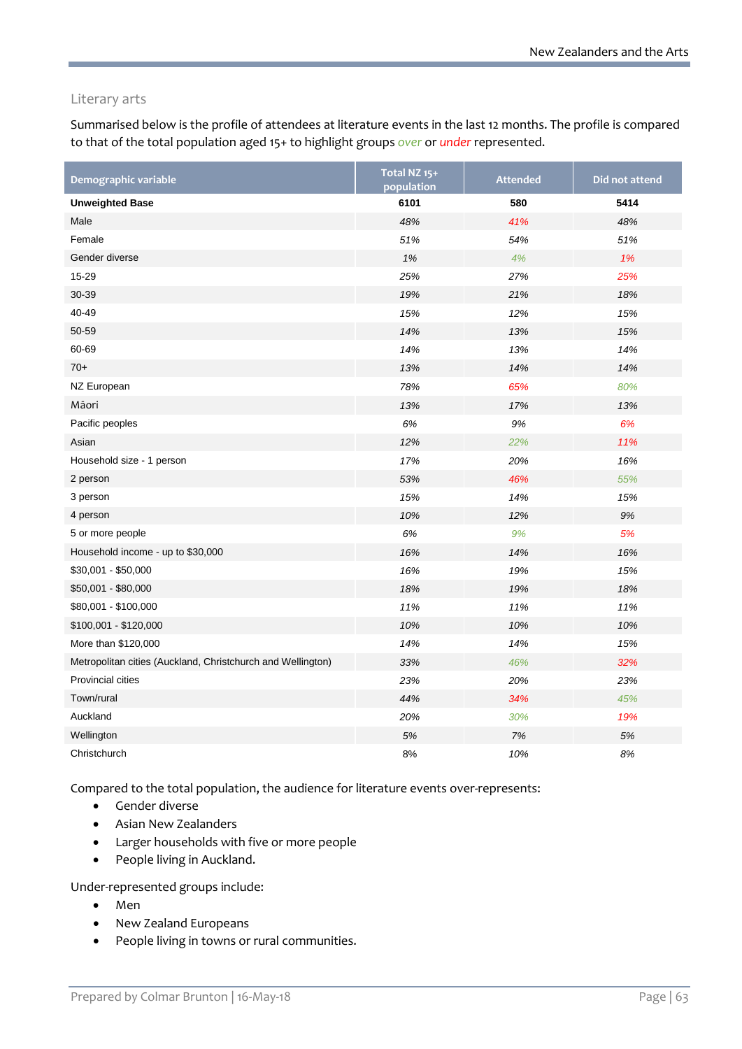## Literary arts

Summarised below is the profile of attendees at literature events in the last 12 months. The profile is compared to that of the total population aged 15+ to highlight groups over or under represented.

| Demographic variable | Total NZ 15+ population | Attended | Did not attend |
|---|---|---|---|
| **Unweighted Base** | **6101** | **580** | **5414** |
| Male | 48% | 41% | 48% |
| Female | 51% | 54% | 51% |
| Gender diverse | 1% | 4% | 1% |
| 15-29 | 25% | 27% | 25% |
| 30-39 | 19% | 21% | 18% |
| 40-49 | 15% | 12% | 15% |
| 50-59 | 14% | 13% | 15% |
| 60-69 | 14% | 13% | 14% |
| 70+ | 13% | 14% | 14% |
| NZ European | 78% | 65% | 80% |
| Māori | 13% | 17% | 13% |
| Pacific peoples | 6% | 9% | 6% |
| Asian | 12% | 22% | 11% |
| Household size - 1 person | 17% | 20% | 16% |
| 2 person | 53% | 46% | 55% |
| 3 person | 15% | 14% | 15% |
| 4 person | 10% | 12% | 9% |
| 5 or more people | 6% | 9% | 5% |
| Household income - up to $30,000 | 16% | 14% | 16% |
| $30,001 - $50,000 | 16% | 19% | 15% |
| $50,001 - $80,000 | 18% | 19% | 18% |
| $80,001 - $100,000 | 11% | 11% | 11% |
| $100,001 - $120,000 | 10% | 10% | 10% |
| More than $120,000 | 14% | 14% | 15% |
| Metropolitan cities (Auckland, Christchurch and Wellington) | 33% | 46% | 32% |
| Provincial cities | 23% | 20% | 23% |
| Town/rural | 44% | 34% | 45% |
| Auckland | 20% | 30% | 19% |
| Wellington | 5% | 7% | 5% |
| Christchurch | 8% | 10% | 8% |

Compared to the total population, the audience for literature events over-represents:

- Gender diverse
- Asian New Zealanders
- Larger households with five or more people
- People living in Auckland.

Under-represented groups include:

- Men
- New Zealand Europeans
- People living in towns or rural communities.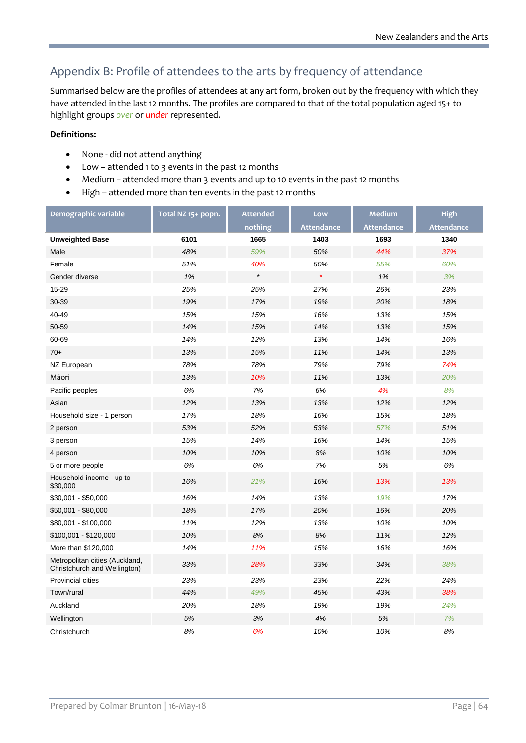## Appendix B: Profile of attendees to the arts by frequency of attendance

Summarised below are the profiles of attendees at any art form, broken out by the frequency with which they have attended in the last 12 months. The profiles are compared to that of the total population aged 15+ to highlight groups *over* or *under* represented.

**Definitions:**

- None - did not attend anything
- Low – attended 1 to 3 events in the past 12 months
- Medium – attended more than 3 events and up to 10 events in the past 12 months
- High – attended more than ten events in the past 12 months

| Demographic variable | Total NZ 15+ popn. | Attended nothing | Low Attendance | Medium Attendance | High Attendance |
|---|---|---|---|---|---|
| **Unweighted Base** | **6101** | **1665** | **1403** | **1693** | **1340** |
| Male | 48% | 59% | 50% | 44% | 37% |
| Female | 51% | 40% | 50% | 55% | 60% |
| Gender diverse | 1% | * | * | 1% | 3% |
| 15-29 | 25% | 25% | 27% | 26% | 23% |
| 30-39 | 19% | 17% | 19% | 20% | 18% |
| 40-49 | 15% | 15% | 16% | 13% | 15% |
| 50-59 | 14% | 15% | 14% | 13% | 15% |
| 60-69 | 14% | 12% | 13% | 14% | 16% |
| 70+ | 13% | 15% | 11% | 14% | 13% |
| NZ European | 78% | 78% | 79% | 79% | 74% |
| Māori | 13% | 10% | 11% | 13% | 20% |
| Pacific peoples | 6% | 7% | 6% | 4% | 8% |
| Asian | 12% | 13% | 13% | 12% | 12% |
| Household size - 1 person | 17% | 18% | 16% | 15% | 18% |
| 2 person | 53% | 52% | 53% | 57% | 51% |
| 3 person | 15% | 14% | 16% | 14% | 15% |
| 4 person | 10% | 10% | 8% | 10% | 10% |
| 5 or more people | 6% | 6% | 7% | 5% | 6% |
| Household income - up to $30,000 | 16% | 21% | 16% | 13% | 13% |
| $30,001 - $50,000 | 16% | 14% | 13% | 19% | 17% |
| $50,001 - $80,000 | 18% | 17% | 20% | 16% | 20% |
| $80,001 - $100,000 | 11% | 12% | 13% | 10% | 10% |
| $100,001 - $120,000 | 10% | 8% | 8% | 11% | 12% |
| More than $120,000 | 14% | 11% | 15% | 16% | 16% |
| Metropolitan cities (Auckland, Christchurch and Wellington) | 33% | 28% | 33% | 34% | 38% |
| Provincial cities | 23% | 23% | 23% | 22% | 24% |
| Town/rural | 44% | 49% | 45% | 43% | 38% |
| Auckland | 20% | 18% | 19% | 19% | 24% |
| Wellington | 5% | 3% | 4% | 5% | 7% |
| Christchurch | 8% | 6% | 10% | 10% | 8% |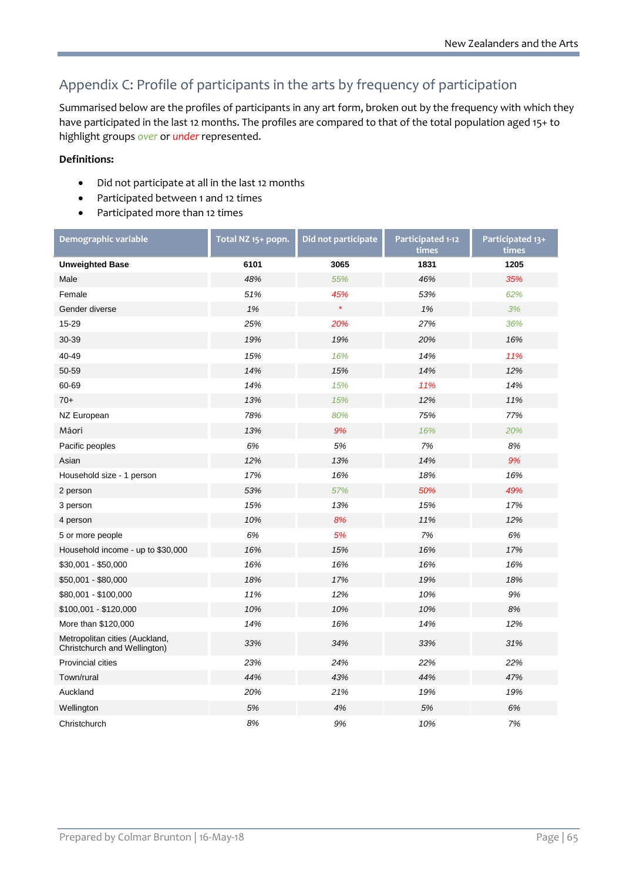## Appendix C: Profile of participants in the arts by frequency of participation

Summarised below are the profiles of participants in any art form, broken out by the frequency with which they have participated in the last 12 months. The profiles are compared to that of the total population aged 15+ to highlight groups *over* or *under* represented.

**Definitions:**

- Did not participate at all in the last 12 months
- Participated between 1 and 12 times
- Participated more than 12 times

| Demographic variable | Total NZ 15+ popn. | Did not participate | Participated 1-12 times | Participated 13+ times |
|---|---|---|---|---|
| **Unweighted Base** | **6101** | **3065** | **1831** | **1205** |
| Male | 48% | 55% | 46% | 35% |
| Female | 51% | 45% | 53% | 62% |
| Gender diverse | 1% | * | 1% | 3% |
| 15-29 | 25% | 20% | 27% | 36% |
| 30-39 | 19% | 19% | 20% | 16% |
| 40-49 | 15% | 16% | 14% | 11% |
| 50-59 | 14% | 15% | 14% | 12% |
| 60-69 | 14% | 15% | 11% | 14% |
| 70+ | 13% | 15% | 12% | 11% |
| NZ European | 78% | 80% | 75% | 77% |
| Māori | 13% | 9% | 16% | 20% |
| Pacific peoples | 6% | 5% | 7% | 8% |
| Asian | 12% | 13% | 14% | 9% |
| Household size - 1 person | 17% | 16% | 18% | 16% |
| 2 person | 53% | 57% | 50% | 49% |
| 3 person | 15% | 13% | 15% | 17% |
| 4 person | 10% | 8% | 11% | 12% |
| 5 or more people | 6% | 5% | 7% | 6% |
| Household income - up to $30,000 | 16% | 15% | 16% | 17% |
| $30,001 - $50,000 | 16% | 16% | 16% | 16% |
| $50,001 - $80,000 | 18% | 17% | 19% | 18% |
| $80,001 - $100,000 | 11% | 12% | 10% | 9% |
| $100,001 - $120,000 | 10% | 10% | 10% | 8% |
| More than $120,000 | 14% | 16% | 14% | 12% |
| Metropolitan cities (Auckland, Christchurch and Wellington) | 33% | 34% | 33% | 31% |
| Provincial cities | 23% | 24% | 22% | 22% |
| Town/rural | 44% | 43% | 44% | 47% |
| Auckland | 20% | 21% | 19% | 19% |
| Wellington | 5% | 4% | 5% | 6% |
| Christchurch | 8% | 9% | 10% | 7% |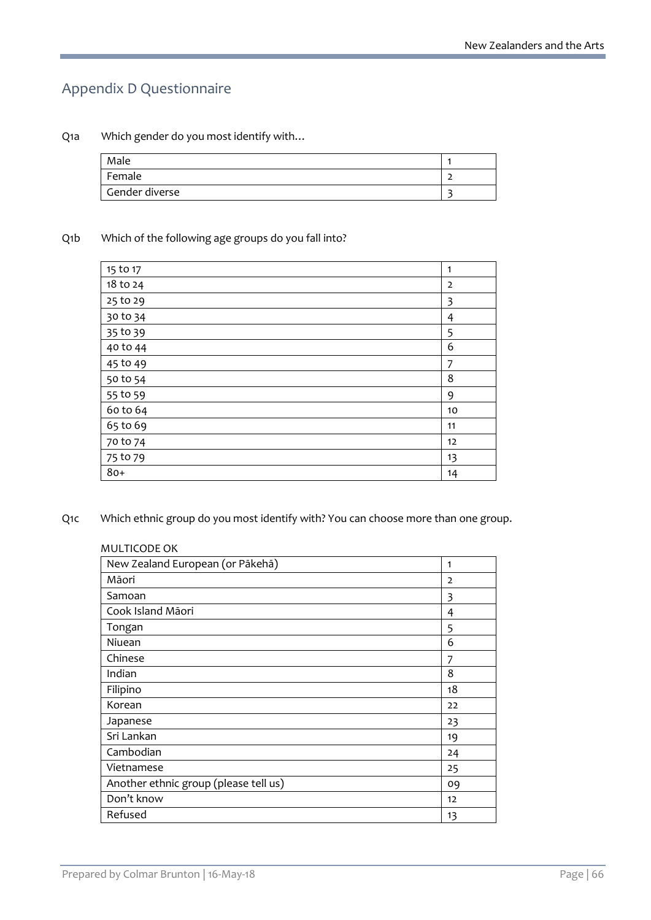## Appendix D Questionnaire

Q1a Which gender do you most identify with…

| | |
|---|---|
| Male | 1 |
| Female | 2 |
| Gender diverse | 3 |

Q1b Which of the following age groups do you fall into?

| | |
|---|---|
| 15 to 17 | 1 |
| 18 to 24 | 2 |
| 25 to 29 | 3 |
| 30 to 34 | 4 |
| 35 to 39 | 5 |
| 40 to 44 | 6 |
| 45 to 49 | 7 |
| 50 to 54 | 8 |
| 55 to 59 | 9 |
| 60 to 64 | 10 |
| 65 to 69 | 11 |
| 70 to 74 | 12 |
| 75 to 79 | 13 |
| 80+ | 14 |

Q1c Which ethnic group do you most identify with? You can choose more than one group.

MULTICODE OK

| | |
|---|---|
| New Zealand European (or Pākehā) | 1 |
| Māori | 2 |
| Samoan | 3 |
| Cook Island Māori | 4 |
| Tongan | 5 |
| Niuean | 6 |
| Chinese | 7 |
| Indian | 8 |
| Filipino | 18 |
| Korean | 22 |
| Japanese | 23 |
| Sri Lankan | 19 |
| Cambodian | 24 |
| Vietnamese | 25 |
| Another ethnic group (please tell us) | 09 |
| Don't know | 12 |
| Refused | 13 |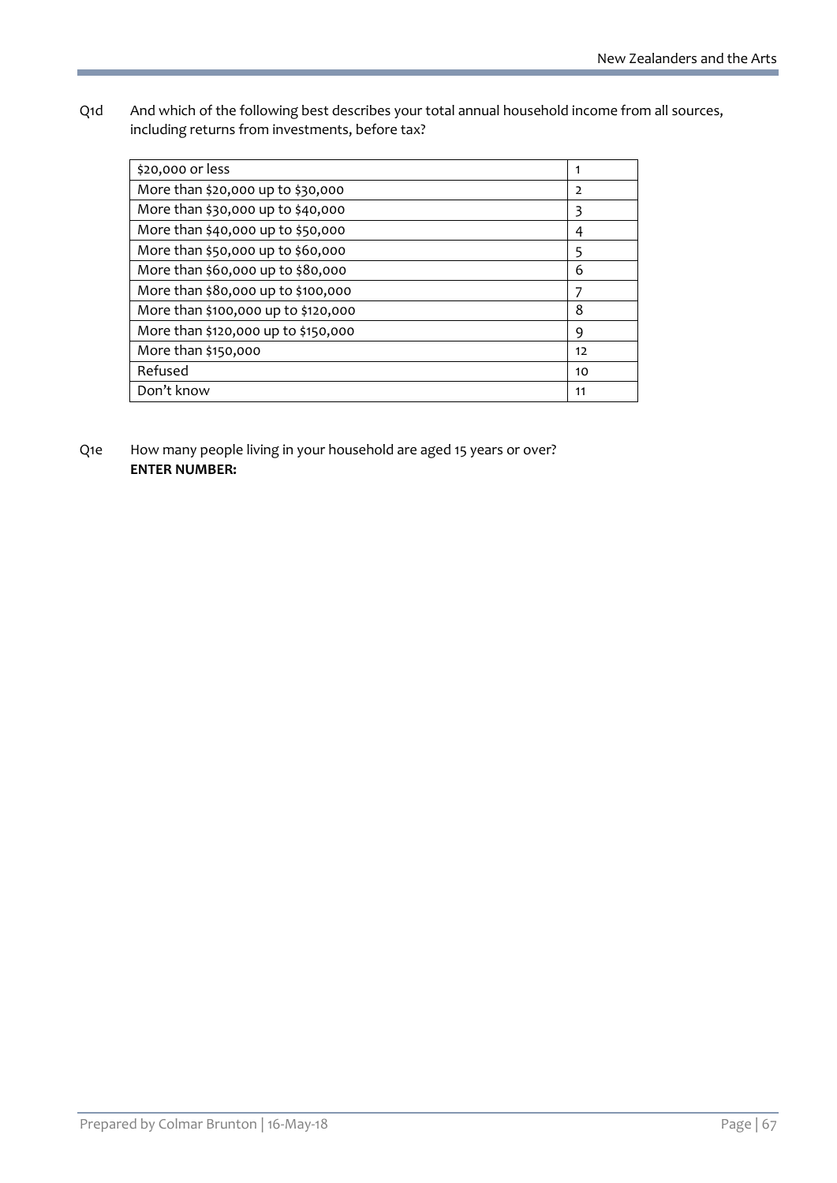Q1d And which of the following best describes your total annual household income from all sources, including returns from investments, before tax?

| | |
|---|---|
| $20,000 or less | 1 |
| More than $20,000 up to $30,000 | 2 |
| More than $30,000 up to $40,000 | 3 |
| More than $40,000 up to $50,000 | 4 |
| More than $50,000 up to $60,000 | 5 |
| More than $60,000 up to $80,000 | 6 |
| More than $80,000 up to $100,000 | 7 |
| More than $100,000 up to $120,000 | 8 |
| More than $120,000 up to $150,000 | 9 |
| More than $150,000 | 12 |
| Refused | 10 |
| Don’t know | 11 |

Q1e How many people living in your household are aged 15 years or over?
**ENTER NUMBER:**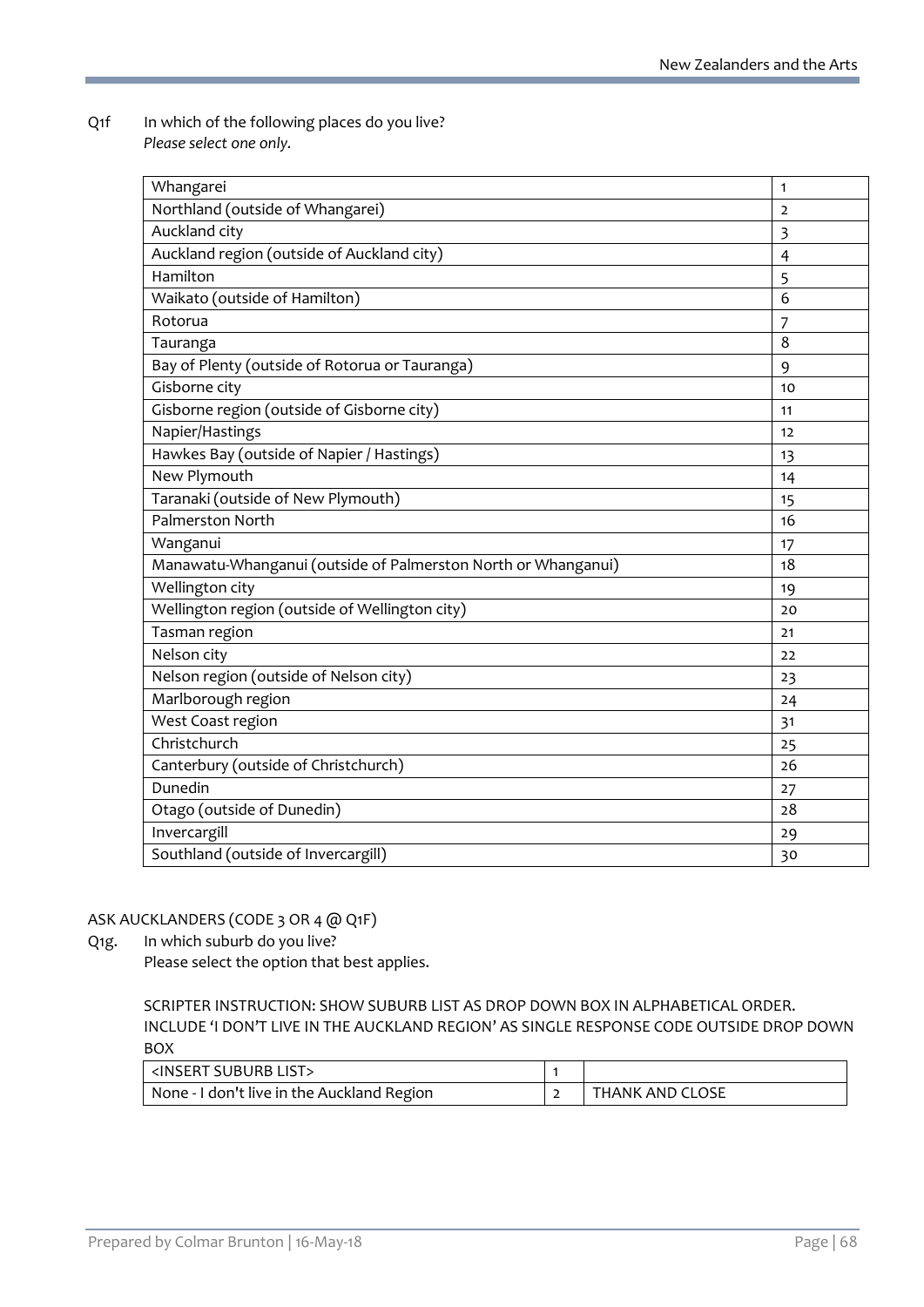Q1f In which of the following places do you live?
*Please select one only.*

| Place | Code |
|---|---|
| Whangarei | 1 |
| Northland (outside of Whangarei) | 2 |
| Auckland city | 3 |
| Auckland region (outside of Auckland city) | 4 |
| Hamilton | 5 |
| Waikato (outside of Hamilton) | 6 |
| Rotorua | 7 |
| Tauranga | 8 |
| Bay of Plenty (outside of Rotorua or Tauranga) | 9 |
| Gisborne city | 10 |
| Gisborne region (outside of Gisborne city) | 11 |
| Napier/Hastings | 12 |
| Hawkes Bay (outside of Napier / Hastings) | 13 |
| New Plymouth | 14 |
| Taranaki (outside of New Plymouth) | 15 |
| Palmerston North | 16 |
| Wanganui | 17 |
| Manawatu-Whanganui (outside of Palmerston North or Whanganui) | 18 |
| Wellington city | 19 |
| Wellington region (outside of Wellington city) | 20 |
| Tasman region | 21 |
| Nelson city | 22 |
| Nelson region (outside of Nelson city) | 23 |
| Marlborough region | 24 |
| West Coast region | 31 |
| Christchurch | 25 |
| Canterbury (outside of Christchurch) | 26 |
| Dunedin | 27 |
| Otago (outside of Dunedin) | 28 |
| Invercargill | 29 |
| Southland (outside of Invercargill) | 30 |

ASK AUCKLANDERS (CODE 3 OR 4 @ Q1F)

Q1g. In which suburb do you live?
Please select the option that best applies.

SCRIPTER INSTRUCTION: SHOW SUBURB LIST AS DROP DOWN BOX IN ALPHABETICAL ORDER. INCLUDE 'I DON'T LIVE IN THE AUCKLAND REGION' AS SINGLE RESPONSE CODE OUTSIDE DROP DOWN BOX

| Option | Code | |
|---|---|---|
| <INSERT SUBURB LIST> | 1 | |
| None - I don't live in the Auckland Region | 2 | THANK AND CLOSE |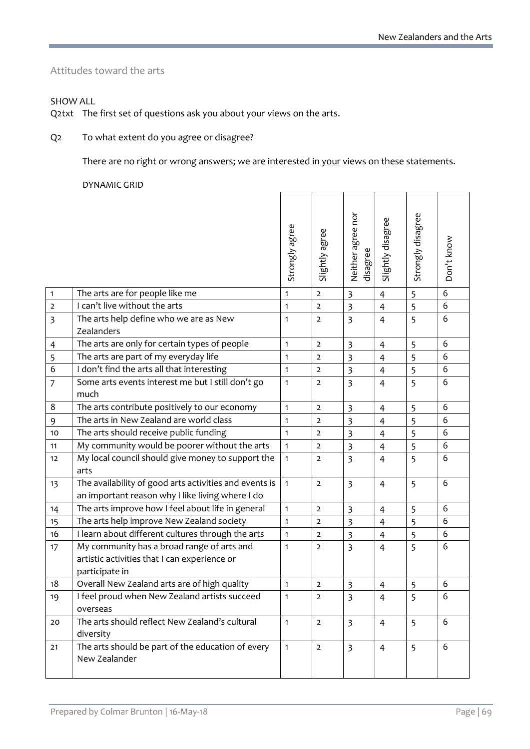### Attitudes toward the arts

SHOW ALL

Q2txt The first set of questions ask you about your views on the arts.

Q2 To what extent do you agree or disagree?

There are no right or wrong answers; we are interested in <u>your</u> views on these statements.

DYNAMIC GRID

| | | Strongly agree | Slightly agree | Neither agree nor disagree | Slightly disagree | Strongly disagree | Don't know |
|---|---|---|---|---|---|---|---|
| 1 | The arts are for people like me | 1 | 2 | 3 | 4 | 5 | 6 |
| 2 | I can't live without the arts | 1 | 2 | 3 | 4 | 5 | 6 |
| 3 | The arts help define who we are as New Zealanders | 1 | 2 | 3 | 4 | 5 | 6 |
| 4 | The arts are only for certain types of people | 1 | 2 | 3 | 4 | 5 | 6 |
| 5 | The arts are part of my everyday life | 1 | 2 | 3 | 4 | 5 | 6 |
| 6 | I don't find the arts all that interesting | 1 | 2 | 3 | 4 | 5 | 6 |
| 7 | Some arts events interest me but I still don't go much | 1 | 2 | 3 | 4 | 5 | 6 |
| 8 | The arts contribute positively to our economy | 1 | 2 | 3 | 4 | 5 | 6 |
| 9 | The arts in New Zealand are world class | 1 | 2 | 3 | 4 | 5 | 6 |
| 10 | The arts should receive public funding | 1 | 2 | 3 | 4 | 5 | 6 |
| 11 | My community would be poorer without the arts | 1 | 2 | 3 | 4 | 5 | 6 |
| 12 | My local council should give money to support the arts | 1 | 2 | 3 | 4 | 5 | 6 |
| 13 | The availability of good arts activities and events is an important reason why I like living where I do | 1 | 2 | 3 | 4 | 5 | 6 |
| 14 | The arts improve how I feel about life in general | 1 | 2 | 3 | 4 | 5 | 6 |
| 15 | The arts help improve New Zealand society | 1 | 2 | 3 | 4 | 5 | 6 |
| 16 | I learn about different cultures through the arts | 1 | 2 | 3 | 4 | 5 | 6 |
| 17 | My community has a broad range of arts and artistic activities that I can experience or participate in | 1 | 2 | 3 | 4 | 5 | 6 |
| 18 | Overall New Zealand arts are of high quality | 1 | 2 | 3 | 4 | 5 | 6 |
| 19 | I feel proud when New Zealand artists succeed overseas | 1 | 2 | 3 | 4 | 5 | 6 |
| 20 | The arts should reflect New Zealand's cultural diversity | 1 | 2 | 3 | 4 | 5 | 6 |
| 21 | The arts should be part of the education of every New Zealander | 1 | 2 | 3 | 4 | 5 | 6 |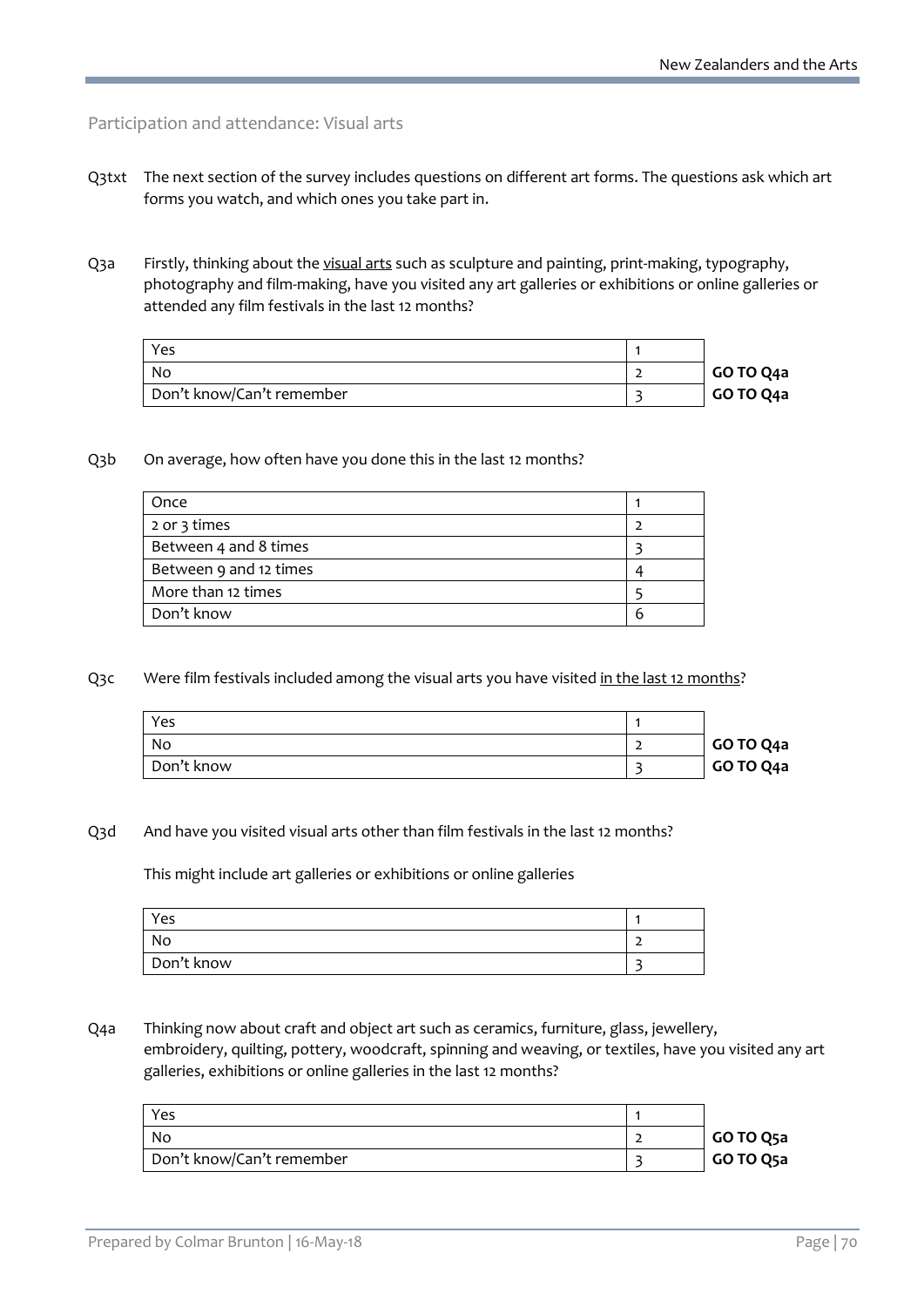## Participation and attendance: Visual arts

Q3txt The next section of the survey includes questions on different art forms. The questions ask which art forms you watch, and which ones you take part in.

Q3a Firstly, thinking about the visual arts such as sculpture and painting, print-making, typography, photography and film-making, have you visited any art galleries or exhibitions or online galleries or attended any film festivals in the last 12 months?

| | | |
|---|---|---|
| Yes | 1 | |
| No | 2 | **GO TO Q4a** |
| Don't know/Can't remember | 3 | **GO TO Q4a** |

Q3b On average, how often have you done this in the last 12 months?

| | |
|---|---|
| Once | 1 |
| 2 or 3 times | 2 |
| Between 4 and 8 times | 3 |
| Between 9 and 12 times | 4 |
| More than 12 times | 5 |
| Don't know | 6 |

Q3c Were film festivals included among the visual arts you have visited in the last 12 months?

| | | |
|---|---|---|
| Yes | 1 | |
| No | 2 | **GO TO Q4a** |
| Don't know | 3 | **GO TO Q4a** |

Q3d And have you visited visual arts other than film festivals in the last 12 months?

This might include art galleries or exhibitions or online galleries

| | |
|---|---|
| Yes | 1 |
| No | 2 |
| Don't know | 3 |

Q4a Thinking now about craft and object art such as ceramics, furniture, glass, jewellery, embroidery, quilting, pottery, woodcraft, spinning and weaving, or textiles, have you visited any art galleries, exhibitions or online galleries in the last 12 months?

| | | |
|---|---|---|
| Yes | 1 | |
| No | 2 | **GO TO Q5a** |
| Don't know/Can't remember | 3 | **GO TO Q5a** |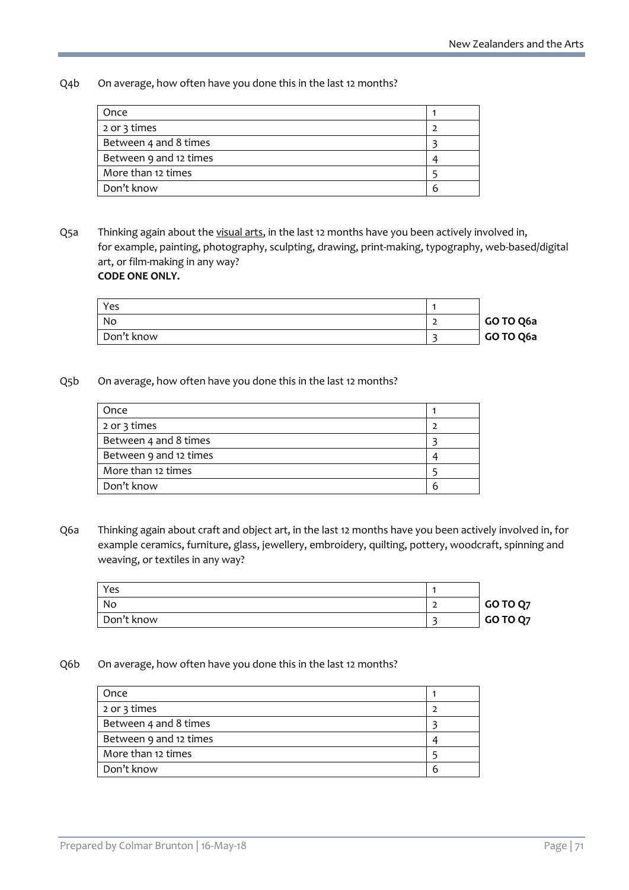Q4b On average, how often have you done this in the last 12 months?

| | |
|---|---|
| Once | 1 |
| 2 or 3 times | 2 |
| Between 4 and 8 times | 3 |
| Between 9 and 12 times | 4 |
| More than 12 times | 5 |
| Don't know | 6 |

Q5a Thinking again about the visual arts, in the last 12 months have you been actively involved in, for example, painting, photography, sculpting, drawing, print-making, typography, web-based/digital art, or film-making in any way?
**CODE ONE ONLY.**

| | | |
|---|---|---|
| Yes | 1 | |
| No | 2 | **GO TO Q6a** |
| Don't know | 3 | **GO TO Q6a** |

Q5b On average, how often have you done this in the last 12 months?

| | |
|---|---|
| Once | 1 |
| 2 or 3 times | 2 |
| Between 4 and 8 times | 3 |
| Between 9 and 12 times | 4 |
| More than 12 times | 5 |
| Don't know | 6 |

Q6a Thinking again about craft and object art, in the last 12 months have you been actively involved in, for example ceramics, furniture, glass, jewellery, embroidery, quilting, pottery, woodcraft, spinning and weaving, or textiles in any way?

| | | |
|---|---|---|
| Yes | 1 | |
| No | 2 | **GO TO Q7** |
| Don't know | 3 | **GO TO Q7** |

Q6b On average, how often have you done this in the last 12 months?

| | |
|---|---|
| Once | 1 |
| 2 or 3 times | 2 |
| Between 4 and 8 times | 3 |
| Between 9 and 12 times | 4 |
| More than 12 times | 5 |
| Don't know | 6 |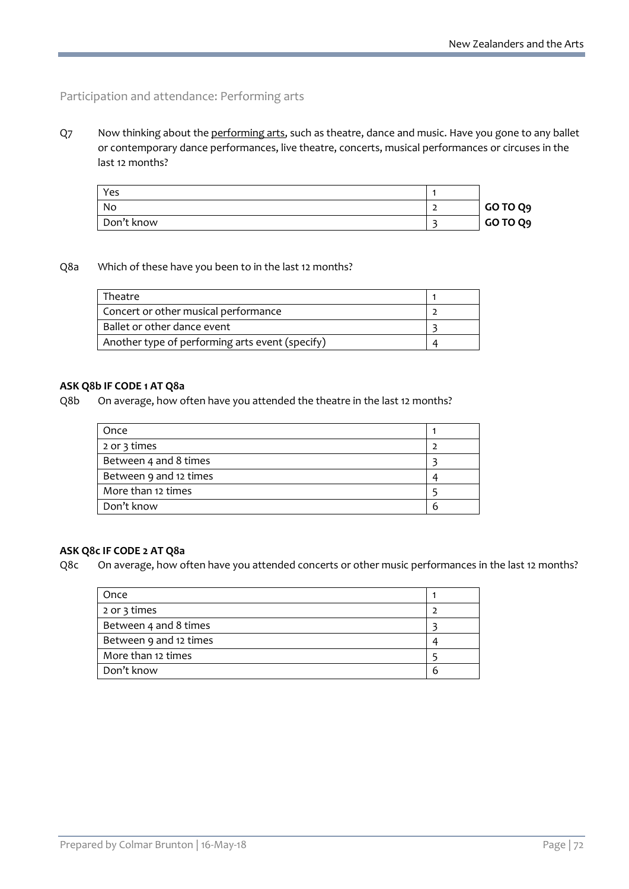## Participation and attendance: Performing arts

Q7 Now thinking about the <u>performing arts</u>, such as theatre, dance and music. Have you gone to any ballet or contemporary dance performances, live theatre, concerts, musical performances or circuses in the last 12 months?

| | | |
|---|---|---|
| Yes | 1 | |
| No | 2 | **GO TO Q9** |
| Don't know | 3 | **GO TO Q9** |

Q8a Which of these have you been to in the last 12 months?

| | |
|---|---|
| Theatre | 1 |
| Concert or other musical performance | 2 |
| Ballet or other dance event | 3 |
| Another type of performing arts event (specify) | 4 |

**ASK Q8b IF CODE 1 AT Q8a**

Q8b On average, how often have you attended the theatre in the last 12 months?

| | |
|---|---|
| Once | 1 |
| 2 or 3 times | 2 |
| Between 4 and 8 times | 3 |
| Between 9 and 12 times | 4 |
| More than 12 times | 5 |
| Don't know | 6 |

**ASK Q8c IF CODE 2 AT Q8a**

Q8c On average, how often have you attended concerts or other music performances in the last 12 months?

| | |
|---|---|
| Once | 1 |
| 2 or 3 times | 2 |
| Between 4 and 8 times | 3 |
| Between 9 and 12 times | 4 |
| More than 12 times | 5 |
| Don't know | 6 |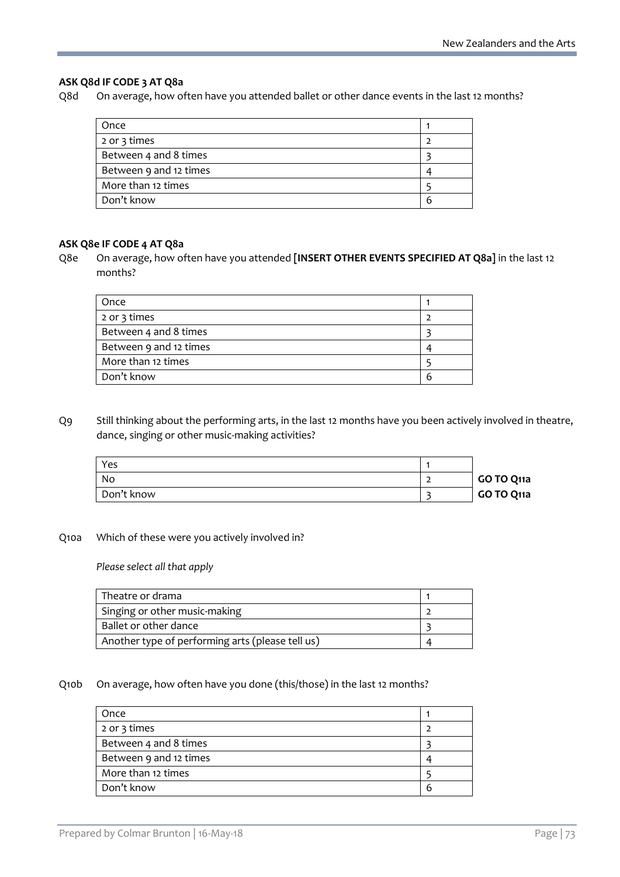**ASK Q8d IF CODE 3 AT Q8a**

Q8d On average, how often have you attended ballet or other dance events in the last 12 months?

| | |
|---|---|
| Once | 1 |
| 2 or 3 times | 2 |
| Between 4 and 8 times | 3 |
| Between 9 and 12 times | 4 |
| More than 12 times | 5 |
| Don't know | 6 |

**ASK Q8e IF CODE 4 AT Q8a**

Q8e On average, how often have you attended **[INSERT OTHER EVENTS SPECIFIED AT Q8a]** in the last 12 months?

| | |
|---|---|
| Once | 1 |
| 2 or 3 times | 2 |
| Between 4 and 8 times | 3 |
| Between 9 and 12 times | 4 |
| More than 12 times | 5 |
| Don't know | 6 |

Q9 Still thinking about the performing arts, in the last 12 months have you been actively involved in theatre, dance, singing or other music-making activities?

| | | |
|---|---|---|
| Yes | 1 | |
| No | 2 | **GO TO Q11a** |
| Don't know | 3 | **GO TO Q11a** |

Q10a Which of these were you actively involved in?

*Please select all that apply*

| | |
|---|---|
| Theatre or drama | 1 |
| Singing or other music-making | 2 |
| Ballet or other dance | 3 |
| Another type of performing arts (please tell us) | 4 |

Q10b On average, how often have you done (this/those) in the last 12 months?

| | |
|---|---|
| Once | 1 |
| 2 or 3 times | 2 |
| Between 4 and 8 times | 3 |
| Between 9 and 12 times | 4 |
| More than 12 times | 5 |
| Don't know | 6 |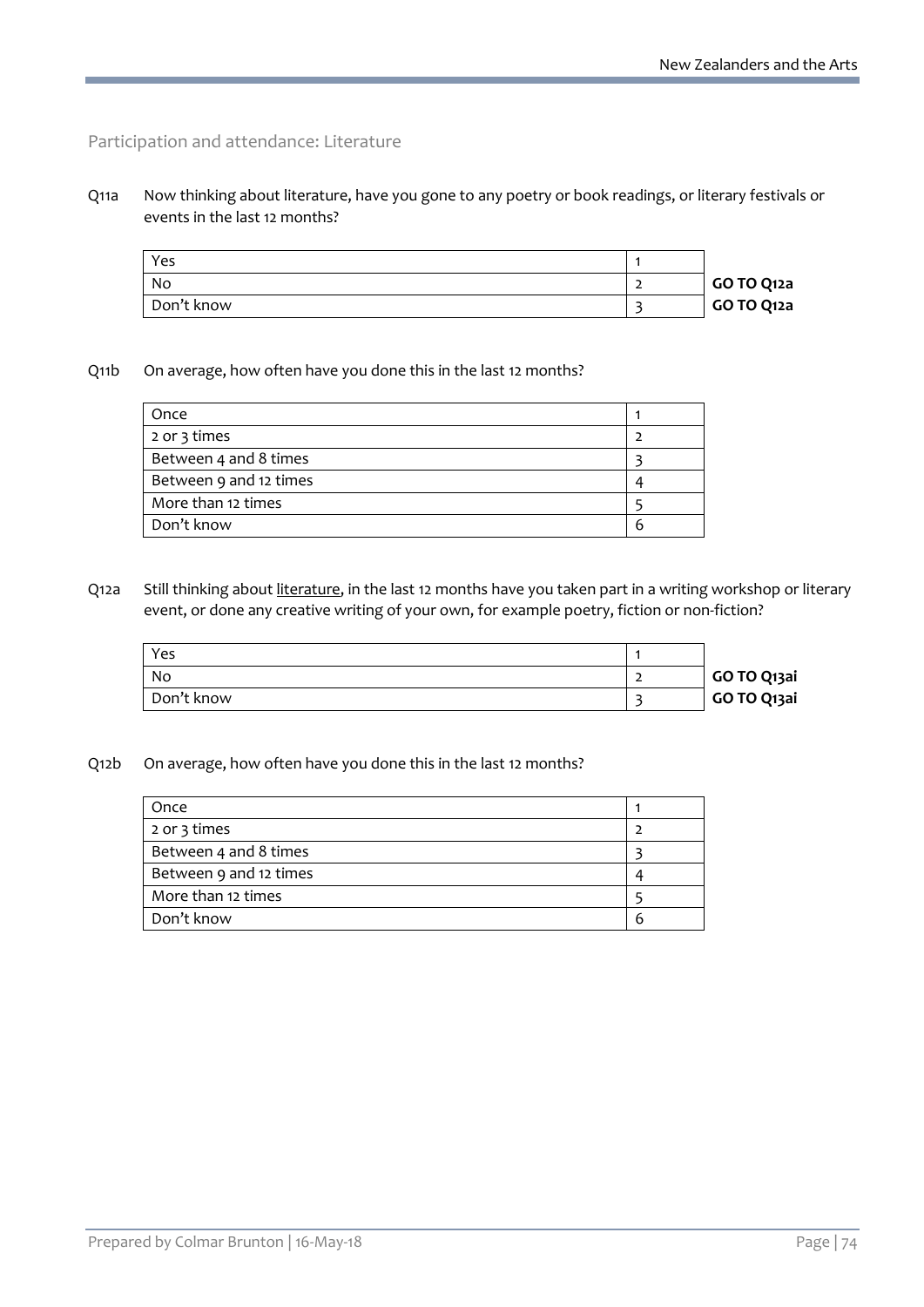## Participation and attendance: Literature

Q11a Now thinking about literature, have you gone to any poetry or book readings, or literary festivals or events in the last 12 months?

| | | |
|---|---|---|
| Yes | 1 | |
| No | 2 | **GO TO Q12a** |
| Don't know | 3 | **GO TO Q12a** |

Q11b On average, how often have you done this in the last 12 months?

| | |
|---|---|
| Once | 1 |
| 2 or 3 times | 2 |
| Between 4 and 8 times | 3 |
| Between 9 and 12 times | 4 |
| More than 12 times | 5 |
| Don't know | 6 |

Q12a Still thinking about literature, in the last 12 months have you taken part in a writing workshop or literary event, or done any creative writing of your own, for example poetry, fiction or non-fiction?

| | | |
|---|---|---|
| Yes | 1 | |
| No | 2 | **GO TO Q13ai** |
| Don't know | 3 | **GO TO Q13ai** |

Q12b On average, how often have you done this in the last 12 months?

| | |
|---|---|
| Once | 1 |
| 2 or 3 times | 2 |
| Between 4 and 8 times | 3 |
| Between 9 and 12 times | 4 |
| More than 12 times | 5 |
| Don't know | 6 |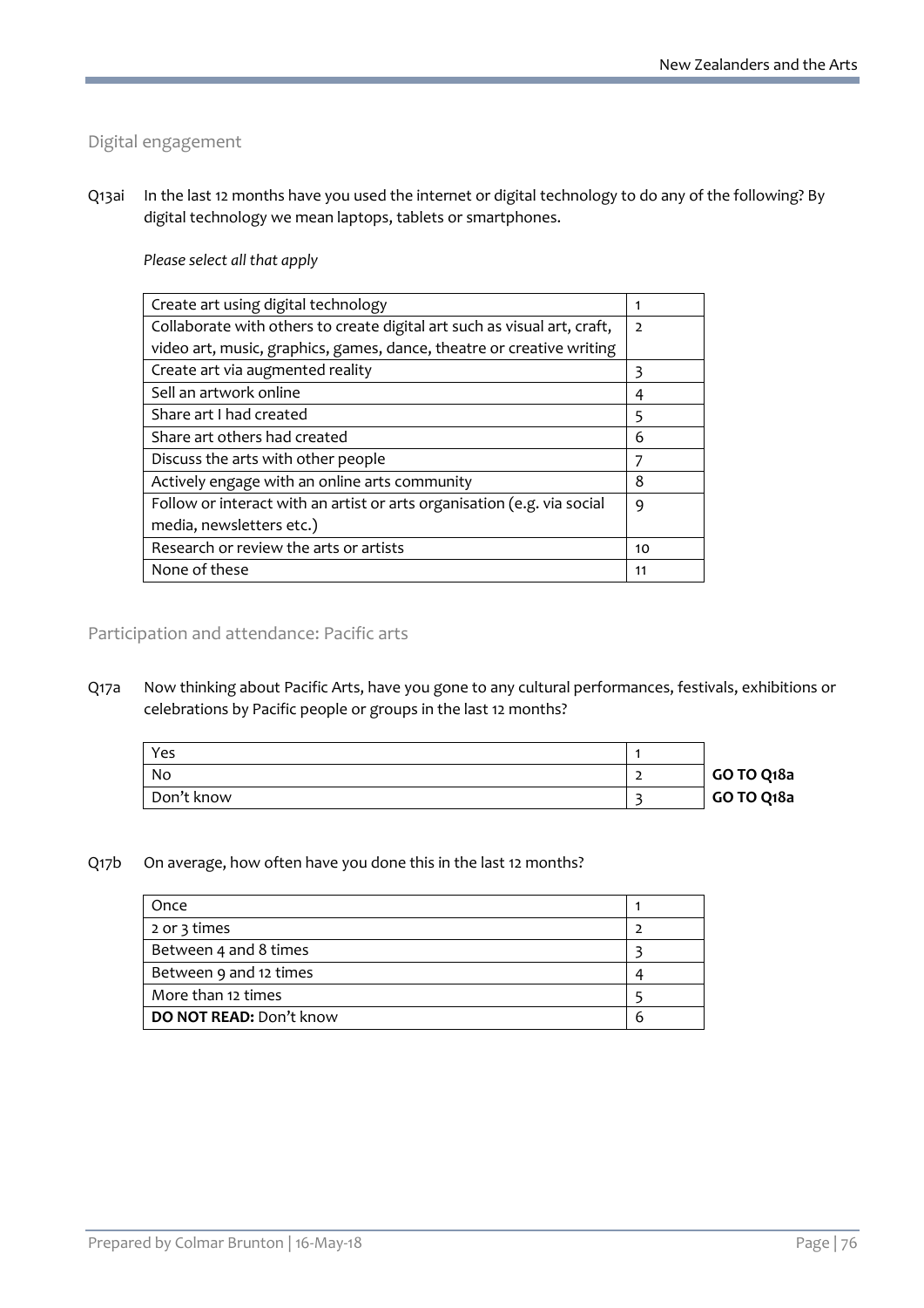## Digital engagement

Q13ai In the last 12 months have you used the internet or digital technology to do any of the following? By digital technology we mean laptops, tablets or smartphones.

*Please select all that apply*

| | |
|---|---|
| Create art using digital technology | 1 |
| Collaborate with others to create digital art such as visual art, craft, video art, music, graphics, games, dance, theatre or creative writing | 2 |
| Create art via augmented reality | 3 |
| Sell an artwork online | 4 |
| Share art I had created | 5 |
| Share art others had created | 6 |
| Discuss the arts with other people | 7 |
| Actively engage with an online arts community | 8 |
| Follow or interact with an artist or arts organisation (e.g. via social media, newsletters etc.) | 9 |
| Research or review the arts or artists | 10 |
| None of these | 11 |

## Participation and attendance: Pacific arts

Q17a Now thinking about Pacific Arts, have you gone to any cultural performances, festivals, exhibitions or celebrations by Pacific people or groups in the last 12 months?

| | | |
|---|---|---|
| Yes | 1 | |
| No | 2 | **GO TO Q18a** |
| Don't know | 3 | **GO TO Q18a** |

Q17b On average, how often have you done this in the last 12 months?

| | |
|---|---|
| Once | 1 |
| 2 or 3 times | 2 |
| Between 4 and 8 times | 3 |
| Between 9 and 12 times | 4 |
| More than 12 times | 5 |
| **DO NOT READ:** Don't know | 6 |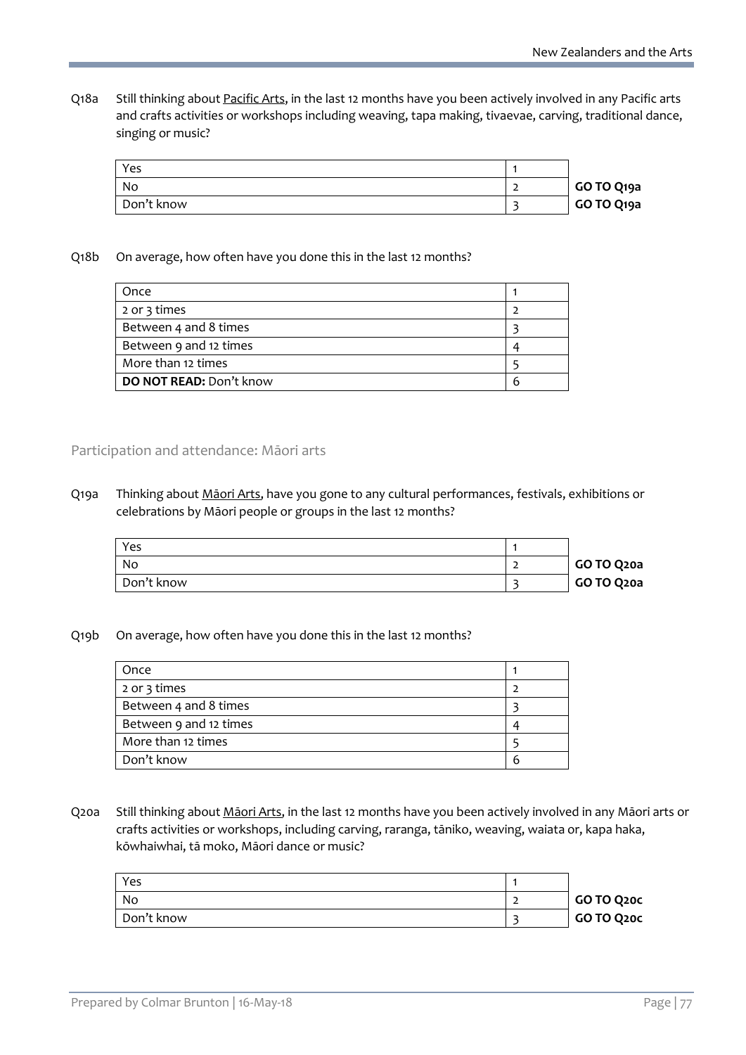Q18a Still thinking about <u>Pacific Arts</u>, in the last 12 months have you been actively involved in any Pacific arts and crafts activities or workshops including weaving, tapa making, tivaevae, carving, traditional dance, singing or music?

| | | |
|---|---|---|
| Yes | 1 | |
| No | 2 | **GO TO Q19a** |
| Don't know | 3 | **GO TO Q19a** |

Q18b On average, how often have you done this in the last 12 months?

| | |
|---|---|
| Once | 1 |
| 2 or 3 times | 2 |
| Between 4 and 8 times | 3 |
| Between 9 and 12 times | 4 |
| More than 12 times | 5 |
| **DO NOT READ:** Don't know | 6 |

## Participation and attendance: Māori arts

Q19a Thinking about <u>Māori Arts</u>, have you gone to any cultural performances, festivals, exhibitions or celebrations by Māori people or groups in the last 12 months?

| | | |
|---|---|---|
| Yes | 1 | |
| No | 2 | **GO TO Q20a** |
| Don't know | 3 | **GO TO Q20a** |

Q19b On average, how often have you done this in the last 12 months?

| | |
|---|---|
| Once | 1 |
| 2 or 3 times | 2 |
| Between 4 and 8 times | 3 |
| Between 9 and 12 times | 4 |
| More than 12 times | 5 |
| Don't know | 6 |

Q20a Still thinking about <u>Māori Arts</u>, in the last 12 months have you been actively involved in any Māori arts or crafts activities or workshops, including carving, raranga, tāniko, weaving, waiata or, kapa haka, kōwhaiwhai, tā moko, Māori dance or music?

| | | |
|---|---|---|
| Yes | 1 | |
| No | 2 | **GO TO Q20c** |
| Don't know | 3 | **GO TO Q20c** |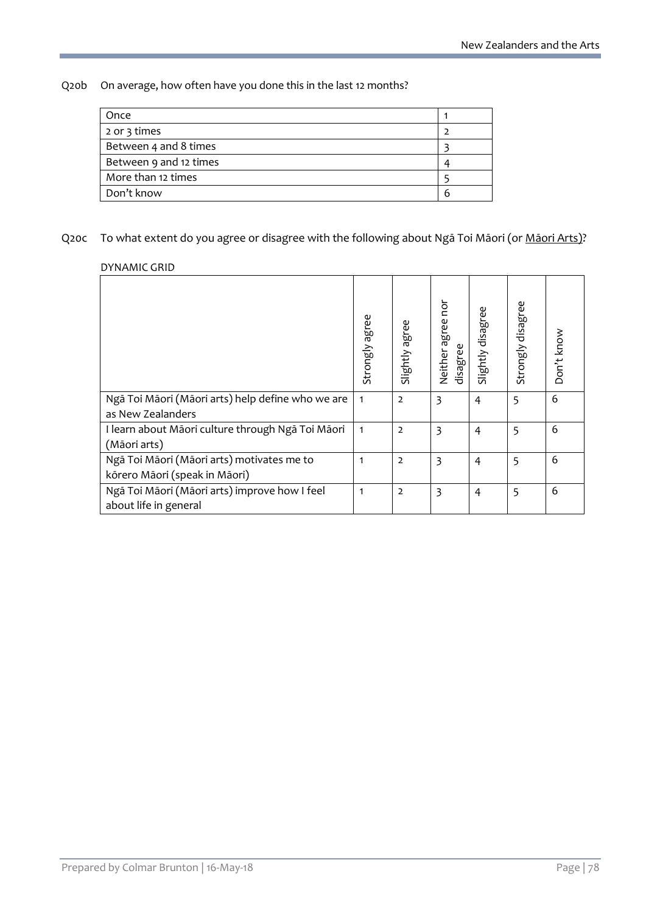Q20b On average, how often have you done this in the last 12 months?

| | |
|---|---|
| Once | 1 |
| 2 or 3 times | 2 |
| Between 4 and 8 times | 3 |
| Between 9 and 12 times | 4 |
| More than 12 times | 5 |
| Don't know | 6 |

Q20c To what extent do you agree or disagree with the following about Ngā Toi Māori (or Māori Arts)?

DYNAMIC GRID

| | Strongly agree | Slightly agree | Neither agree nor disagree | Slightly disagree | Strongly disagree | Don't know |
|---|---|---|---|---|---|---|
| Ngā Toi Māori (Māori arts) help define who we are as New Zealanders | 1 | 2 | 3 | 4 | 5 | 6 |
| I learn about Māori culture through Ngā Toi Māori (Māori arts) | 1 | 2 | 3 | 4 | 5 | 6 |
| Ngā Toi Māori (Māori arts) motivates me to kōrero Māori (speak in Māori) | 1 | 2 | 3 | 4 | 5 | 6 |
| Ngā Toi Māori (Māori arts) improve how I feel about life in general | 1 | 2 | 3 | 4 | 5 | 6 |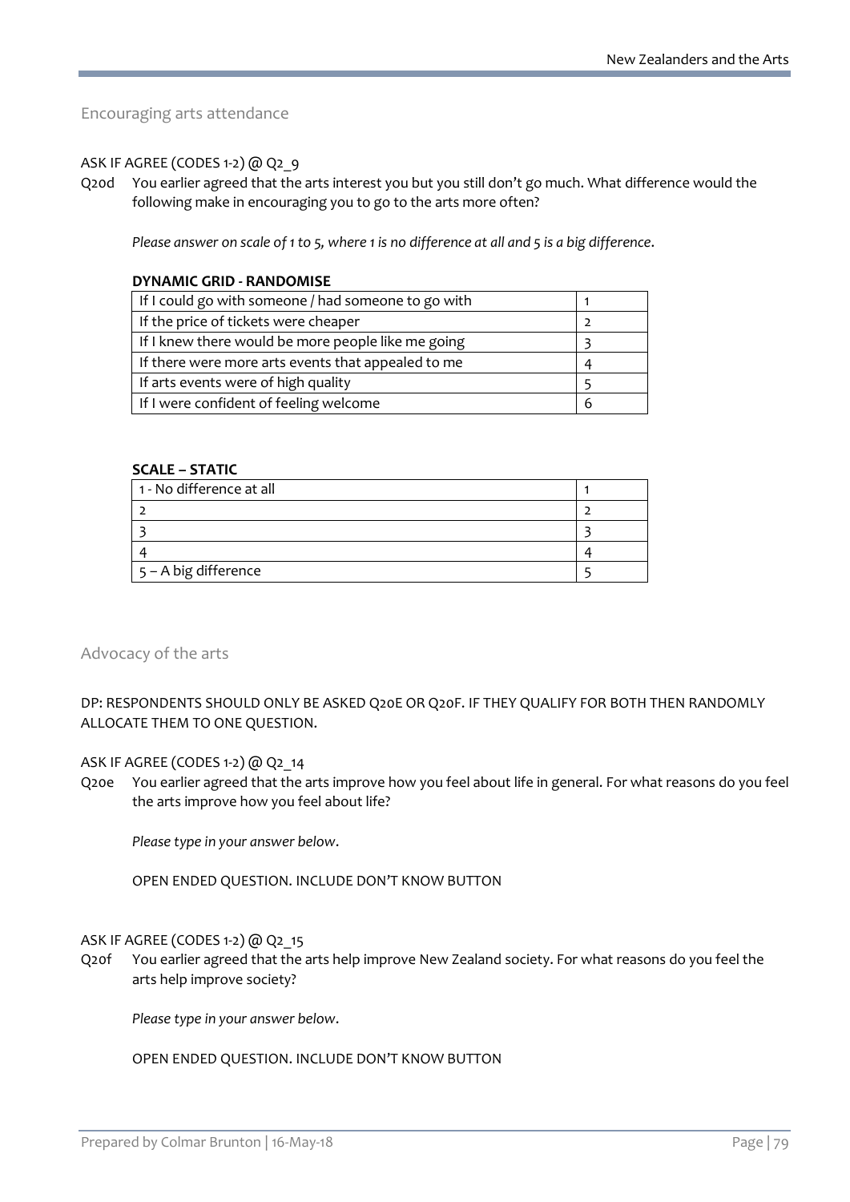## Encouraging arts attendance

ASK IF AGREE (CODES 1-2) @ Q2_9

Q20d You earlier agreed that the arts interest you but you still don't go much. What difference would the following make in encouraging you to go to the arts more often?

*Please answer on scale of 1 to 5, where 1 is no difference at all and 5 is a big difference.*

**DYNAMIC GRID - RANDOMISE**

| | |
|---|---|
| If I could go with someone / had someone to go with | 1 |
| If the price of tickets were cheaper | 2 |
| If I knew there would be more people like me going | 3 |
| If there were more arts events that appealed to me | 4 |
| If arts events were of high quality | 5 |
| If I were confident of feeling welcome | 6 |

**SCALE – STATIC**

| | |
|---|---|
| 1 - No difference at all | 1 |
| 2 | 2 |
| 3 | 3 |
| 4 | 4 |
| 5 – A big difference | 5 |

## Advocacy of the arts

DP: RESPONDENTS SHOULD ONLY BE ASKED Q20E OR Q20F. IF THEY QUALIFY FOR BOTH THEN RANDOMLY ALLOCATE THEM TO ONE QUESTION.

ASK IF AGREE (CODES 1-2) @ Q2_14

Q20e You earlier agreed that the arts improve how you feel about life in general. For what reasons do you feel the arts improve how you feel about life?

*Please type in your answer below.*

OPEN ENDED QUESTION. INCLUDE DON'T KNOW BUTTON

ASK IF AGREE (CODES 1-2) @ Q2_15

Q20f You earlier agreed that the arts help improve New Zealand society. For what reasons do you feel the arts help improve society?

*Please type in your answer below.*

OPEN ENDED QUESTION. INCLUDE DON'T KNOW BUTTON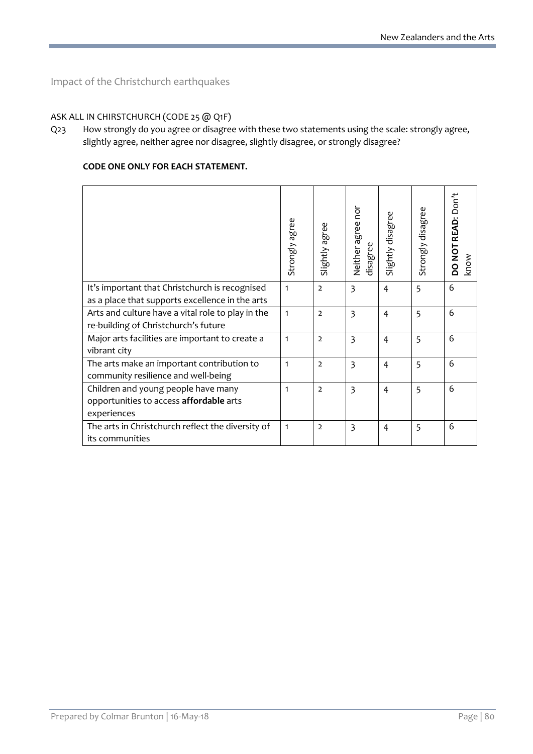## Impact of the Christchurch earthquakes

ASK ALL IN CHIRSTCHURCH (CODE 25 @ Q1F)

Q23 How strongly do you agree or disagree with these two statements using the scale: strongly agree, slightly agree, neither agree nor disagree, slightly disagree, or strongly disagree?

**CODE ONE ONLY FOR EACH STATEMENT.**

| | Strongly agree | Slightly agree | Neither agree nor disagree | Slightly disagree | Strongly disagree | **DO NOT READ**: Don't know |
|---|---|---|---|---|---|---|
| It's important that Christchurch is recognised as a place that supports excellence in the arts | 1 | 2 | 3 | 4 | 5 | 6 |
| Arts and culture have a vital role to play in the re-building of Christchurch's future | 1 | 2 | 3 | 4 | 5 | 6 |
| Major arts facilities are important to create a vibrant city | 1 | 2 | 3 | 4 | 5 | 6 |
| The arts make an important contribution to community resilience and well-being | 1 | 2 | 3 | 4 | 5 | 6 |
| Children and young people have many opportunities to access **affordable** arts experiences | 1 | 2 | 3 | 4 | 5 | 6 |
| The arts in Christchurch reflect the diversity of its communities | 1 | 2 | 3 | 4 | 5 | 6 |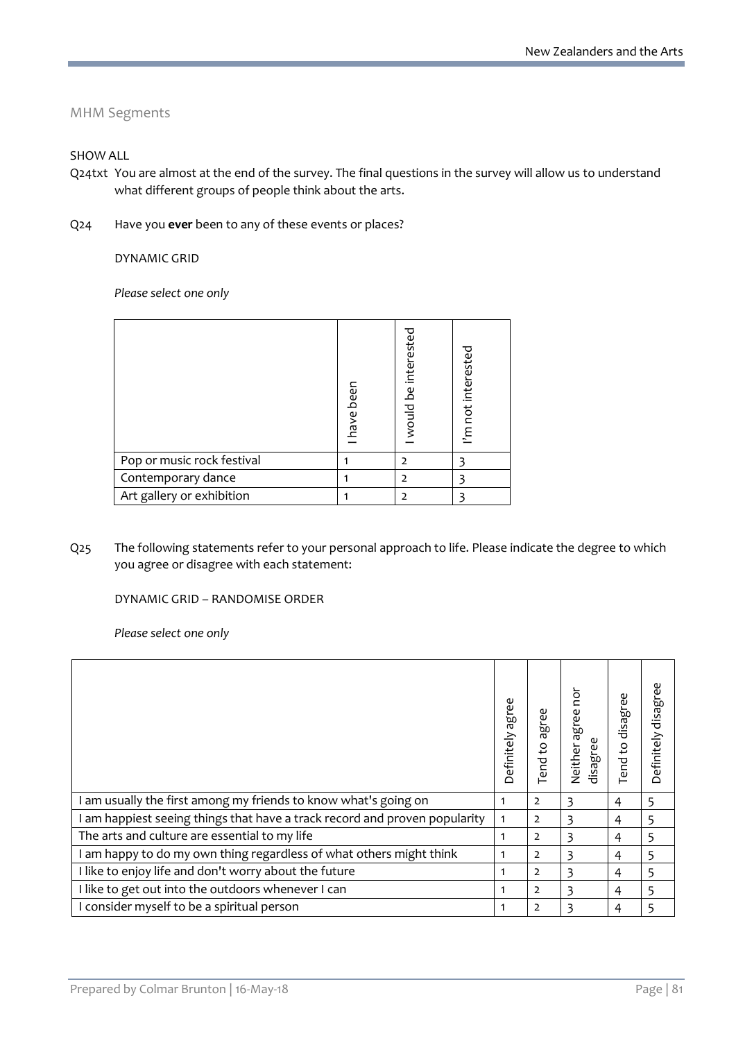## MHM Segments

SHOW ALL

Q24txt You are almost at the end of the survey. The final questions in the survey will allow us to understand what different groups of people think about the arts.

Q24 Have you **ever** been to any of these events or places?

DYNAMIC GRID

*Please select one only*

| | I have been | I would be interested | I'm not interested |
|---|---|---|---|
| Pop or music rock festival | 1 | 2 | 3 |
| Contemporary dance | 1 | 2 | 3 |
| Art gallery or exhibition | 1 | 2 | 3 |

Q25 The following statements refer to your personal approach to life. Please indicate the degree to which you agree or disagree with each statement:

DYNAMIC GRID – RANDOMISE ORDER

*Please select one only*

| | Definitely agree | Tend to agree | Neither agree nor disagree | Tend to disagree | Definitely disagree |
|---|---|---|---|---|---|
| I am usually the first among my friends to know what's going on | 1 | 2 | 3 | 4 | 5 |
| I am happiest seeing things that have a track record and proven popularity | 1 | 2 | 3 | 4 | 5 |
| The arts and culture are essential to my life | 1 | 2 | 3 | 4 | 5 |
| I am happy to do my own thing regardless of what others might think | 1 | 2 | 3 | 4 | 5 |
| I like to enjoy life and don't worry about the future | 1 | 2 | 3 | 4 | 5 |
| I like to get out into the outdoors whenever I can | 1 | 2 | 3 | 4 | 5 |
| I consider myself to be a spiritual person | 1 | 2 | 3 | 4 | 5 |